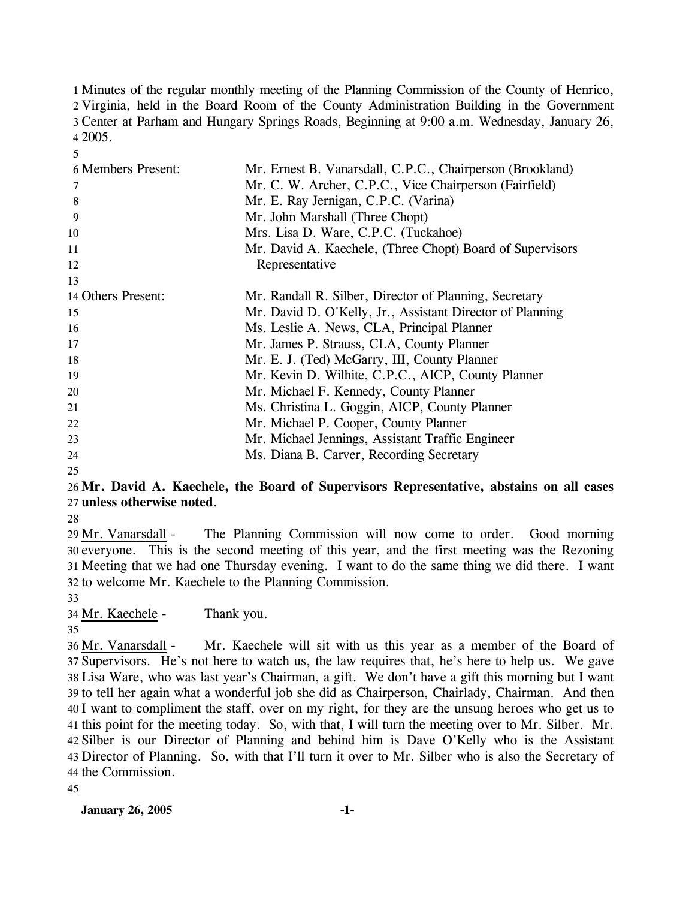Minutes of the regular monthly meeting of the Planning Commission of the County of Henrico, Virginia, held in the Board Room of the County Administration Building in the Government Center at Parham and Hungary Springs Roads, Beginning at 9:00 a.m. Wednesday, January 26, 2005.

| | |
|---|---|
| Members Present: | Mr. Ernest B. Vanarsdall, C.P.C., Chairperson (Brookland) |
| | Mr. C. W. Archer, C.P.C., Vice Chairperson (Fairfield) |
| | Mr. E. Ray Jernigan, C.P.C. (Varina) |
| | Mr. John Marshall (Three Chopt) |
| | Mrs. Lisa D. Ware, C.P.C. (Tuckahoe) |
| | Mr. David A. Kaechele, (Three Chopt) Board of Supervisors Representative |
| Others Present: | Mr. Randall R. Silber, Director of Planning, Secretary |
| | Mr. David D. O'Kelly, Jr., Assistant Director of Planning |
| | Ms. Leslie A. News, CLA, Principal Planner |
| | Mr. James P. Strauss, CLA, County Planner |
| | Mr. E. J. (Ted) McGarry, III, County Planner |
| | Mr. Kevin D. Wilhite, C.P.C., AICP, County Planner |
| | Mr. Michael F. Kennedy, County Planner |
| | Ms. Christina L. Goggin, AICP, County Planner |
| | Mr. Michael P. Cooper, County Planner |
| | Mr. Michael Jennings, Assistant Traffic Engineer |
| | Ms. Diana B. Carver, Recording Secretary |

**Mr. David A. Kaechele, the Board of Supervisors Representative, abstains on all cases unless otherwise noted**.

Mr. Vanarsdall - The Planning Commission will now come to order. Good morning everyone. This is the second meeting of this year, and the first meeting was the Rezoning Meeting that we had one Thursday evening. I want to do the same thing we did there. I want to welcome Mr. Kaechele to the Planning Commission.

Mr. Kaechele - Thank you.

Mr. Vanarsdall - Mr. Kaechele will sit with us this year as a member of the Board of Supervisors. He's not here to watch us, the law requires that, he's here to help us. We gave Lisa Ware, who was last year's Chairman, a gift. We don't have a gift this morning but I want to tell her again what a wonderful job she did as Chairperson, Chairlady, Chairman. And then I want to compliment the staff, over on my right, for they are the unsung heroes who get us to this point for the meeting today. So, with that, I will turn the meeting over to Mr. Silber. Mr. Silber is our Director of Planning and behind him is Dave O'Kelly who is the Assistant Director of Planning. So, with that I'll turn it over to Mr. Silber who is also the Secretary of the Commission.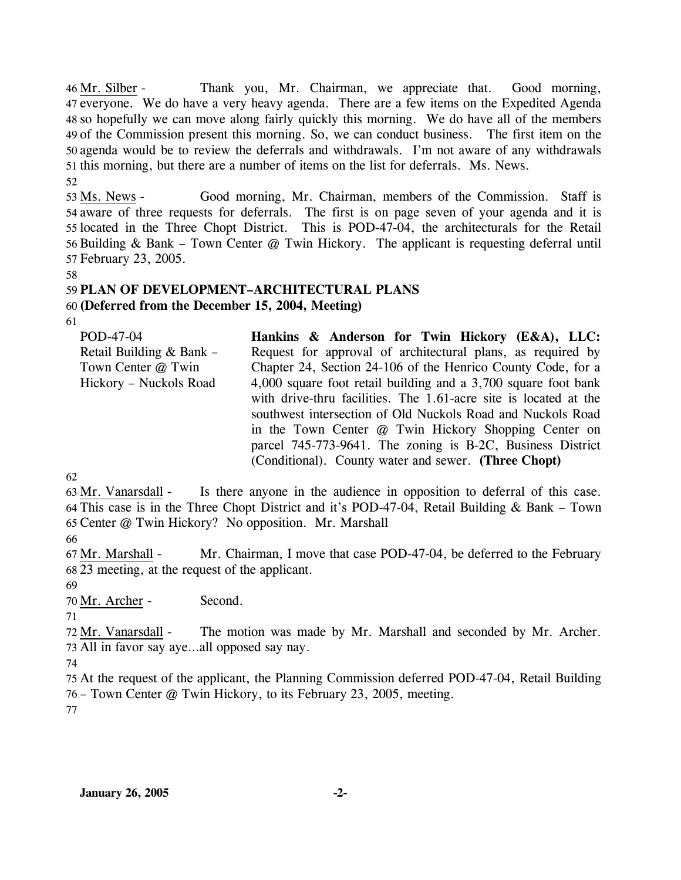Mr. Silber - Thank you, Mr. Chairman, we appreciate that. Good morning, everyone. We do have a very heavy agenda. There are a few items on the Expedited Agenda so hopefully we can move along fairly quickly this morning. We do have all of the members of the Commission present this morning. So, we can conduct business. The first item on the agenda would be to review the deferrals and withdrawals. I'm not aware of any withdrawals this morning, but there are a number of items on the list for deferrals. Ms. News.

Ms. News - Good morning, Mr. Chairman, members of the Commission. Staff is aware of three requests for deferrals. The first is on page seven of your agenda and it is located in the Three Chopt District. This is POD-47-04, the architecturals for the Retail Building & Bank – Town Center @ Twin Hickory. The applicant is requesting deferral until February 23, 2005.

**PLAN OF DEVELOPMENT–ARCHITECTURAL PLANS**
**(Deferred from the December 15, 2004, Meeting)**

| | |
|---|---|
| POD-47-04<br>Retail Building & Bank – Town Center @ Twin Hickory – Nuckols Road | **Hankins & Anderson for Twin Hickory (E&A), LLC:** Request for approval of architectural plans, as required by Chapter 24, Section 24-106 of the Henrico County Code, for a 4,000 square foot retail building and a 3,700 square foot bank with drive-thru facilities. The 1.61-acre site is located at the southwest intersection of Old Nuckols Road and Nuckols Road in the Town Center @ Twin Hickory Shopping Center on parcel 745-773-9641. The zoning is B-2C, Business District (Conditional). County water and sewer. **(Three Chopt)** |

Mr. Vanarsdall - Is there anyone in the audience in opposition to deferral of this case. This case is in the Three Chopt District and it's POD-47-04, Retail Building & Bank – Town Center @ Twin Hickory? No opposition. Mr. Marshall

Mr. Marshall - Mr. Chairman, I move that case POD-47-04, be deferred to the February 23 meeting, at the request of the applicant.

Mr. Archer - Second.

Mr. Vanarsdall - The motion was made by Mr. Marshall and seconded by Mr. Archer. All in favor say aye…all opposed say nay.

At the request of the applicant, the Planning Commission deferred POD-47-04, Retail Building – Town Center @ Twin Hickory, to its February 23, 2005, meeting.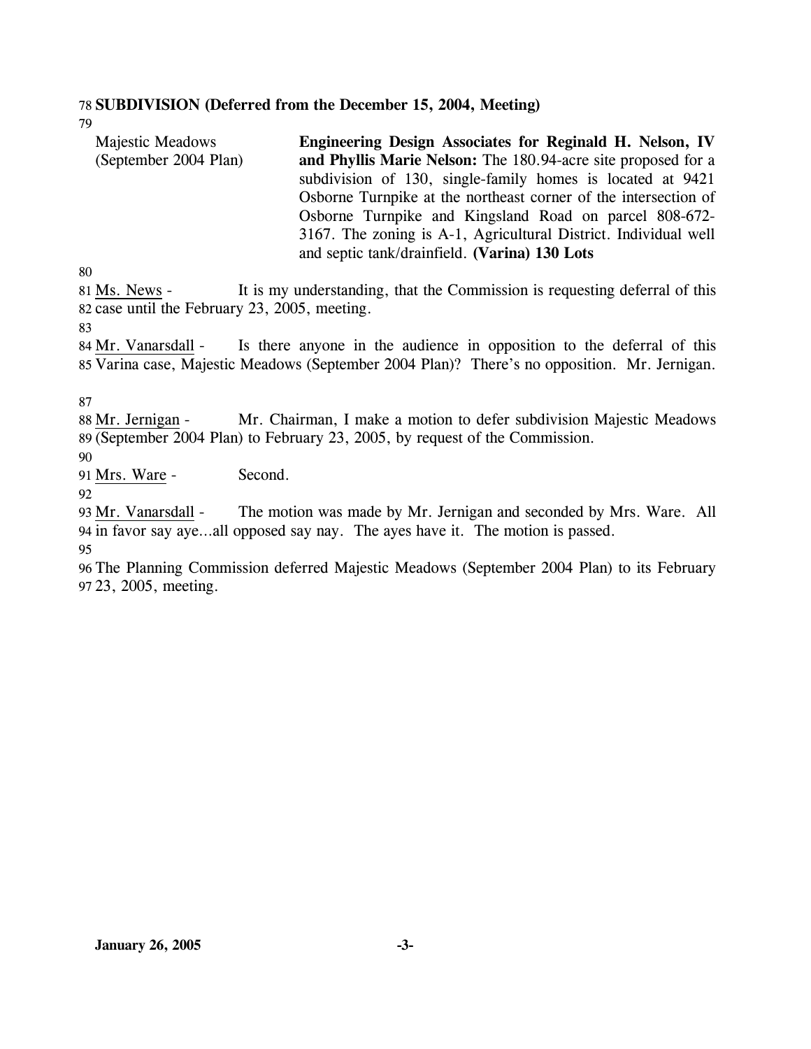**SUBDIVISION (Deferred from the December 15, 2004, Meeting)**

| | |
|---|---|
| Majestic Meadows (September 2004 Plan) | **Engineering Design Associates for Reginald H. Nelson, IV and Phyllis Marie Nelson:** The 180.94-acre site proposed for a subdivision of 130, single-family homes is located at 9421 Osborne Turnpike at the northeast corner of the intersection of Osborne Turnpike and Kingsland Road on parcel 808-672-3167. The zoning is A-1, Agricultural District. Individual well and septic tank/drainfield. **(Varina) 130 Lots** |

Ms. News - It is my understanding, that the Commission is requesting deferral of this case until the February 23, 2005, meeting.

Mr. Vanarsdall - Is there anyone in the audience in opposition to the deferral of this Varina case, Majestic Meadows (September 2004 Plan)? There's no opposition. Mr. Jernigan.

Mr. Jernigan - Mr. Chairman, I make a motion to defer subdivision Majestic Meadows (September 2004 Plan) to February 23, 2005, by request of the Commission.

Mrs. Ware - Second.

Mr. Vanarsdall - The motion was made by Mr. Jernigan and seconded by Mrs. Ware. All in favor say aye…all opposed say nay. The ayes have it. The motion is passed.

The Planning Commission deferred Majestic Meadows (September 2004 Plan) to its February 23, 2005, meeting.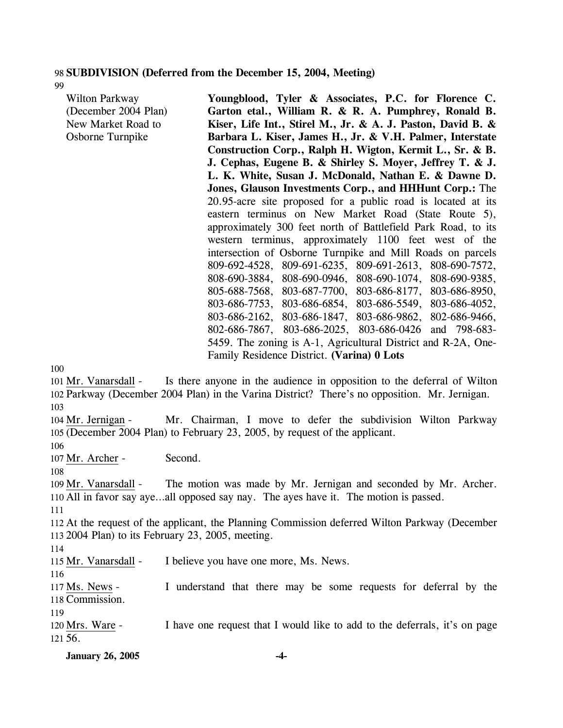**SUBDIVISION (Deferred from the December 15, 2004, Meeting)**

Wilton Parkway (December 2004 Plan) New Market Road to Osborne Turnpike

**Youngblood, Tyler & Associates, P.C. for Florence C. Garton etal., William R. & R. A. Pumphrey, Ronald B. Kiser, Life Int., Stirel M., Jr. & A. J. Paston, David B. & Barbara L. Kiser, James H., Jr. & V.H. Palmer, Interstate Construction Corp., Ralph H. Wigton, Kermit L., Sr. & B. J. Cephas, Eugene B. & Shirley S. Moyer, Jeffrey T. & J. L. K. White, Susan J. McDonald, Nathan E. & Dawne D. Jones, Glauson Investments Corp., and HHHunt Corp.:** The 20.95-acre site proposed for a public road is located at its eastern terminus on New Market Road (State Route 5), approximately 300 feet north of Battlefield Park Road, to its western terminus, approximately 1100 feet west of the intersection of Osborne Turnpike and Mill Roads on parcels 809-692-4528, 809-691-6235, 809-691-2613, 808-690-7572, 808-690-3884, 808-690-0946, 808-690-1074, 808-690-9385, 805-688-7568, 803-687-7700, 803-686-8177, 803-686-8950, 803-686-7753, 803-686-6854, 803-686-5549, 803-686-4052, 803-686-2162, 803-686-1847, 803-686-9862, 802-686-9466, 802-686-7867, 803-686-2025, 803-686-0426 and 798-683-5459. The zoning is A-1, Agricultural District and R-2A, One-Family Residence District. **(Varina) 0 Lots**

Mr. Vanarsdall - Is there anyone in the audience in opposition to the deferral of Wilton Parkway (December 2004 Plan) in the Varina District? There's no opposition. Mr. Jernigan.

Mr. Jernigan - Mr. Chairman, I move to defer the subdivision Wilton Parkway (December 2004 Plan) to February 23, 2005, by request of the applicant.

Mr. Archer - Second.

Mr. Vanarsdall - The motion was made by Mr. Jernigan and seconded by Mr. Archer. All in favor say aye…all opposed say nay. The ayes have it. The motion is passed.

At the request of the applicant, the Planning Commission deferred Wilton Parkway (December 2004 Plan) to its February 23, 2005, meeting.

Mr. Vanarsdall - I believe you have one more, Ms. News.

Ms. News - I understand that there may be some requests for deferral by the Commission.

Mrs. Ware - I have one request that I would like to add to the deferrals, it's on page 56.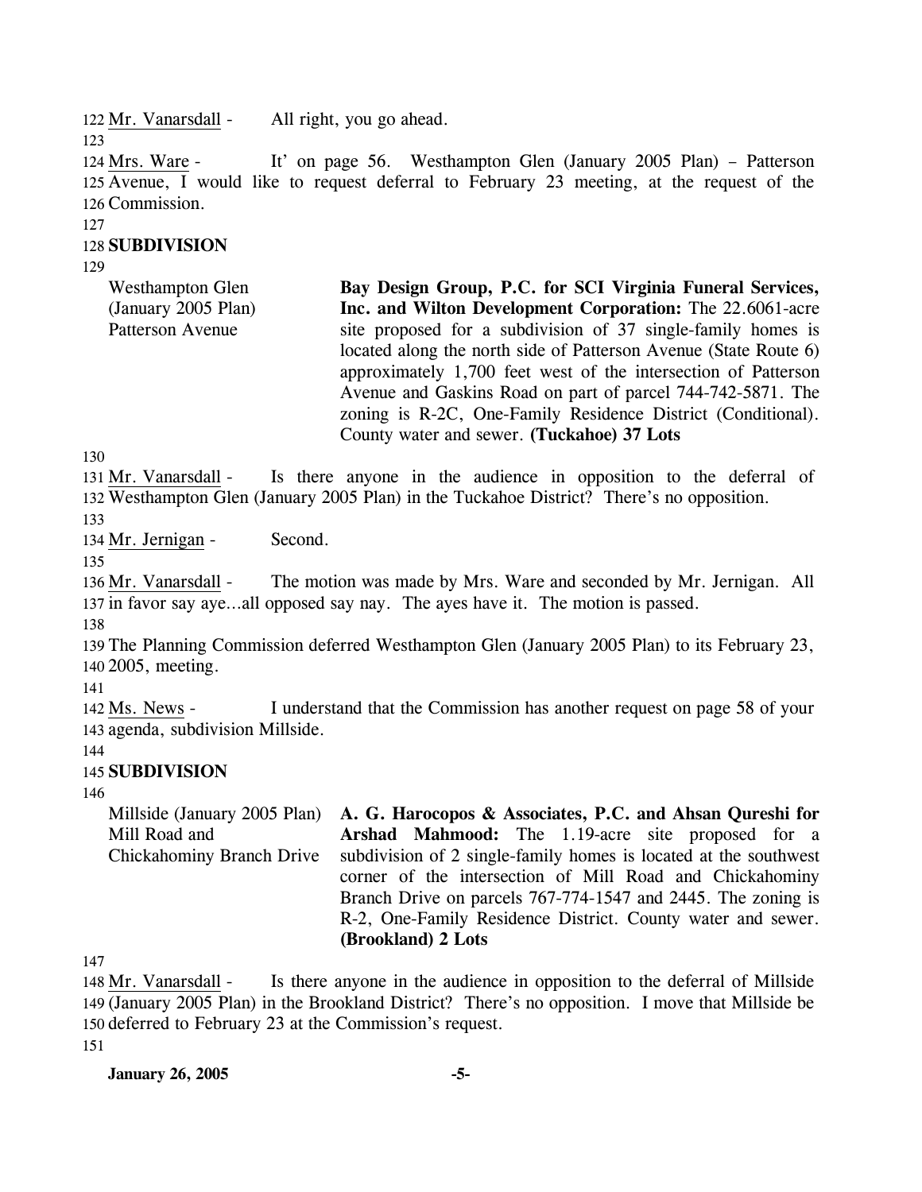122 Mr. Vanarsdall - All right, you go ahead.

123

124 Mrs. Ware - It' on page 56. Westhampton Glen (January 2005 Plan) – Patterson
125 Avenue, I would like to request deferral to February 23 meeting, at the request of the
126 Commission.

127

128 **SUBDIVISION**

129

| | |
|---|---|
| Westhampton Glen (January 2005 Plan) Patterson Avenue | **Bay Design Group, P.C. for SCI Virginia Funeral Services, Inc. and Wilton Development Corporation:** The 22.6061-acre site proposed for a subdivision of 37 single-family homes is located along the north side of Patterson Avenue (State Route 6) approximately 1,700 feet west of the intersection of Patterson Avenue and Gaskins Road on part of parcel 744-742-5871. The zoning is R-2C, One-Family Residence District (Conditional). County water and sewer. **(Tuckahoe) 37 Lots** |

130

131 Mr. Vanarsdall - Is there anyone in the audience in opposition to the deferral of
132 Westhampton Glen (January 2005 Plan) in the Tuckahoe District? There's no opposition.

133

134 Mr. Jernigan - Second.

135

136 Mr. Vanarsdall - The motion was made by Mrs. Ware and seconded by Mr. Jernigan. All
137 in favor say aye…all opposed say nay. The ayes have it. The motion is passed.

138

139 The Planning Commission deferred Westhampton Glen (January 2005 Plan) to its February 23,
140 2005, meeting.

141

142 Ms. News - I understand that the Commission has another request on page 58 of your
143 agenda, subdivision Millside.

144

145 **SUBDIVISION**

146

| | |
|---|---|
| Millside (January 2005 Plan) Mill Road and Chickahominy Branch Drive | **A. G. Harocopos & Associates, P.C. and Ahsan Qureshi for Arshad Mahmood:** The 1.19-acre site proposed for a subdivision of 2 single-family homes is located at the southwest corner of the intersection of Mill Road and Chickahominy Branch Drive on parcels 767-774-1547 and 2445. The zoning is R-2, One-Family Residence District. County water and sewer. **(Brookland) 2 Lots** |

147

148 Mr. Vanarsdall - Is there anyone in the audience in opposition to the deferral of Millside
149 (January 2005 Plan) in the Brookland District? There's no opposition. I move that Millside be
150 deferred to February 23 at the Commission's request.

151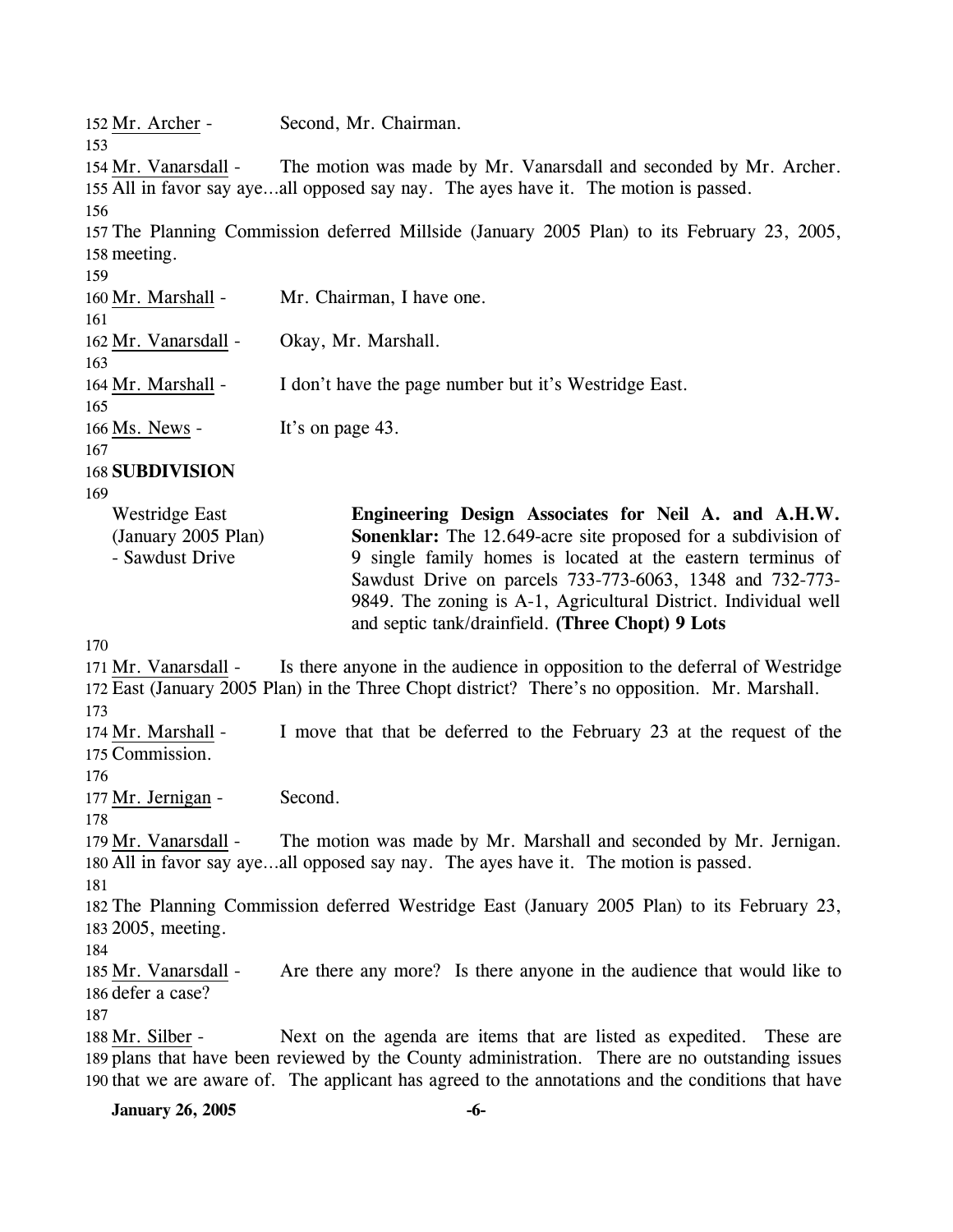152 Mr. Archer - Second, Mr. Chairman.

154 Mr. Vanarsdall - The motion was made by Mr. Vanarsdall and seconded by Mr. Archer. 155 All in favor say aye…all opposed say nay. The ayes have it. The motion is passed.

157 The Planning Commission deferred Millside (January 2005 Plan) to its February 23, 2005, 158 meeting.

160 Mr. Marshall - Mr. Chairman, I have one.

162 Mr. Vanarsdall - Okay, Mr. Marshall.

164 Mr. Marshall - I don't have the page number but it's Westridge East.

166 Ms. News - It's on page 43.

168 **SUBDIVISION**

Westridge East (January 2005 Plan) - Sawdust Drive

**Engineering Design Associates for Neil A. and A.H.W. Sonenklar:** The 12.649-acre site proposed for a subdivision of 9 single family homes is located at the eastern terminus of Sawdust Drive on parcels 733-773-6063, 1348 and 732-773-9849. The zoning is A-1, Agricultural District. Individual well and septic tank/drainfield. **(Three Chopt) 9 Lots**

171 Mr. Vanarsdall - Is there anyone in the audience in opposition to the deferral of Westridge 172 East (January 2005 Plan) in the Three Chopt district? There's no opposition. Mr. Marshall.

174 Mr. Marshall - I move that that be deferred to the February 23 at the request of the 175 Commission.

177 Mr. Jernigan - Second.

179 Mr. Vanarsdall - The motion was made by Mr. Marshall and seconded by Mr. Jernigan. 180 All in favor say aye…all opposed say nay. The ayes have it. The motion is passed.

182 The Planning Commission deferred Westridge East (January 2005 Plan) to its February 23, 183 2005, meeting.

185 Mr. Vanarsdall - Are there any more? Is there anyone in the audience that would like to 186 defer a case?

188 Mr. Silber - Next on the agenda are items that are listed as expedited. These are 189 plans that have been reviewed by the County administration. There are no outstanding issues 190 that we are aware of. The applicant has agreed to the annotations and the conditions that have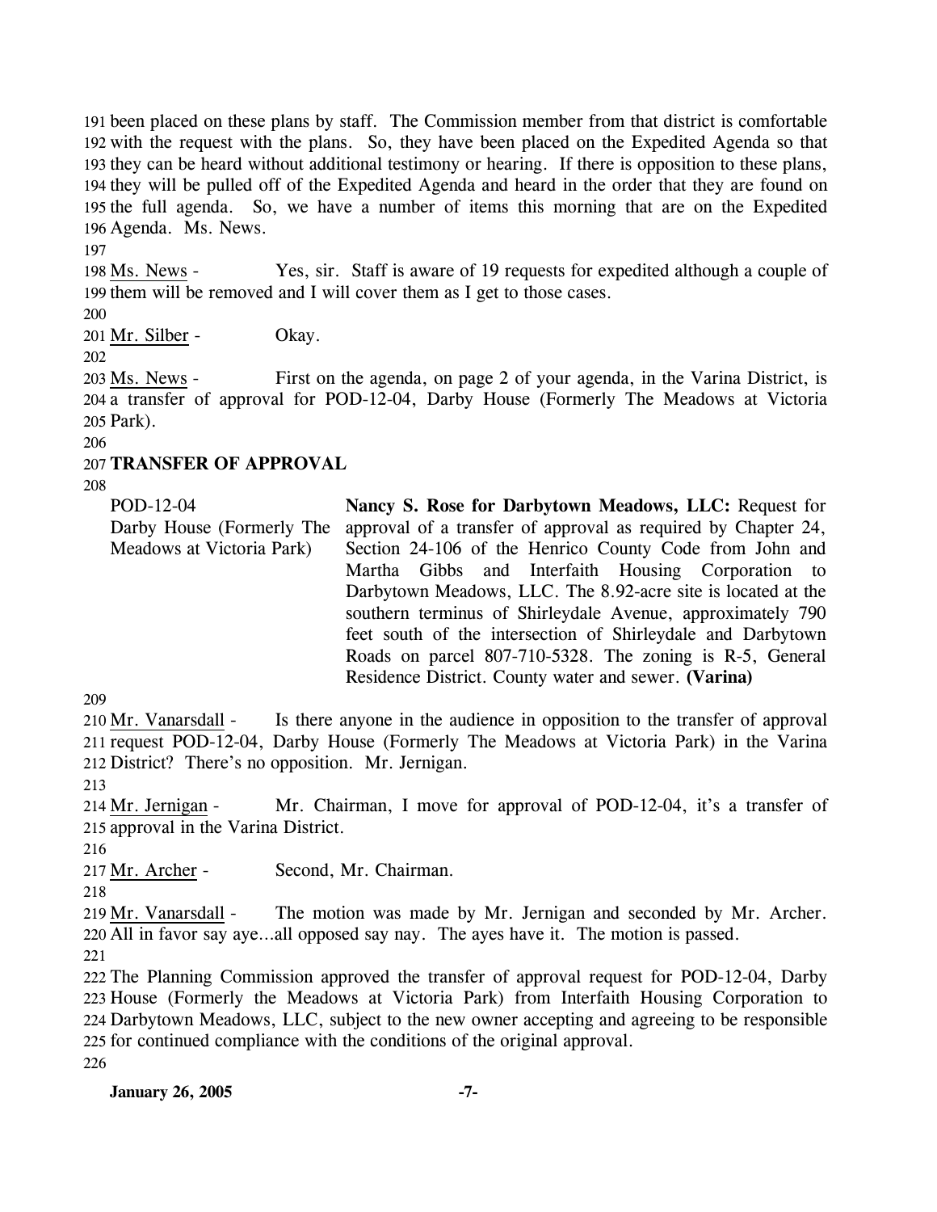been placed on these plans by staff. The Commission member from that district is comfortable with the request with the plans. So, they have been placed on the Expedited Agenda so that they can be heard without additional testimony or hearing. If there is opposition to these plans, they will be pulled off of the Expedited Agenda and heard in the order that they are found on the full agenda. So, we have a number of items this morning that are on the Expedited Agenda. Ms. News.

Ms. News - Yes, sir. Staff is aware of 19 requests for expedited although a couple of them will be removed and I will cover them as I get to those cases.

Mr. Silber - Okay.

Ms. News - First on the agenda, on page 2 of your agenda, in the Varina District, is a transfer of approval for POD-12-04, Darby House (Formerly The Meadows at Victoria Park).

**TRANSFER OF APPROVAL**

| | |
|---|---|
| POD-12-04<br>Darby House (Formerly The Meadows at Victoria Park) | **Nancy S. Rose for Darbytown Meadows, LLC:** Request for approval of a transfer of approval as required by Chapter 24, Section 24-106 of the Henrico County Code from John and Martha Gibbs and Interfaith Housing Corporation to Darbytown Meadows, LLC. The 8.92-acre site is located at the southern terminus of Shirleydale Avenue, approximately 790 feet south of the intersection of Shirleydale and Darbytown Roads on parcel 807-710-5328. The zoning is R-5, General Residence District. County water and sewer. **(Varina)** |

Mr. Vanarsdall - Is there anyone in the audience in opposition to the transfer of approval request POD-12-04, Darby House (Formerly The Meadows at Victoria Park) in the Varina District? There's no opposition. Mr. Jernigan.

Mr. Jernigan - Mr. Chairman, I move for approval of POD-12-04, it's a transfer of approval in the Varina District.

Mr. Archer - Second, Mr. Chairman.

Mr. Vanarsdall - The motion was made by Mr. Jernigan and seconded by Mr. Archer. All in favor say aye…all opposed say nay. The ayes have it. The motion is passed.

The Planning Commission approved the transfer of approval request for POD-12-04, Darby House (Formerly the Meadows at Victoria Park) from Interfaith Housing Corporation to Darbytown Meadows, LLC, subject to the new owner accepting and agreeing to be responsible for continued compliance with the conditions of the original approval.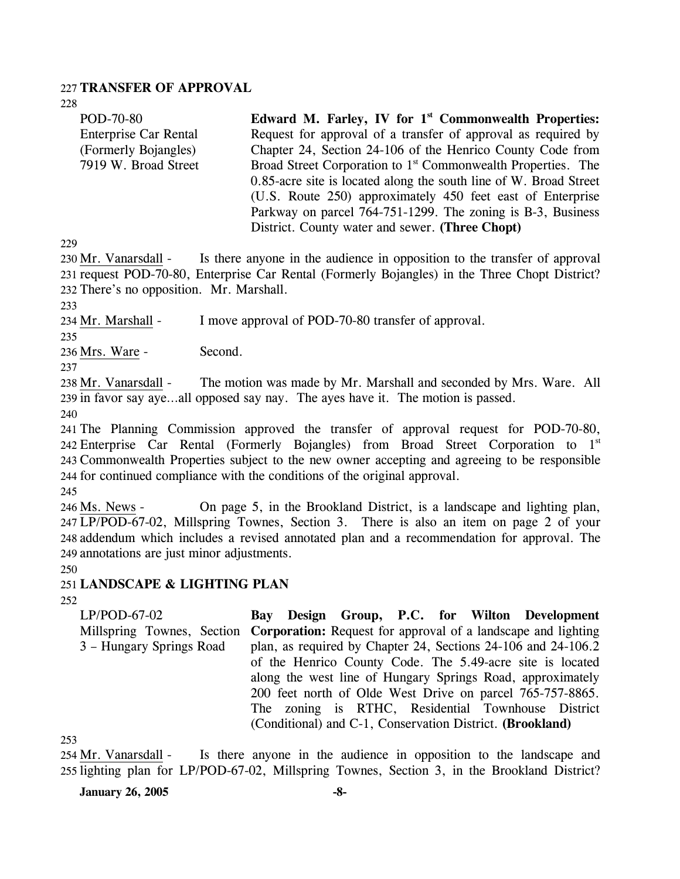**TRANSFER OF APPROVAL**

| | |
|---|---|
| POD-70-80<br>Enterprise Car Rental<br>(Formerly Bojangles)<br>7919 W. Broad Street | **Edward M. Farley, IV for 1st Commonwealth Properties:** Request for approval of a transfer of approval as required by Chapter 24, Section 24-106 of the Henrico County Code from Broad Street Corporation to 1st Commonwealth Properties. The 0.85-acre site is located along the south line of W. Broad Street (U.S. Route 250) approximately 450 feet east of Enterprise Parkway on parcel 764-751-1299. The zoning is B-3, Business District. County water and sewer. **(Three Chopt)** |

Mr. Vanarsdall - Is there anyone in the audience in opposition to the transfer of approval request POD-70-80, Enterprise Car Rental (Formerly Bojangles) in the Three Chopt District? There's no opposition. Mr. Marshall.

Mr. Marshall - I move approval of POD-70-80 transfer of approval.

Mrs. Ware - Second.

Mr. Vanarsdall - The motion was made by Mr. Marshall and seconded by Mrs. Ware. All in favor say aye…all opposed say nay. The ayes have it. The motion is passed.

The Planning Commission approved the transfer of approval request for POD-70-80, Enterprise Car Rental (Formerly Bojangles) from Broad Street Corporation to 1st Commonwealth Properties subject to the new owner accepting and agreeing to be responsible for continued compliance with the conditions of the original approval.

Ms. News - On page 5, in the Brookland District, is a landscape and lighting plan, LP/POD-67-02, Millspring Townes, Section 3. There is also an item on page 2 of your addendum which includes a revised annotated plan and a recommendation for approval. The annotations are just minor adjustments.

**LANDSCAPE & LIGHTING PLAN**

| | |
|---|---|
| LP/POD-67-02<br>Millspring Townes, Section 3 – Hungary Springs Road | **Bay Design Group, P.C. for Wilton Development Corporation:** Request for approval of a landscape and lighting plan, as required by Chapter 24, Sections 24-106 and 24-106.2 of the Henrico County Code. The 5.49-acre site is located along the west line of Hungary Springs Road, approximately 200 feet north of Olde West Drive on parcel 765-757-8865. The zoning is RTHC, Residential Townhouse District (Conditional) and C-1, Conservation District. **(Brookland)** |

Mr. Vanarsdall - Is there anyone in the audience in opposition to the landscape and lighting plan for LP/POD-67-02, Millspring Townes, Section 3, in the Brookland District?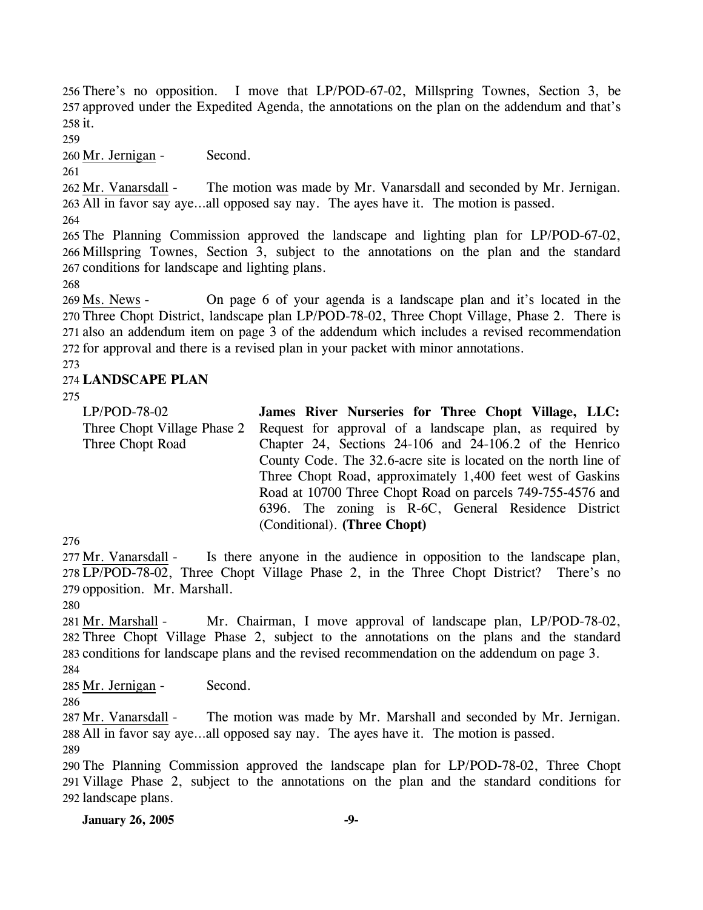There's no opposition. I move that LP/POD-67-02, Millspring Townes, Section 3, be approved under the Expedited Agenda, the annotations on the plan on the addendum and that's it.

Mr. Jernigan - Second.

Mr. Vanarsdall - The motion was made by Mr. Vanarsdall and seconded by Mr. Jernigan. All in favor say aye…all opposed say nay. The ayes have it. The motion is passed.

The Planning Commission approved the landscape and lighting plan for LP/POD-67-02, Millspring Townes, Section 3, subject to the annotations on the plan and the standard conditions for landscape and lighting plans.

Ms. News - On page 6 of your agenda is a landscape plan and it's located in the Three Chopt District, landscape plan LP/POD-78-02, Three Chopt Village, Phase 2. There is also an addendum item on page 3 of the addendum which includes a revised recommendation for approval and there is a revised plan in your packet with minor annotations.

**LANDSCAPE PLAN**

| | |
|---|---|
| LP/POD-78-02<br>Three Chopt Village Phase 2<br>Three Chopt Road | **James River Nurseries for Three Chopt Village, LLC:** Request for approval of a landscape plan, as required by Chapter 24, Sections 24-106 and 24-106.2 of the Henrico County Code. The 32.6-acre site is located on the north line of Three Chopt Road, approximately 1,400 feet west of Gaskins Road at 10700 Three Chopt Road on parcels 749-755-4576 and 6396. The zoning is R-6C, General Residence District (Conditional). **(Three Chopt)** |

Mr. Vanarsdall - Is there anyone in the audience in opposition to the landscape plan, LP/POD-78-02, Three Chopt Village Phase 2, in the Three Chopt District? There's no opposition. Mr. Marshall.

Mr. Marshall - Mr. Chairman, I move approval of landscape plan, LP/POD-78-02, Three Chopt Village Phase 2, subject to the annotations on the plans and the standard conditions for landscape plans and the revised recommendation on the addendum on page 3.

Mr. Jernigan - Second.

Mr. Vanarsdall - The motion was made by Mr. Marshall and seconded by Mr. Jernigan. All in favor say aye…all opposed say nay. The ayes have it. The motion is passed.

The Planning Commission approved the landscape plan for LP/POD-78-02, Three Chopt Village Phase 2, subject to the annotations on the plan and the standard conditions for landscape plans.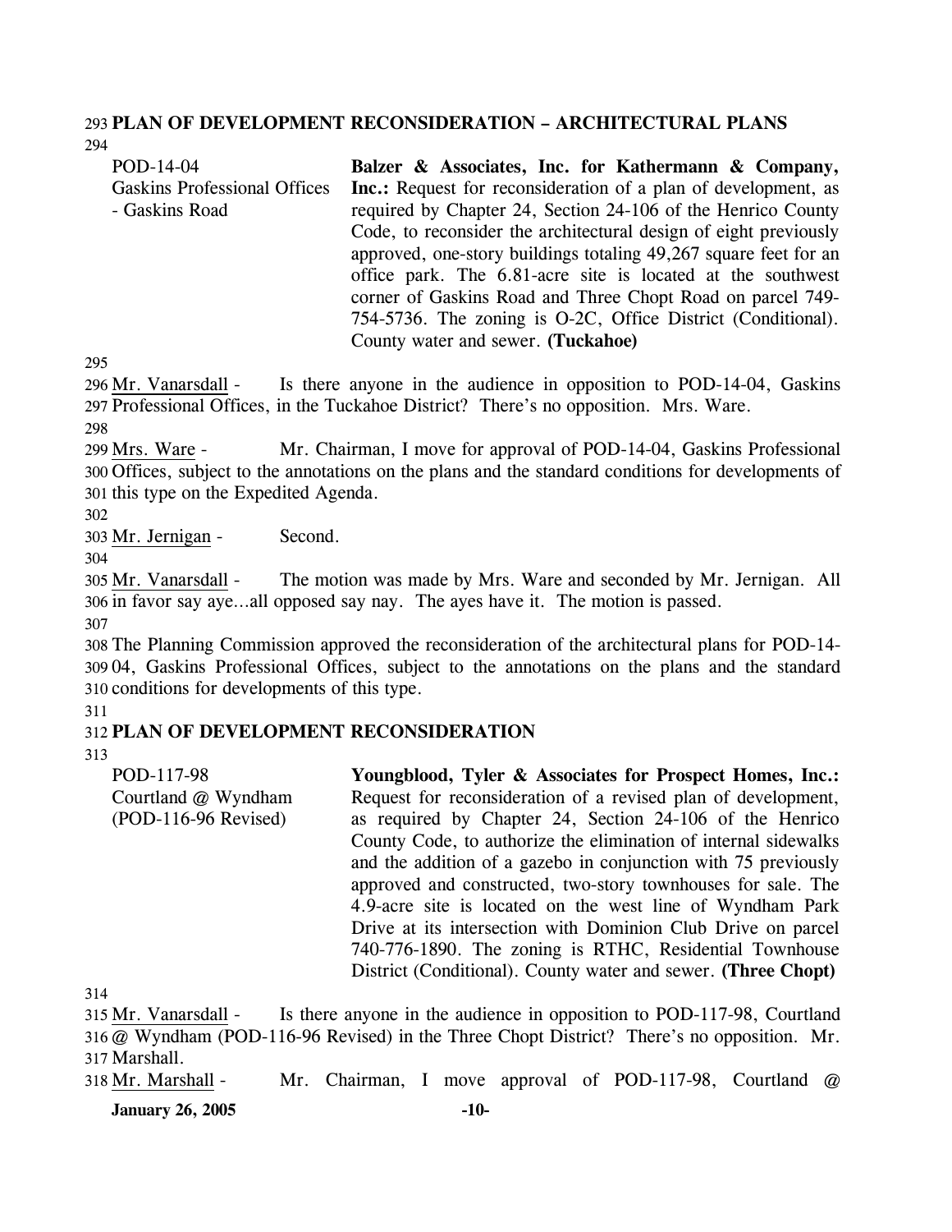**PLAN OF DEVELOPMENT RECONSIDERATION – ARCHITECTURAL PLANS**

| | |
|---|---|
| POD-14-04<br>Gaskins Professional Offices - Gaskins Road | **Balzer & Associates, Inc. for Kathermann & Company, Inc.:** Request for reconsideration of a plan of development, as required by Chapter 24, Section 24-106 of the Henrico County Code, to reconsider the architectural design of eight previously approved, one-story buildings totaling 49,267 square feet for an office park. The 6.81-acre site is located at the southwest corner of Gaskins Road and Three Chopt Road on parcel 749-754-5736. The zoning is O-2C, Office District (Conditional). County water and sewer. **(Tuckahoe)** |

Mr. Vanarsdall - Is there anyone in the audience in opposition to POD-14-04, Gaskins Professional Offices, in the Tuckahoe District? There's no opposition. Mrs. Ware.

Mrs. Ware - Mr. Chairman, I move for approval of POD-14-04, Gaskins Professional Offices, subject to the annotations on the plans and the standard conditions for developments of this type on the Expedited Agenda.

Mr. Jernigan - Second.

Mr. Vanarsdall - The motion was made by Mrs. Ware and seconded by Mr. Jernigan. All in favor say aye...all opposed say nay. The ayes have it. The motion is passed.

The Planning Commission approved the reconsideration of the architectural plans for POD-14-04, Gaskins Professional Offices, subject to the annotations on the plans and the standard conditions for developments of this type.

**PLAN OF DEVELOPMENT RECONSIDERATION**

| | |
|---|---|
| POD-117-98<br>Courtland @ Wyndham (POD-116-96 Revised) | **Youngblood, Tyler & Associates for Prospect Homes, Inc.:** Request for reconsideration of a revised plan of development, as required by Chapter 24, Section 24-106 of the Henrico County Code, to authorize the elimination of internal sidewalks and the addition of a gazebo in conjunction with 75 previously approved and constructed, two-story townhouses for sale. The 4.9-acre site is located on the west line of Wyndham Park Drive at its intersection with Dominion Club Drive on parcel 740-776-1890. The zoning is RTHC, Residential Townhouse District (Conditional). County water and sewer. **(Three Chopt)** |

Mr. Vanarsdall - Is there anyone in the audience in opposition to POD-117-98, Courtland @ Wyndham (POD-116-96 Revised) in the Three Chopt District? There's no opposition. Mr. Marshall.

Mr. Marshall - Mr. Chairman, I move approval of POD-117-98, Courtland @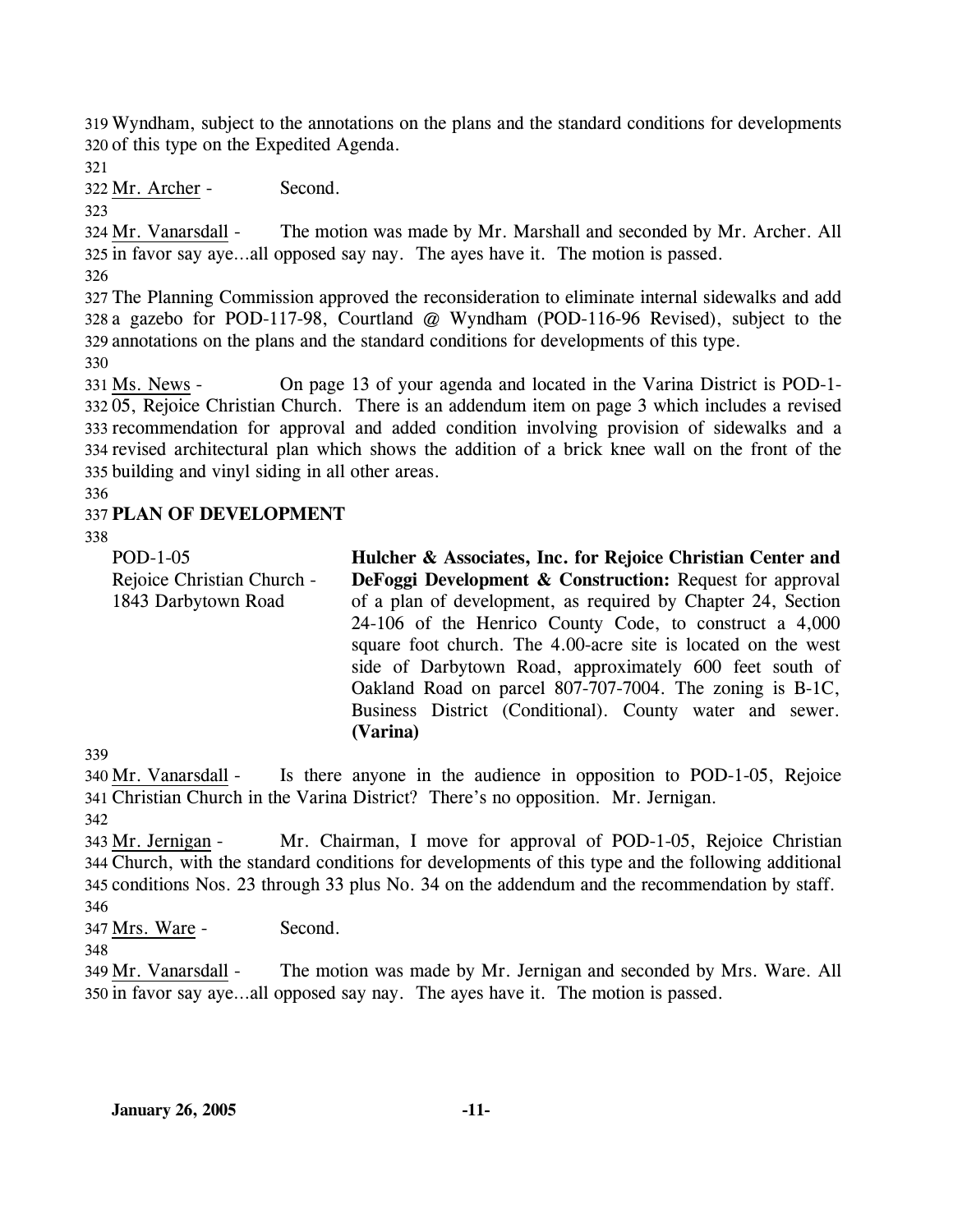Wyndham, subject to the annotations on the plans and the standard conditions for developments of this type on the Expedited Agenda.

Mr. Archer - Second.

Mr. Vanarsdall - The motion was made by Mr. Marshall and seconded by Mr. Archer. All in favor say aye…all opposed say nay. The ayes have it. The motion is passed.

The Planning Commission approved the reconsideration to eliminate internal sidewalks and add a gazebo for POD-117-98, Courtland @ Wyndham (POD-116-96 Revised), subject to the annotations on the plans and the standard conditions for developments of this type.

Ms. News - On page 13 of your agenda and located in the Varina District is POD-1-05, Rejoice Christian Church. There is an addendum item on page 3 which includes a revised recommendation for approval and added condition involving provision of sidewalks and a revised architectural plan which shows the addition of a brick knee wall on the front of the building and vinyl siding in all other areas.

**PLAN OF DEVELOPMENT**

POD-1-05
Rejoice Christian Church - 1843 Darbytown Road

**Hulcher & Associates, Inc. for Rejoice Christian Center and DeFoggi Development & Construction:** Request for approval of a plan of development, as required by Chapter 24, Section 24-106 of the Henrico County Code, to construct a 4,000 square foot church. The 4.00-acre site is located on the west side of Darbytown Road, approximately 600 feet south of Oakland Road on parcel 807-707-7004. The zoning is B-1C, Business District (Conditional). County water and sewer. **(Varina)**

Mr. Vanarsdall - Is there anyone in the audience in opposition to POD-1-05, Rejoice Christian Church in the Varina District? There's no opposition. Mr. Jernigan.

Mr. Jernigan - Mr. Chairman, I move for approval of POD-1-05, Rejoice Christian Church, with the standard conditions for developments of this type and the following additional conditions Nos. 23 through 33 plus No. 34 on the addendum and the recommendation by staff.

Mrs. Ware - Second.

Mr. Vanarsdall - The motion was made by Mr. Jernigan and seconded by Mrs. Ware. All in favor say aye…all opposed say nay. The ayes have it. The motion is passed.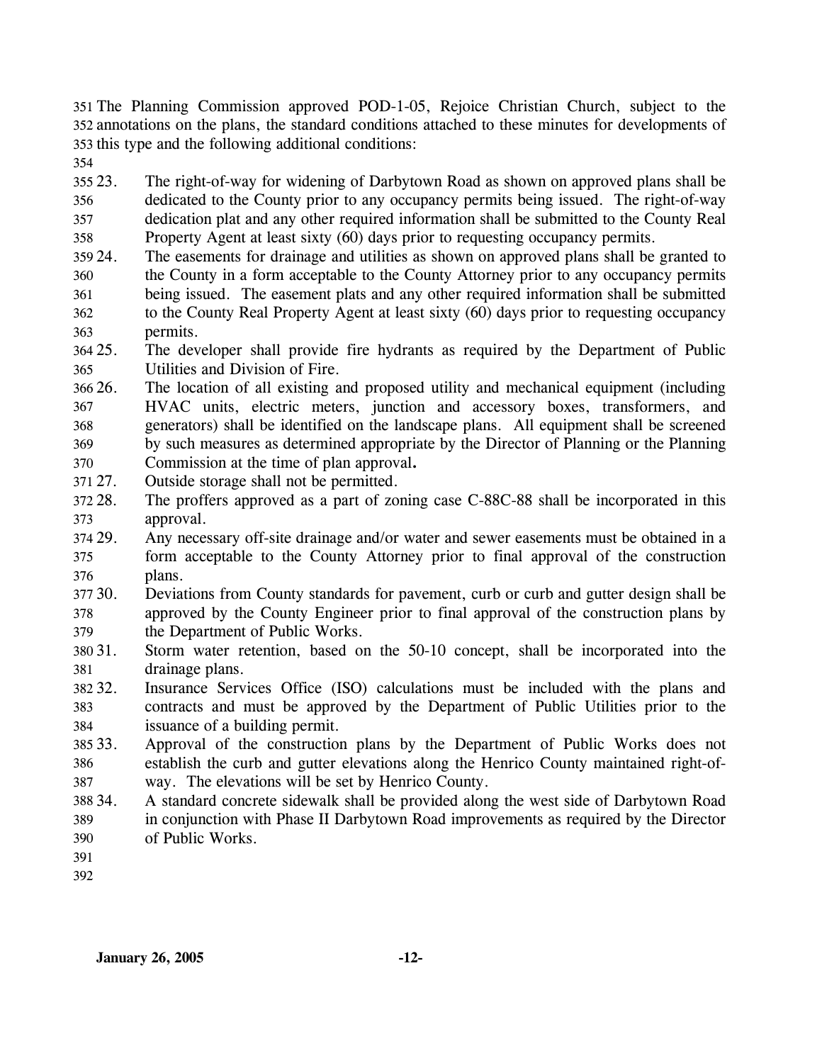The Planning Commission approved POD-1-05, Rejoice Christian Church, subject to the annotations on the plans, the standard conditions attached to these minutes for developments of this type and the following additional conditions:

23. The right-of-way for widening of Darbytown Road as shown on approved plans shall be dedicated to the County prior to any occupancy permits being issued. The right-of-way dedication plat and any other required information shall be submitted to the County Real Property Agent at least sixty (60) days prior to requesting occupancy permits.
24. The easements for drainage and utilities as shown on approved plans shall be granted to the County in a form acceptable to the County Attorney prior to any occupancy permits being issued. The easement plats and any other required information shall be submitted to the County Real Property Agent at least sixty (60) days prior to requesting occupancy permits.
25. The developer shall provide fire hydrants as required by the Department of Public Utilities and Division of Fire.
26. The location of all existing and proposed utility and mechanical equipment (including HVAC units, electric meters, junction and accessory boxes, transformers, and generators) shall be identified on the landscape plans. All equipment shall be screened by such measures as determined appropriate by the Director of Planning or the Planning Commission at the time of plan approval**.**
27. Outside storage shall not be permitted.
28. The proffers approved as a part of zoning case C-88C-88 shall be incorporated in this approval.
29. Any necessary off-site drainage and/or water and sewer easements must be obtained in a form acceptable to the County Attorney prior to final approval of the construction plans.
30. Deviations from County standards for pavement, curb or curb and gutter design shall be approved by the County Engineer prior to final approval of the construction plans by the Department of Public Works.
31. Storm water retention, based on the 50-10 concept, shall be incorporated into the drainage plans.
32. Insurance Services Office (ISO) calculations must be included with the plans and contracts and must be approved by the Department of Public Utilities prior to the issuance of a building permit.
33. Approval of the construction plans by the Department of Public Works does not establish the curb and gutter elevations along the Henrico County maintained right-of-way. The elevations will be set by Henrico County.
34. A standard concrete sidewalk shall be provided along the west side of Darbytown Road in conjunction with Phase II Darbytown Road improvements as required by the Director of Public Works.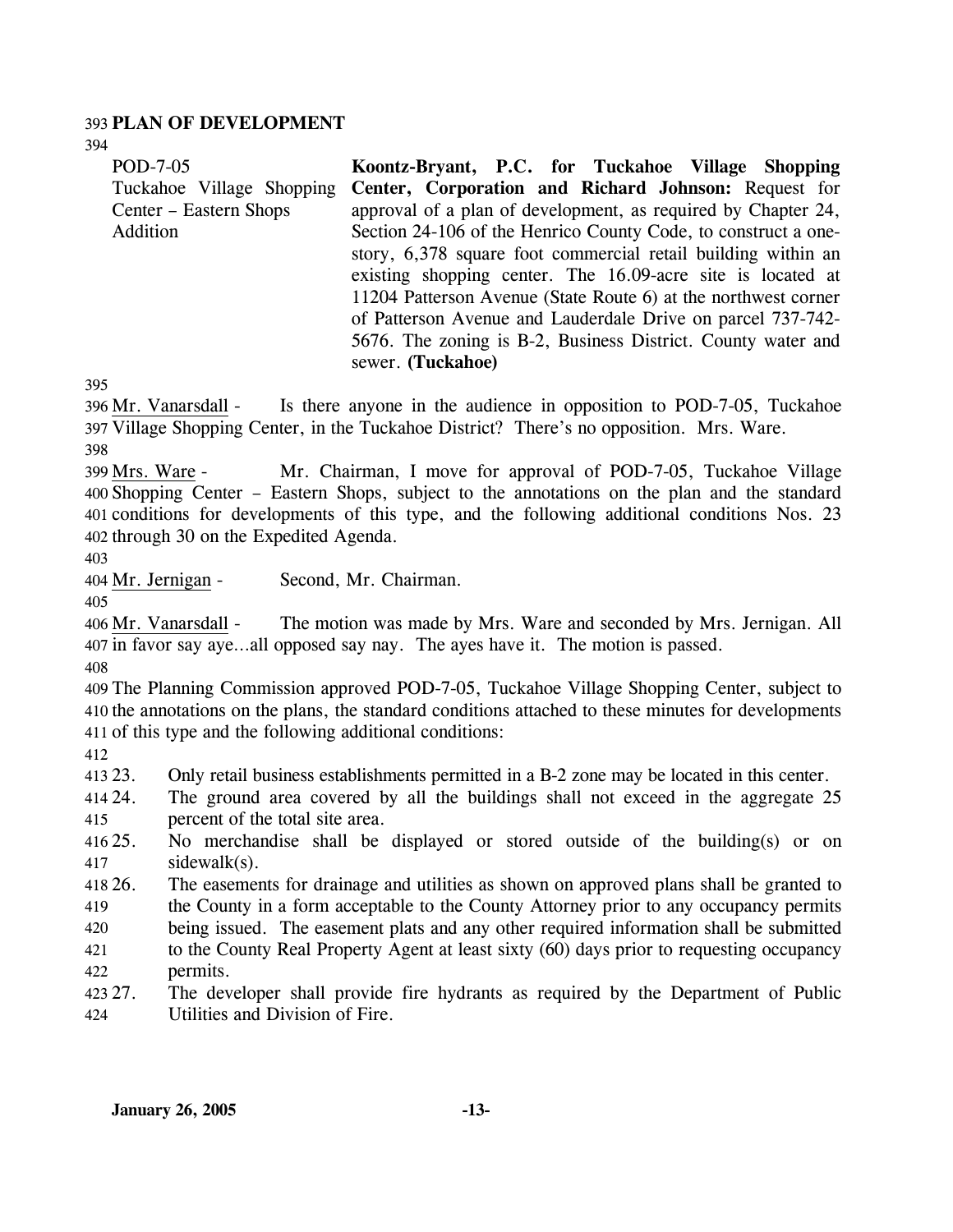## PLAN OF DEVELOPMENT

POD-7-05
Tuckahoe Village Shopping Center – Eastern Shops Addition

**Koontz-Bryant, P.C. for Tuckahoe Village Shopping Center, Corporation and Richard Johnson:** Request for approval of a plan of development, as required by Chapter 24, Section 24-106 of the Henrico County Code, to construct a one-story, 6,378 square foot commercial retail building within an existing shopping center. The 16.09-acre site is located at 11204 Patterson Avenue (State Route 6) at the northwest corner of Patterson Avenue and Lauderdale Drive on parcel 737-742-5676. The zoning is B-2, Business District. County water and sewer. **(Tuckahoe)**

Mr. Vanarsdall - Is there anyone in the audience in opposition to POD-7-05, Tuckahoe Village Shopping Center, in the Tuckahoe District? There's no opposition. Mrs. Ware.

Mrs. Ware - Mr. Chairman, I move for approval of POD-7-05, Tuckahoe Village Shopping Center – Eastern Shops, subject to the annotations on the plan and the standard conditions for developments of this type, and the following additional conditions Nos. 23 through 30 on the Expedited Agenda.

Mr. Jernigan - Second, Mr. Chairman.

Mr. Vanarsdall - The motion was made by Mrs. Ware and seconded by Mrs. Jernigan. All in favor say aye…all opposed say nay. The ayes have it. The motion is passed.

The Planning Commission approved POD-7-05, Tuckahoe Village Shopping Center, subject to the annotations on the plans, the standard conditions attached to these minutes for developments of this type and the following additional conditions:

23. Only retail business establishments permitted in a B-2 zone may be located in this center.
24. The ground area covered by all the buildings shall not exceed in the aggregate 25 percent of the total site area.
25. No merchandise shall be displayed or stored outside of the building(s) or on sidewalk(s).
26. The easements for drainage and utilities as shown on approved plans shall be granted to the County in a form acceptable to the County Attorney prior to any occupancy permits being issued. The easement plats and any other required information shall be submitted to the County Real Property Agent at least sixty (60) days prior to requesting occupancy permits.
27. The developer shall provide fire hydrants as required by the Department of Public Utilities and Division of Fire.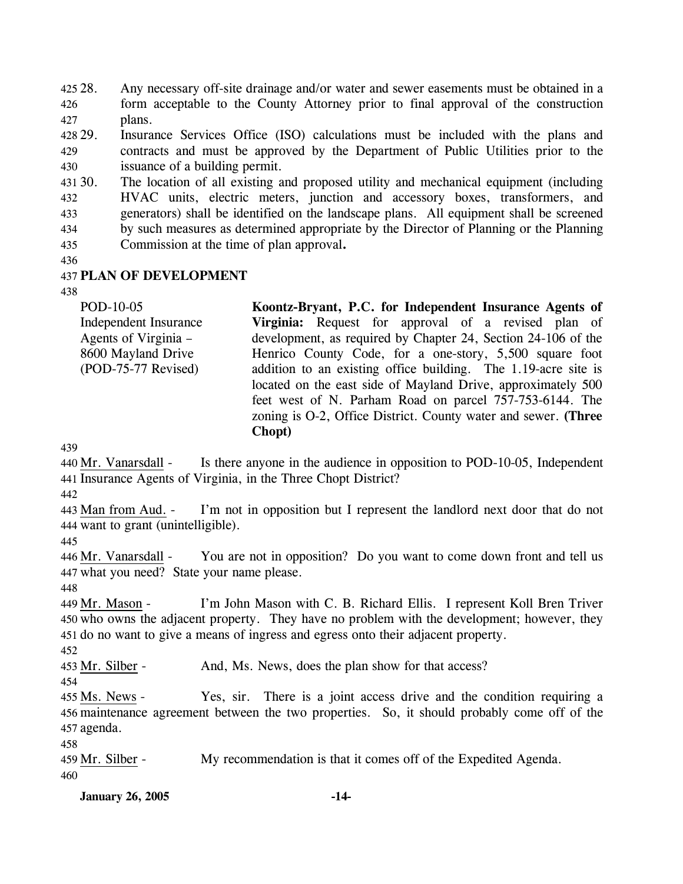28. Any necessary off-site drainage and/or water and sewer easements must be obtained in a form acceptable to the County Attorney prior to final approval of the construction plans.
29. Insurance Services Office (ISO) calculations must be included with the plans and contracts and must be approved by the Department of Public Utilities prior to the issuance of a building permit.
30. The location of all existing and proposed utility and mechanical equipment (including HVAC units, electric meters, junction and accessory boxes, transformers, and generators) shall be identified on the landscape plans. All equipment shall be screened by such measures as determined appropriate by the Director of Planning or the Planning Commission at the time of plan approval**.**

**PLAN OF DEVELOPMENT**

| | |
|---|---|
| POD-10-05<br>Independent Insurance Agents of Virginia – 8600 Mayland Drive<br>(POD-75-77 Revised) | **Koontz-Bryant, P.C. for Independent Insurance Agents of Virginia:** Request for approval of a revised plan of development, as required by Chapter 24, Section 24-106 of the Henrico County Code, for a one-story, 5,500 square foot addition to an existing office building. The 1.19-acre site is located on the east side of Mayland Drive, approximately 500 feet west of N. Parham Road on parcel 757-753-6144. The zoning is O-2, Office District. County water and sewer. **(Three Chopt)** |

Mr. Vanarsdall - Is there anyone in the audience in opposition to POD-10-05, Independent Insurance Agents of Virginia, in the Three Chopt District?

Man from Aud. - I'm not in opposition but I represent the landlord next door that do not want to grant (unintelligible).

Mr. Vanarsdall - You are not in opposition? Do you want to come down front and tell us what you need? State your name please.

Mr. Mason - I'm John Mason with C. B. Richard Ellis. I represent Koll Bren Triver who owns the adjacent property. They have no problem with the development; however, they do no want to give a means of ingress and egress onto their adjacent property.

Mr. Silber - And, Ms. News, does the plan show for that access?

Ms. News - Yes, sir. There is a joint access drive and the condition requiring a maintenance agreement between the two properties. So, it should probably come off of the agenda.

Mr. Silber - My recommendation is that it comes off of the Expedited Agenda.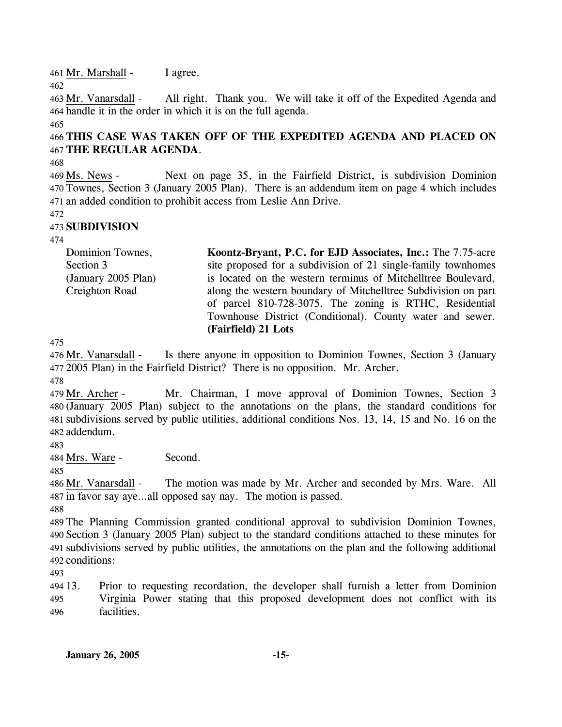Mr. Marshall - I agree.

Mr. Vanarsdall - All right. Thank you. We will take it off of the Expedited Agenda and handle it in the order in which it is on the full agenda.

**THIS CASE WAS TAKEN OFF OF THE EXPEDITED AGENDA AND PLACED ON THE REGULAR AGENDA**.

Ms. News - Next on page 35, in the Fairfield District, is subdivision Dominion Townes, Section 3 (January 2005 Plan). There is an addendum item on page 4 which includes an added condition to prohibit access from Leslie Ann Drive.

**SUBDIVISION**

Dominion Townes, Section 3 (January 2005 Plan) Creighton Road

**Koontz-Bryant, P.C. for EJD Associates, Inc.:** The 7.75-acre site proposed for a subdivision of 21 single-family townhomes is located on the western terminus of Mitchelltree Boulevard, along the western boundary of Mitchelltree Subdivision on part of parcel 810-728-3075. The zoning is RTHC, Residential Townhouse District (Conditional). County water and sewer. **(Fairfield) 21 Lots**

Mr. Vanarsdall - Is there anyone in opposition to Dominion Townes, Section 3 (January 2005 Plan) in the Fairfield District? There is no opposition. Mr. Archer.

Mr. Archer - Mr. Chairman, I move approval of Dominion Townes, Section 3 (January 2005 Plan) subject to the annotations on the plans, the standard conditions for subdivisions served by public utilities, additional conditions Nos. 13, 14, 15 and No. 16 on the addendum.

Mrs. Ware - Second.

Mr. Vanarsdall - The motion was made by Mr. Archer and seconded by Mrs. Ware. All in favor say aye…all opposed say nay. The motion is passed.

The Planning Commission granted conditional approval to subdivision Dominion Townes, Section 3 (January 2005 Plan) subject to the standard conditions attached to these minutes for subdivisions served by public utilities, the annotations on the plan and the following additional conditions:

13. Prior to requesting recordation, the developer shall furnish a letter from Dominion Virginia Power stating that this proposed development does not conflict with its facilities.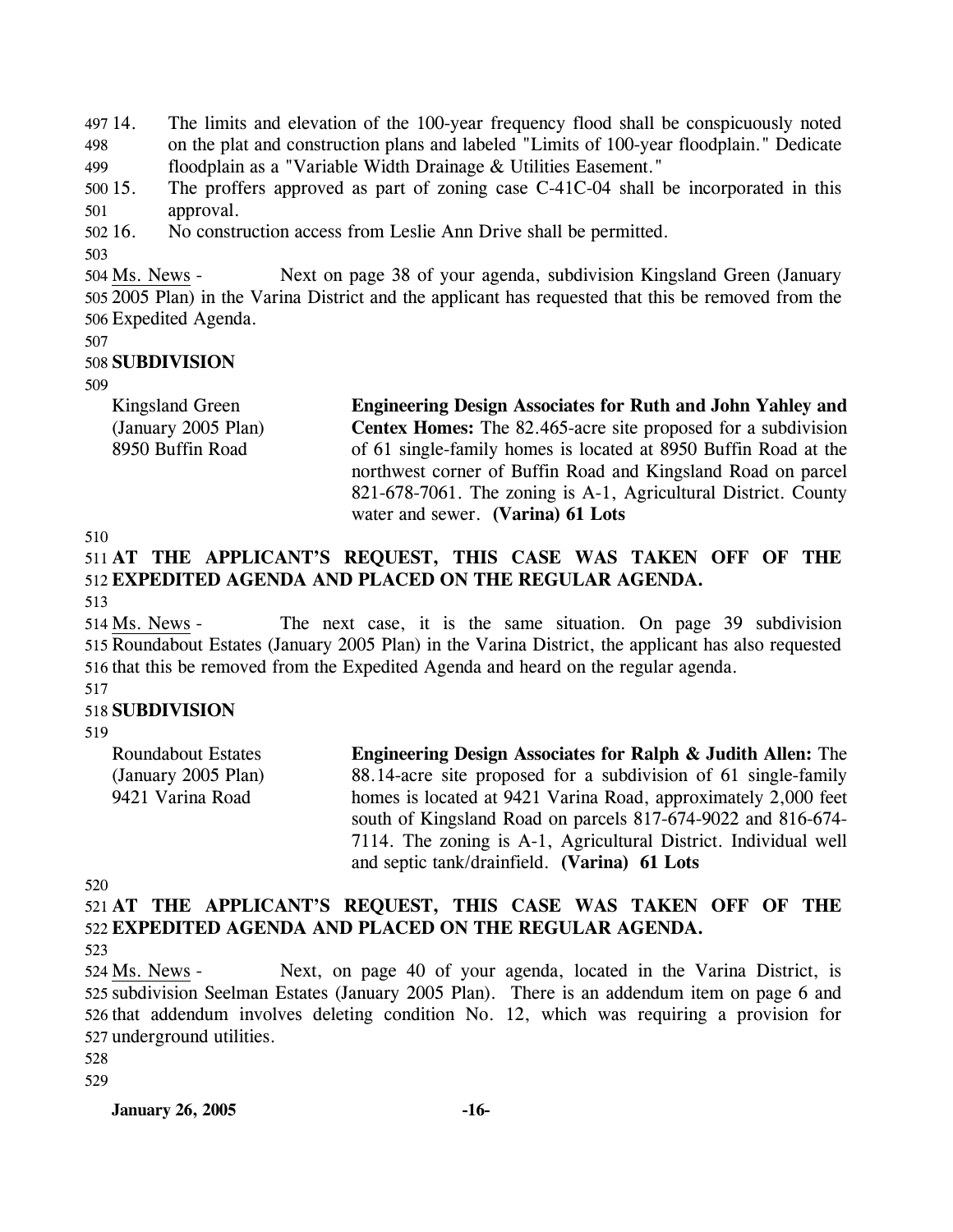14. The limits and elevation of the 100-year frequency flood shall be conspicuously noted on the plat and construction plans and labeled "Limits of 100-year floodplain." Dedicate floodplain as a "Variable Width Drainage & Utilities Easement."
15. The proffers approved as part of zoning case C-41C-04 shall be incorporated in this approval.
16. No construction access from Leslie Ann Drive shall be permitted.

Ms. News - Next on page 38 of your agenda, subdivision Kingsland Green (January 2005 Plan) in the Varina District and the applicant has requested that this be removed from the Expedited Agenda.

**SUBDIVISION**

| | |
|---|---|
| Kingsland Green (January 2005 Plan) 8950 Buffin Road | **Engineering Design Associates for Ruth and John Yahley and Centex Homes:** The 82.465-acre site proposed for a subdivision of 61 single-family homes is located at 8950 Buffin Road at the northwest corner of Buffin Road and Kingsland Road on parcel 821-678-7061. The zoning is A-1, Agricultural District. County water and sewer. **(Varina) 61 Lots** |

**AT THE APPLICANT'S REQUEST, THIS CASE WAS TAKEN OFF OF THE EXPEDITED AGENDA AND PLACED ON THE REGULAR AGENDA.**

Ms. News - The next case, it is the same situation. On page 39 subdivision Roundabout Estates (January 2005 Plan) in the Varina District, the applicant has also requested that this be removed from the Expedited Agenda and heard on the regular agenda.

**SUBDIVISION**

| | |
|---|---|
| Roundabout Estates (January 2005 Plan) 9421 Varina Road | **Engineering Design Associates for Ralph & Judith Allen:** The 88.14-acre site proposed for a subdivision of 61 single-family homes is located at 9421 Varina Road, approximately 2,000 feet south of Kingsland Road on parcels 817-674-9022 and 816-674-7114. The zoning is A-1, Agricultural District. Individual well and septic tank/drainfield. **(Varina) 61 Lots** |

**AT THE APPLICANT'S REQUEST, THIS CASE WAS TAKEN OFF OF THE EXPEDITED AGENDA AND PLACED ON THE REGULAR AGENDA.**

Ms. News - Next, on page 40 of your agenda, located in the Varina District, is subdivision Seelman Estates (January 2005 Plan). There is an addendum item on page 6 and that addendum involves deleting condition No. 12, which was requiring a provision for underground utilities.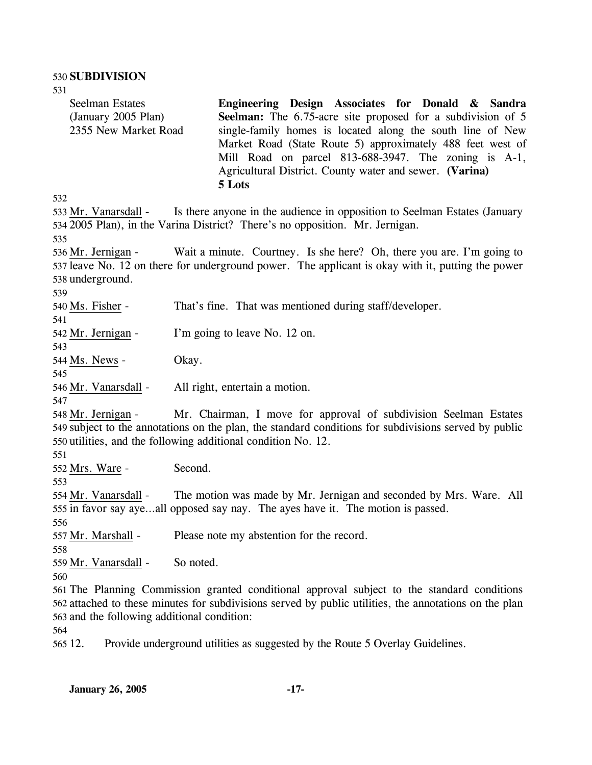**SUBDIVISION**

Seelman Estates
(January 2005 Plan)
2355 New Market Road

**Engineering Design Associates for Donald & Sandra Seelman:** The 6.75-acre site proposed for a subdivision of 5 single-family homes is located along the south line of New Market Road (State Route 5) approximately 488 feet west of Mill Road on parcel 813-688-3947. The zoning is A-1, Agricultural District. County water and sewer. **(Varina)**
**5 Lots**

Mr. Vanarsdall - Is there anyone in the audience in opposition to Seelman Estates (January 2005 Plan), in the Varina District? There's no opposition. Mr. Jernigan.

Mr. Jernigan - Wait a minute. Courtney. Is she here? Oh, there you are. I'm going to leave No. 12 on there for underground power. The applicant is okay with it, putting the power underground.

Ms. Fisher - That's fine. That was mentioned during staff/developer.

Mr. Jernigan - I'm going to leave No. 12 on.

Ms. News - Okay.

Mr. Vanarsdall - All right, entertain a motion.

Mr. Jernigan - Mr. Chairman, I move for approval of subdivision Seelman Estates subject to the annotations on the plan, the standard conditions for subdivisions served by public utilities, and the following additional condition No. 12.

Mrs. Ware - Second.

Mr. Vanarsdall - The motion was made by Mr. Jernigan and seconded by Mrs. Ware. All in favor say aye…all opposed say nay. The ayes have it. The motion is passed.

Mr. Marshall - Please note my abstention for the record.

Mr. Vanarsdall - So noted.

The Planning Commission granted conditional approval subject to the standard conditions attached to these minutes for subdivisions served by public utilities, the annotations on the plan and the following additional condition:

12. Provide underground utilities as suggested by the Route 5 Overlay Guidelines.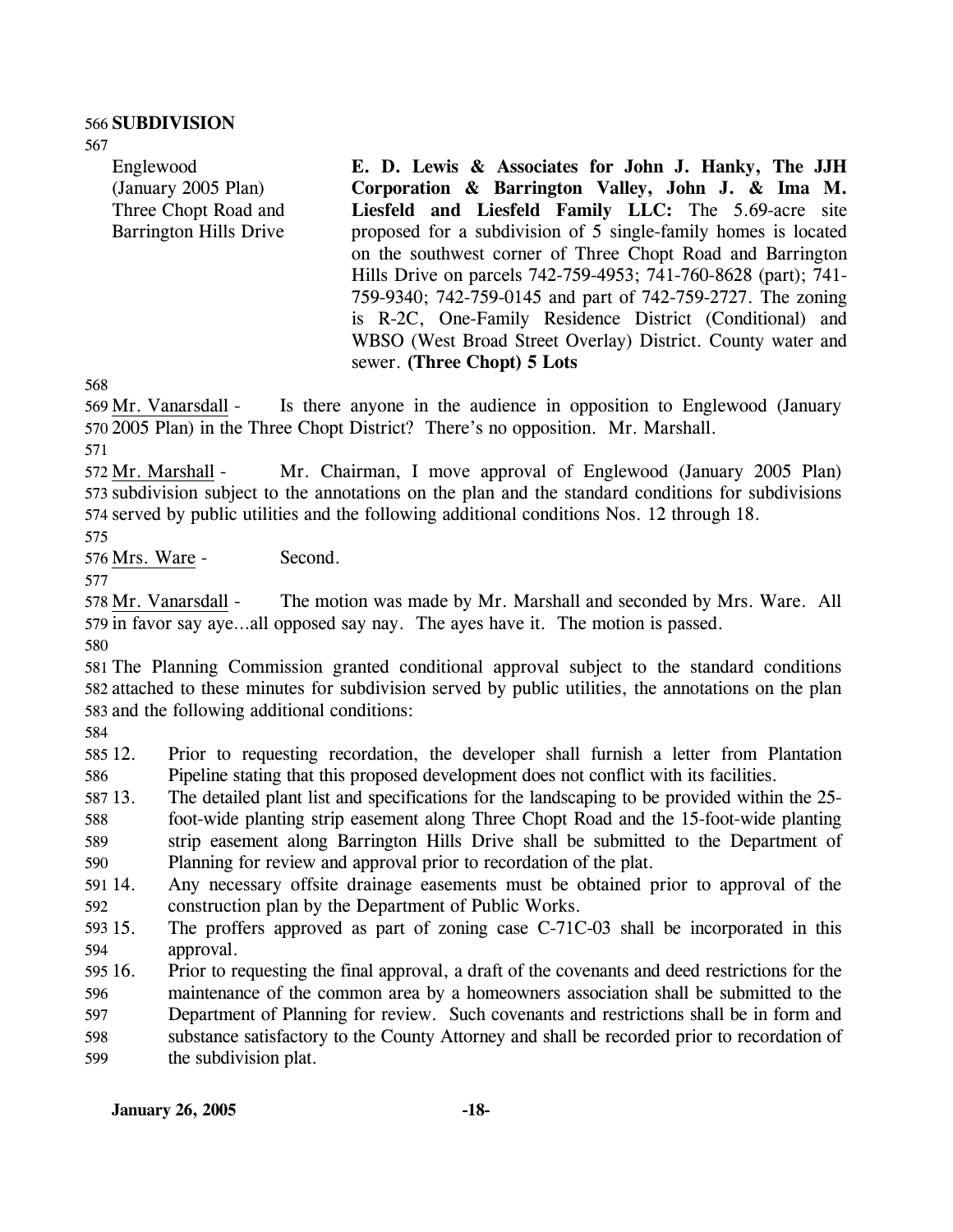## SUBDIVISION

| | |
|---|---|
| Englewood (January 2005 Plan) Three Chopt Road and Barrington Hills Drive | **E. D. Lewis & Associates for John J. Hanky, The JJH Corporation & Barrington Valley, John J. & Ima M. Liesfeld and Liesfeld Family LLC:** The 5.69-acre site proposed for a subdivision of 5 single-family homes is located on the southwest corner of Three Chopt Road and Barrington Hills Drive on parcels 742-759-4953; 741-760-8628 (part); 741-759-9340; 742-759-0145 and part of 742-759-2727. The zoning is R-2C, One-Family Residence District (Conditional) and WBSO (West Broad Street Overlay) District. County water and sewer. **(Three Chopt) 5 Lots** |

Mr. Vanarsdall - Is there anyone in the audience in opposition to Englewood (January 2005 Plan) in the Three Chopt District? There's no opposition. Mr. Marshall.

Mr. Marshall - Mr. Chairman, I move approval of Englewood (January 2005 Plan) subdivision subject to the annotations on the plan and the standard conditions for subdivisions served by public utilities and the following additional conditions Nos. 12 through 18.

Mrs. Ware - Second.

Mr. Vanarsdall - The motion was made by Mr. Marshall and seconded by Mrs. Ware. All in favor say aye…all opposed say nay. The ayes have it. The motion is passed.

The Planning Commission granted conditional approval subject to the standard conditions attached to these minutes for subdivision served by public utilities, the annotations on the plan and the following additional conditions:

12. Prior to requesting recordation, the developer shall furnish a letter from Plantation Pipeline stating that this proposed development does not conflict with its facilities.
13. The detailed plant list and specifications for the landscaping to be provided within the 25-foot-wide planting strip easement along Three Chopt Road and the 15-foot-wide planting strip easement along Barrington Hills Drive shall be submitted to the Department of Planning for review and approval prior to recordation of the plat.
14. Any necessary offsite drainage easements must be obtained prior to approval of the construction plan by the Department of Public Works.
15. The proffers approved as part of zoning case C-71C-03 shall be incorporated in this approval.
16. Prior to requesting the final approval, a draft of the covenants and deed restrictions for the maintenance of the common area by a homeowners association shall be submitted to the Department of Planning for review. Such covenants and restrictions shall be in form and substance satisfactory to the County Attorney and shall be recorded prior to recordation of the subdivision plat.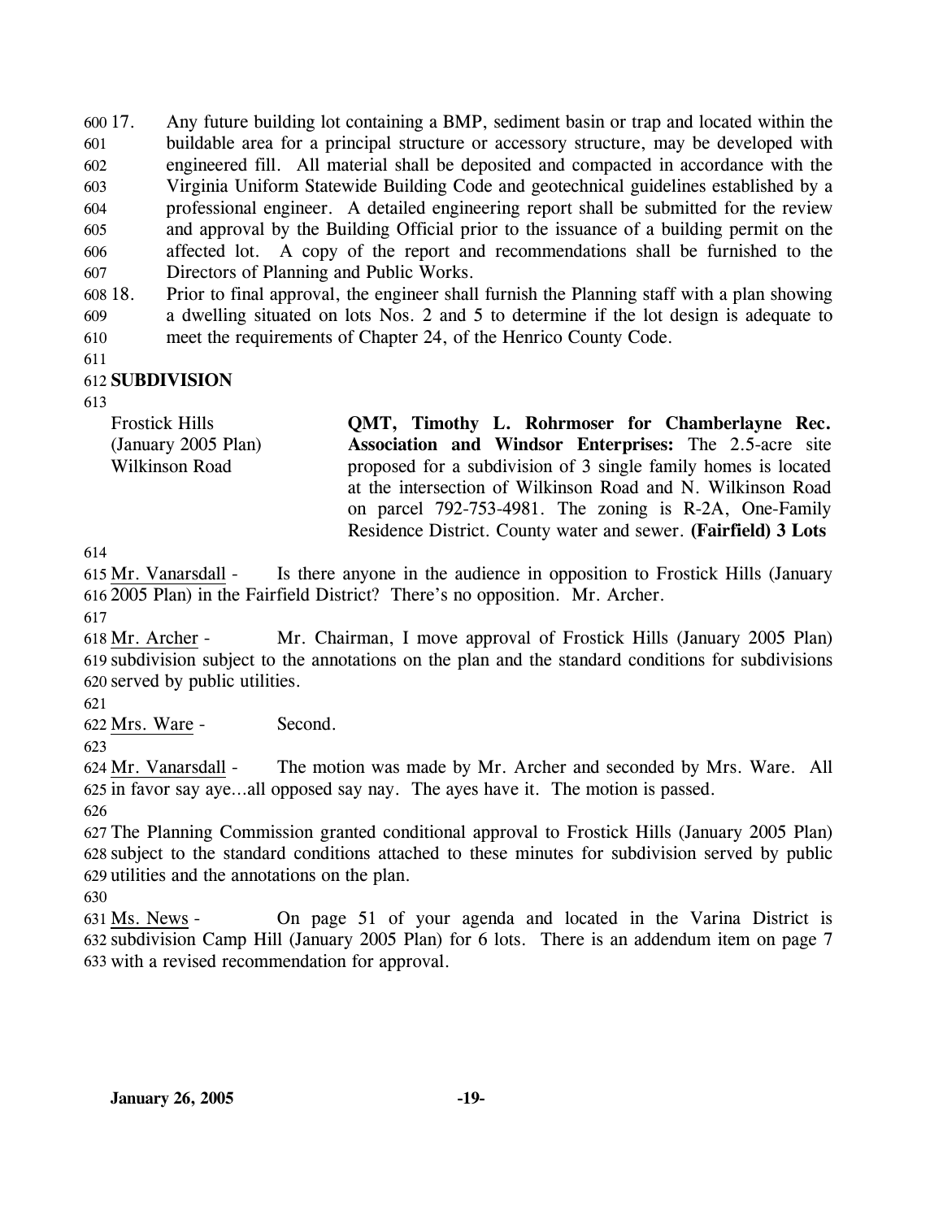17. Any future building lot containing a BMP, sediment basin or trap and located within the buildable area for a principal structure or accessory structure, may be developed with engineered fill. All material shall be deposited and compacted in accordance with the Virginia Uniform Statewide Building Code and geotechnical guidelines established by a professional engineer. A detailed engineering report shall be submitted for the review and approval by the Building Official prior to the issuance of a building permit on the affected lot. A copy of the report and recommendations shall be furnished to the Directors of Planning and Public Works.
18. Prior to final approval, the engineer shall furnish the Planning staff with a plan showing a dwelling situated on lots Nos. 2 and 5 to determine if the lot design is adequate to meet the requirements of Chapter 24, of the Henrico County Code.

**SUBDIVISION**

| | |
|---|---|
| Frostick Hills (January 2005 Plan) Wilkinson Road | **QMT, Timothy L. Rohrmoser for Chamberlayne Rec. Association and Windsor Enterprises:** The 2.5-acre site proposed for a subdivision of 3 single family homes is located at the intersection of Wilkinson Road and N. Wilkinson Road on parcel 792-753-4981. The zoning is R-2A, One-Family Residence District. County water and sewer. **(Fairfield) 3 Lots** |

Mr. Vanarsdall - Is there anyone in the audience in opposition to Frostick Hills (January 2005 Plan) in the Fairfield District? There's no opposition. Mr. Archer.

Mr. Archer - Mr. Chairman, I move approval of Frostick Hills (January 2005 Plan) subdivision subject to the annotations on the plan and the standard conditions for subdivisions served by public utilities.

Mrs. Ware - Second.

Mr. Vanarsdall - The motion was made by Mr. Archer and seconded by Mrs. Ware. All in favor say aye…all opposed say nay. The ayes have it. The motion is passed.

The Planning Commission granted conditional approval to Frostick Hills (January 2005 Plan) subject to the standard conditions attached to these minutes for subdivision served by public utilities and the annotations on the plan.

Ms. News - On page 51 of your agenda and located in the Varina District is subdivision Camp Hill (January 2005 Plan) for 6 lots. There is an addendum item on page 7 with a revised recommendation for approval.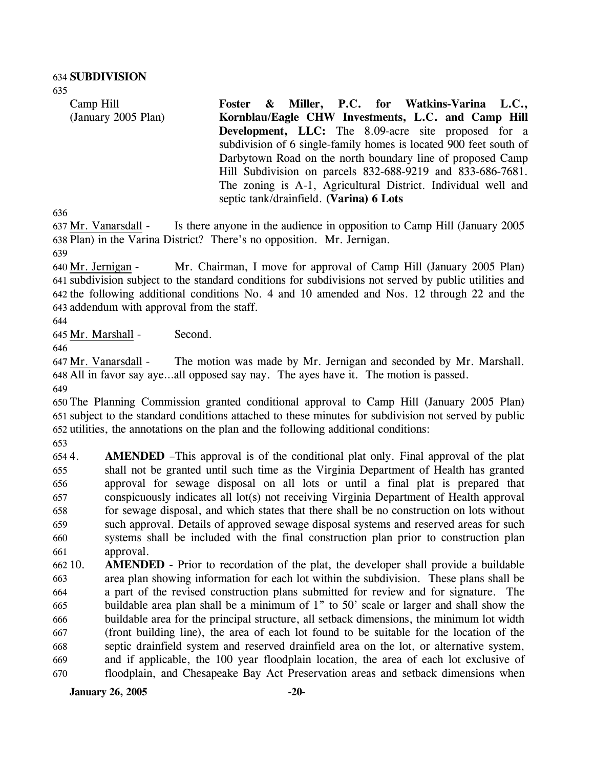**SUBDIVISION**

Camp Hill (January 2005 Plan)

**Foster & Miller, P.C. for Watkins-Varina L.C., Kornblau/Eagle CHW Investments, L.C. and Camp Hill Development, LLC:** The 8.09-acre site proposed for a subdivision of 6 single-family homes is located 900 feet south of Darbytown Road on the north boundary line of proposed Camp Hill Subdivision on parcels 832-688-9219 and 833-686-7681. The zoning is A-1, Agricultural District. Individual well and septic tank/drainfield. **(Varina) 6 Lots**

Mr. Vanarsdall - Is there anyone in the audience in opposition to Camp Hill (January 2005 Plan) in the Varina District? There's no opposition. Mr. Jernigan.

Mr. Jernigan - Mr. Chairman, I move for approval of Camp Hill (January 2005 Plan) subdivision subject to the standard conditions for subdivisions not served by public utilities and the following additional conditions No. 4 and 10 amended and Nos. 12 through 22 and the addendum with approval from the staff.

Mr. Marshall - Second.

Mr. Vanarsdall - The motion was made by Mr. Jernigan and seconded by Mr. Marshall. All in favor say aye…all opposed say nay. The ayes have it. The motion is passed.

The Planning Commission granted conditional approval to Camp Hill (January 2005 Plan) subject to the standard conditions attached to these minutes for subdivision not served by public utilities, the annotations on the plan and the following additional conditions:

4. **AMENDED** –This approval is of the conditional plat only. Final approval of the plat shall not be granted until such time as the Virginia Department of Health has granted approval for sewage disposal on all lots or until a final plat is prepared that conspicuously indicates all lot(s) not receiving Virginia Department of Health approval for sewage disposal, and which states that there shall be no construction on lots without such approval. Details of approved sewage disposal systems and reserved areas for such systems shall be included with the final construction plan prior to construction plan approval.

10. **AMENDED** - Prior to recordation of the plat, the developer shall provide a buildable area plan showing information for each lot within the subdivision. These plans shall be a part of the revised construction plans submitted for review and for signature. The buildable area plan shall be a minimum of 1" to 50' scale or larger and shall show the buildable area for the principal structure, all setback dimensions, the minimum lot width (front building line), the area of each lot found to be suitable for the location of the septic drainfield system and reserved drainfield area on the lot, or alternative system, and if applicable, the 100 year floodplain location, the area of each lot exclusive of floodplain, and Chesapeake Bay Act Preservation areas and setback dimensions when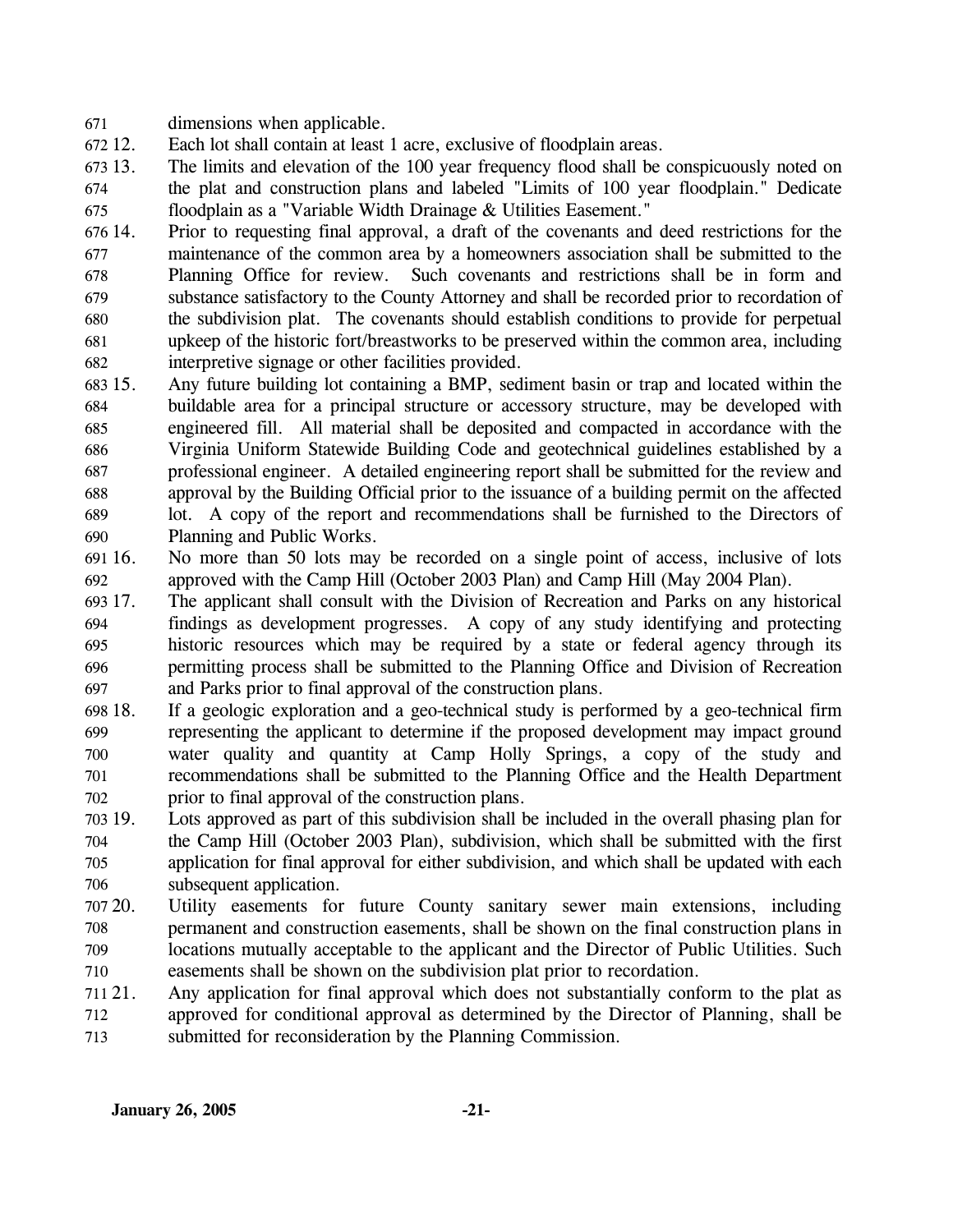dimensions when applicable.

12. Each lot shall contain at least 1 acre, exclusive of floodplain areas.
13. The limits and elevation of the 100 year frequency flood shall be conspicuously noted on the plat and construction plans and labeled "Limits of 100 year floodplain." Dedicate floodplain as a "Variable Width Drainage & Utilities Easement."
14. Prior to requesting final approval, a draft of the covenants and deed restrictions for the maintenance of the common area by a homeowners association shall be submitted to the Planning Office for review. Such covenants and restrictions shall be in form and substance satisfactory to the County Attorney and shall be recorded prior to recordation of the subdivision plat. The covenants should establish conditions to provide for perpetual upkeep of the historic fort/breastworks to be preserved within the common area, including interpretive signage or other facilities provided.
15. Any future building lot containing a BMP, sediment basin or trap and located within the buildable area for a principal structure or accessory structure, may be developed with engineered fill. All material shall be deposited and compacted in accordance with the Virginia Uniform Statewide Building Code and geotechnical guidelines established by a professional engineer. A detailed engineering report shall be submitted for the review and approval by the Building Official prior to the issuance of a building permit on the affected lot. A copy of the report and recommendations shall be furnished to the Directors of Planning and Public Works.
16. No more than 50 lots may be recorded on a single point of access, inclusive of lots approved with the Camp Hill (October 2003 Plan) and Camp Hill (May 2004 Plan).
17. The applicant shall consult with the Division of Recreation and Parks on any historical findings as development progresses. A copy of any study identifying and protecting historic resources which may be required by a state or federal agency through its permitting process shall be submitted to the Planning Office and Division of Recreation and Parks prior to final approval of the construction plans.
18. If a geologic exploration and a geo-technical study is performed by a geo-technical firm representing the applicant to determine if the proposed development may impact ground water quality and quantity at Camp Holly Springs, a copy of the study and recommendations shall be submitted to the Planning Office and the Health Department prior to final approval of the construction plans.
19. Lots approved as part of this subdivision shall be included in the overall phasing plan for the Camp Hill (October 2003 Plan), subdivision, which shall be submitted with the first application for final approval for either subdivision, and which shall be updated with each subsequent application.
20. Utility easements for future County sanitary sewer main extensions, including permanent and construction easements, shall be shown on the final construction plans in locations mutually acceptable to the applicant and the Director of Public Utilities. Such easements shall be shown on the subdivision plat prior to recordation.
21. Any application for final approval which does not substantially conform to the plat as approved for conditional approval as determined by the Director of Planning, shall be submitted for reconsideration by the Planning Commission.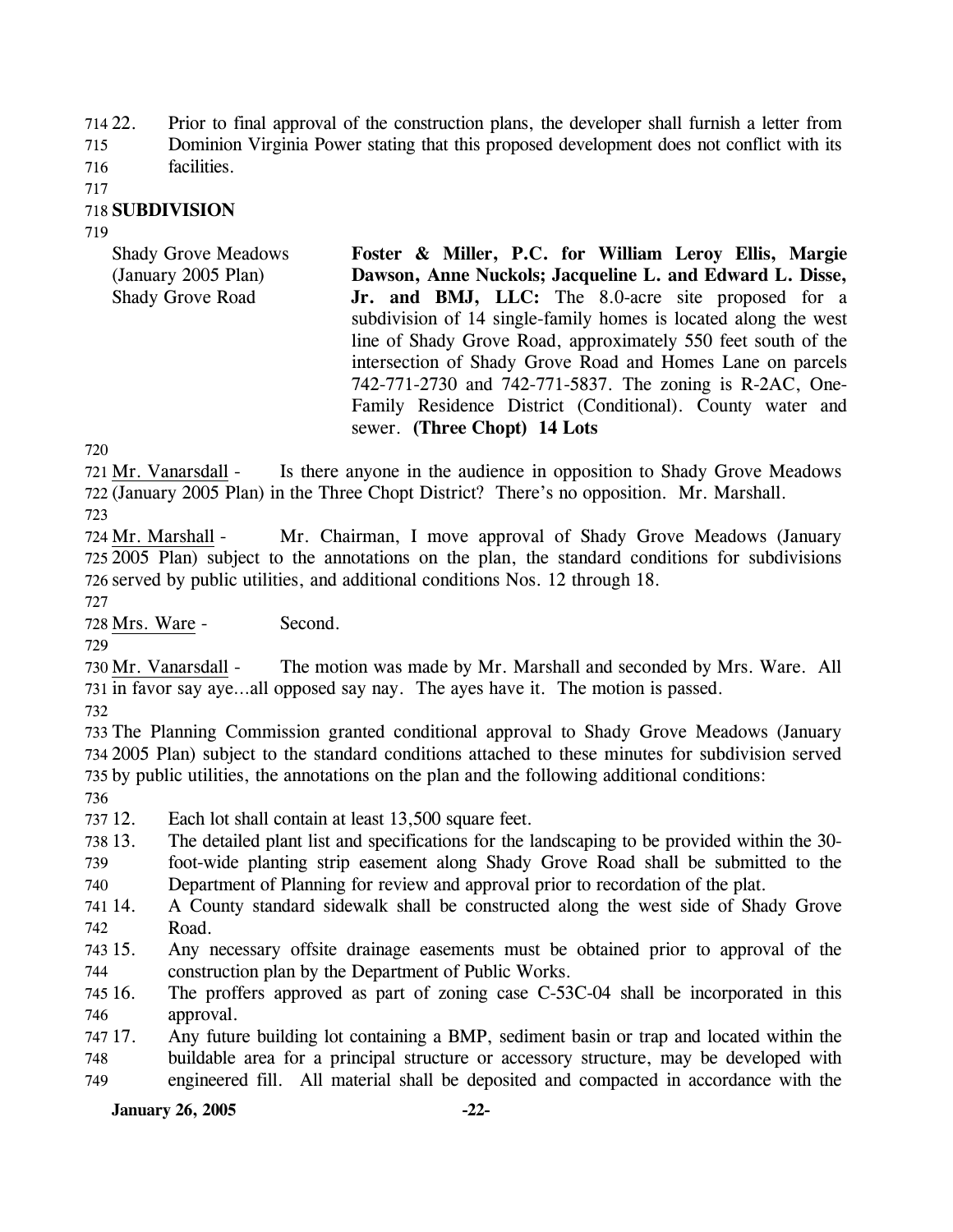22. Prior to final approval of the construction plans, the developer shall furnish a letter from Dominion Virginia Power stating that this proposed development does not conflict with its facilities.

## SUBDIVISION

Shady Grove Meadows (January 2005 Plan) Shady Grove Road

**Foster & Miller, P.C. for William Leroy Ellis, Margie Dawson, Anne Nuckols; Jacqueline L. and Edward L. Disse, Jr. and BMJ, LLC:** The 8.0-acre site proposed for a subdivision of 14 single-family homes is located along the west line of Shady Grove Road, approximately 550 feet south of the intersection of Shady Grove Road and Homes Lane on parcels 742-771-2730 and 742-771-5837. The zoning is R-2AC, One-Family Residence District (Conditional). County water and sewer. **(Three Chopt) 14 Lots**

Mr. Vanarsdall - Is there anyone in the audience in opposition to Shady Grove Meadows (January 2005 Plan) in the Three Chopt District? There's no opposition. Mr. Marshall.

Mr. Marshall - Mr. Chairman, I move approval of Shady Grove Meadows (January 2005 Plan) subject to the annotations on the plan, the standard conditions for subdivisions served by public utilities, and additional conditions Nos. 12 through 18.

Mrs. Ware - Second.

Mr. Vanarsdall - The motion was made by Mr. Marshall and seconded by Mrs. Ware. All in favor say aye…all opposed say nay. The ayes have it. The motion is passed.

The Planning Commission granted conditional approval to Shady Grove Meadows (January 2005 Plan) subject to the standard conditions attached to these minutes for subdivision served by public utilities, the annotations on the plan and the following additional conditions:

12. Each lot shall contain at least 13,500 square feet.
13. The detailed plant list and specifications for the landscaping to be provided within the 30-foot-wide planting strip easement along Shady Grove Road shall be submitted to the Department of Planning for review and approval prior to recordation of the plat.
14. A County standard sidewalk shall be constructed along the west side of Shady Grove Road.
15. Any necessary offsite drainage easements must be obtained prior to approval of the construction plan by the Department of Public Works.
16. The proffers approved as part of zoning case C-53C-04 shall be incorporated in this approval.
17. Any future building lot containing a BMP, sediment basin or trap and located within the buildable area for a principal structure or accessory structure, may be developed with engineered fill. All material shall be deposited and compacted in accordance with the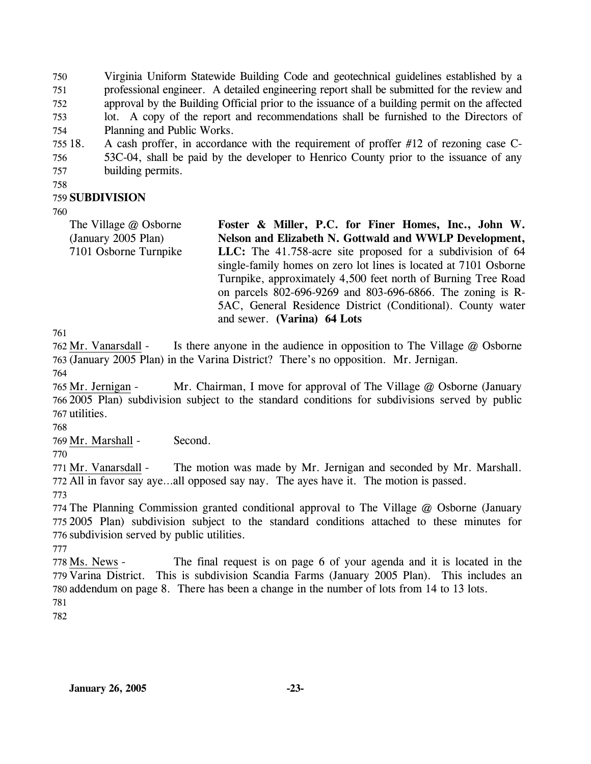Virginia Uniform Statewide Building Code and geotechnical guidelines established by a professional engineer. A detailed engineering report shall be submitted for the review and approval by the Building Official prior to the issuance of a building permit on the affected lot. A copy of the report and recommendations shall be furnished to the Directors of Planning and Public Works.

18. A cash proffer, in accordance with the requirement of proffer #12 of rezoning case C-53C-04, shall be paid by the developer to Henrico County prior to the issuance of any building permits.

**SUBDIVISION**

The Village @ Osborne (January 2005 Plan)
7101 Osborne Turnpike

**Foster & Miller, P.C. for Finer Homes, Inc., John W. Nelson and Elizabeth N. Gottwald and WWLP Development, LLC:** The 41.758-acre site proposed for a subdivision of 64 single-family homes on zero lot lines is located at 7101 Osborne Turnpike, approximately 4,500 feet north of Burning Tree Road on parcels 802-696-9269 and 803-696-6866. The zoning is R-5AC, General Residence District (Conditional). County water and sewer. **(Varina) 64 Lots**

Mr. Vanarsdall - Is there anyone in the audience in opposition to The Village @ Osborne (January 2005 Plan) in the Varina District? There's no opposition. Mr. Jernigan.

Mr. Jernigan - Mr. Chairman, I move for approval of The Village @ Osborne (January 2005 Plan) subdivision subject to the standard conditions for subdivisions served by public utilities.

Mr. Marshall - Second.

Mr. Vanarsdall - The motion was made by Mr. Jernigan and seconded by Mr. Marshall. All in favor say aye…all opposed say nay. The ayes have it. The motion is passed.

The Planning Commission granted conditional approval to The Village @ Osborne (January 2005 Plan) subdivision subject to the standard conditions attached to these minutes for subdivision served by public utilities.

Ms. News - The final request is on page 6 of your agenda and it is located in the Varina District. This is subdivision Scandia Farms (January 2005 Plan). This includes an addendum on page 8. There has been a change in the number of lots from 14 to 13 lots.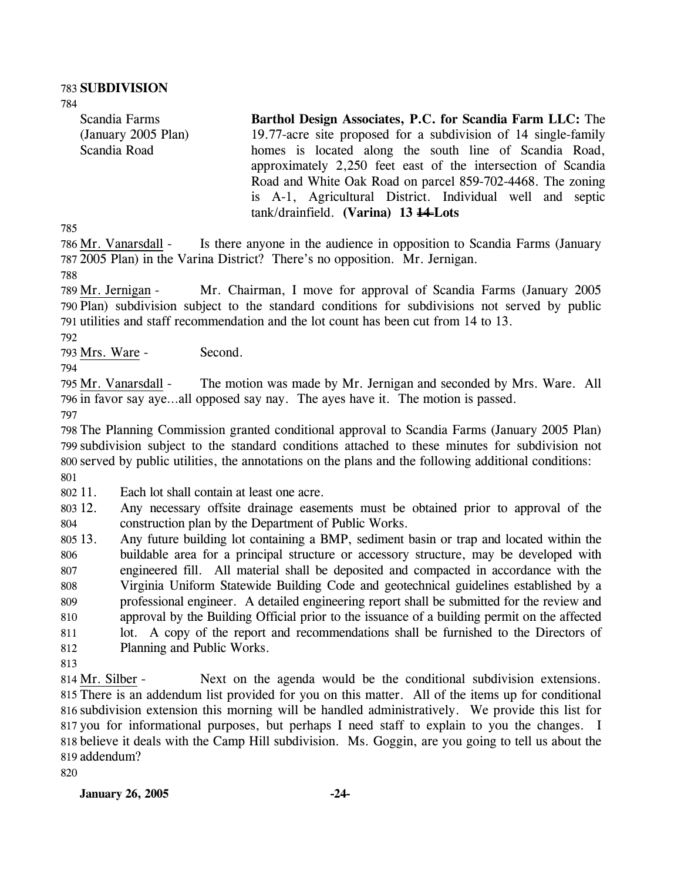783 **SUBDIVISION**

784

| | |
|---|---|
| Scandia Farms (January 2005 Plan) Scandia Road | **Barthol Design Associates, P.C. for Scandia Farm LLC:** The 19.77-acre site proposed for a subdivision of 14 single-family homes is located along the south line of Scandia Road, approximately 2,250 feet east of the intersection of Scandia Road and White Oak Road on parcel 859-702-4468. The zoning is A-1, Agricultural District. Individual well and septic tank/drainfield. **(Varina) 13 ~~14~~ Lots** |

785

786 Mr. Vanarsdall - Is there anyone in the audience in opposition to Scandia Farms (January 787 2005 Plan) in the Varina District? There's no opposition. Mr. Jernigan.

788

789 Mr. Jernigan - Mr. Chairman, I move for approval of Scandia Farms (January 2005 790 Plan) subdivision subject to the standard conditions for subdivisions not served by public 791 utilities and staff recommendation and the lot count has been cut from 14 to 13.

792

793 Mrs. Ware - Second.

794

795 Mr. Vanarsdall - The motion was made by Mr. Jernigan and seconded by Mrs. Ware. All 796 in favor say aye…all opposed say nay. The ayes have it. The motion is passed.

797

798 The Planning Commission granted conditional approval to Scandia Farms (January 2005 Plan) 799 subdivision subject to the standard conditions attached to these minutes for subdivision not 800 served by public utilities, the annotations on the plans and the following additional conditions:

801

802 11. Each lot shall contain at least one acre.

803 12. Any necessary offsite drainage easements must be obtained prior to approval of the 804 construction plan by the Department of Public Works.

805 13. Any future building lot containing a BMP, sediment basin or trap and located within the 806 buildable area for a principal structure or accessory structure, may be developed with 807 engineered fill. All material shall be deposited and compacted in accordance with the 808 Virginia Uniform Statewide Building Code and geotechnical guidelines established by a 809 professional engineer. A detailed engineering report shall be submitted for the review and 810 approval by the Building Official prior to the issuance of a building permit on the affected 811 lot. A copy of the report and recommendations shall be furnished to the Directors of 812 Planning and Public Works.

813

814 Mr. Silber - Next on the agenda would be the conditional subdivision extensions. 815 There is an addendum list provided for you on this matter. All of the items up for conditional 816 subdivision extension this morning will be handled administratively. We provide this list for 817 you for informational purposes, but perhaps I need staff to explain to you the changes. I 818 believe it deals with the Camp Hill subdivision. Ms. Goggin, are you going to tell us about the 819 addendum?

820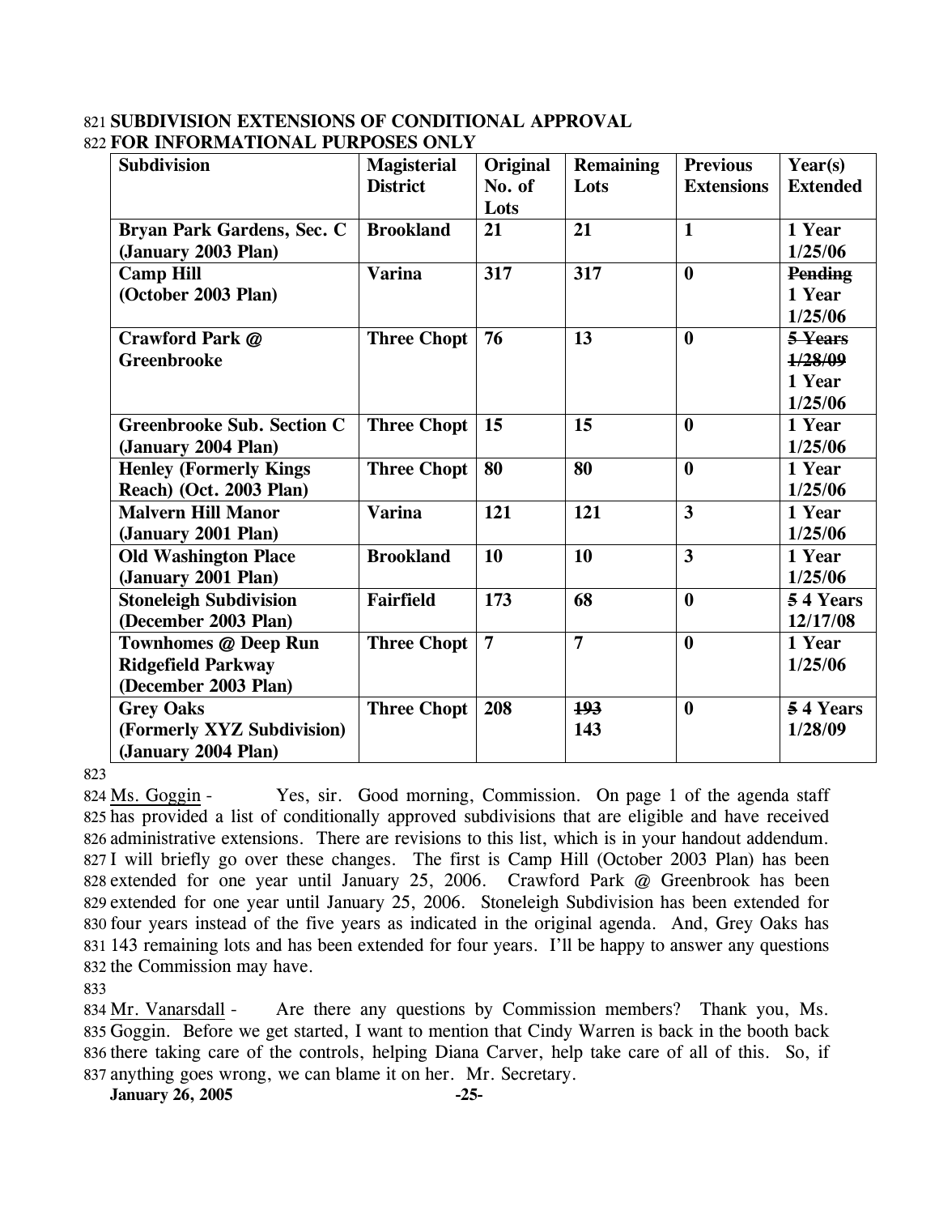821 **SUBDIVISION EXTENSIONS OF CONDITIONAL APPROVAL**
822 **FOR INFORMATIONAL PURPOSES ONLY**

| Subdivision | Magisterial District | Original No. of Lots | Remaining Lots | Previous Extensions | Year(s) Extended |
|---|---|---|---|---|---|
| **Bryan Park Gardens, Sec. C (January 2003 Plan)** | **Brookland** | **21** | **21** | **1** | **1 Year 1/25/06** |
| **Camp Hill (October 2003 Plan)** | **Varina** | **317** | **317** | **0** | ~~**Pending**~~ **1 Year 1/25/06** |
| **Crawford Park @ Greenbrooke** | **Three Chopt** | **76** | **13** | **0** | ~~**5 Years 1/28/09**~~ **1 Year 1/25/06** |
| **Greenbrooke Sub. Section C (January 2004 Plan)** | **Three Chopt** | **15** | **15** | **0** | **1 Year 1/25/06** |
| **Henley (Formerly Kings Reach) (Oct. 2003 Plan)** | **Three Chopt** | **80** | **80** | **0** | **1 Year 1/25/06** |
| **Malvern Hill Manor (January 2001 Plan)** | **Varina** | **121** | **121** | **3** | **1 Year 1/25/06** |
| **Old Washington Place (January 2001 Plan)** | **Brookland** | **10** | **10** | **3** | **1 Year 1/25/06** |
| **Stoneleigh Subdivision (December 2003 Plan)** | **Fairfield** | **173** | **68** | **0** | ~~**5**~~ **4 Years 12/17/08** |
| **Townhomes @ Deep Run Ridgefield Parkway (December 2003 Plan)** | **Three Chopt** | **7** | **7** | **0** | **1 Year 1/25/06** |
| **Grey Oaks (Formerly XYZ Subdivision) (January 2004 Plan)** | **Three Chopt** | **208** | ~~**193**~~ **143** | **0** | ~~**5**~~ **4 Years 1/28/09** |

823

824 Ms. Goggin - Yes, sir. Good morning, Commission. On page 1 of the agenda staff
825 has provided a list of conditionally approved subdivisions that are eligible and have received
826 administrative extensions. There are revisions to this list, which is in your handout addendum.
827 I will briefly go over these changes. The first is Camp Hill (October 2003 Plan) has been
828 extended for one year until January 25, 2006. Crawford Park @ Greenbrook has been
829 extended for one year until January 25, 2006. Stoneleigh Subdivision has been extended for
830 four years instead of the five years as indicated in the original agenda. And, Grey Oaks has
831 143 remaining lots and has been extended for four years. I'll be happy to answer any questions
832 the Commission may have.

833

834 Mr. Vanarsdall - Are there any questions by Commission members? Thank you, Ms.
835 Goggin. Before we get started, I want to mention that Cindy Warren is back in the booth back
836 there taking care of the controls, helping Diana Carver, help take care of all of this. So, if
837 anything goes wrong, we can blame it on her. Mr. Secretary.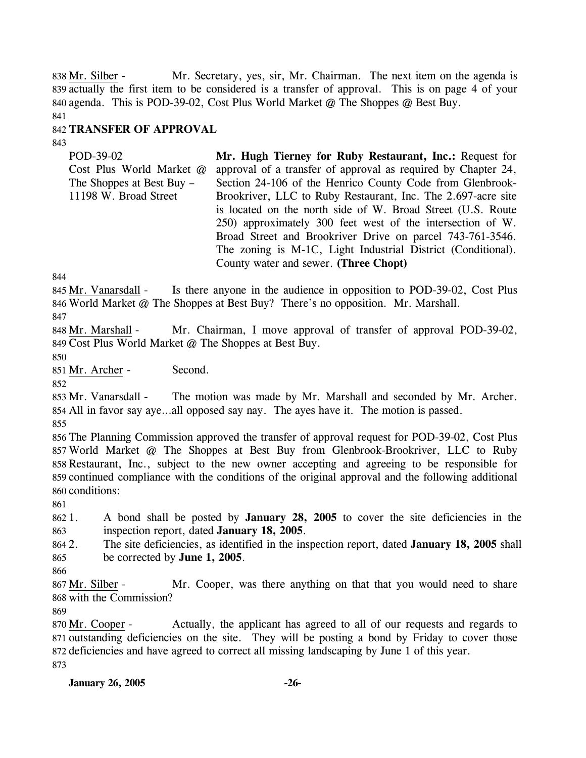Mr. Silber - Mr. Secretary, yes, sir, Mr. Chairman. The next item on the agenda is actually the first item to be considered is a transfer of approval. This is on page 4 of your agenda. This is POD-39-02, Cost Plus World Market @ The Shoppes @ Best Buy.

**TRANSFER OF APPROVAL**

| | |
|---|---|
| POD-39-02<br>Cost Plus World Market @ The Shoppes at Best Buy – 11198 W. Broad Street | **Mr. Hugh Tierney for Ruby Restaurant, Inc.:** Request for approval of a transfer of approval as required by Chapter 24, Section 24-106 of the Henrico County Code from Glenbrook-Brookriver, LLC to Ruby Restaurant, Inc. The 2.697-acre site is located on the north side of W. Broad Street (U.S. Route 250) approximately 300 feet west of the intersection of W. Broad Street and Brookriver Drive on parcel 743-761-3546. The zoning is M-1C, Light Industrial District (Conditional). County water and sewer. **(Three Chopt)** |

Mr. Vanarsdall - Is there anyone in the audience in opposition to POD-39-02, Cost Plus World Market @ The Shoppes at Best Buy? There's no opposition. Mr. Marshall.

Mr. Marshall - Mr. Chairman, I move approval of transfer of approval POD-39-02, Cost Plus World Market @ The Shoppes at Best Buy.

Mr. Archer - Second.

Mr. Vanarsdall - The motion was made by Mr. Marshall and seconded by Mr. Archer. All in favor say aye…all opposed say nay. The ayes have it. The motion is passed.

The Planning Commission approved the transfer of approval request for POD-39-02, Cost Plus World Market @ The Shoppes at Best Buy from Glenbrook-Brookriver, LLC to Ruby Restaurant, Inc., subject to the new owner accepting and agreeing to be responsible for continued compliance with the conditions of the original approval and the following additional conditions:

1. A bond shall be posted by **January 28, 2005** to cover the site deficiencies in the inspection report, dated **January 18, 2005**.
2. The site deficiencies, as identified in the inspection report, dated **January 18, 2005** shall be corrected by **June 1, 2005**.

Mr. Silber - Mr. Cooper, was there anything on that that you would need to share with the Commission?

Mr. Cooper - Actually, the applicant has agreed to all of our requests and regards to outstanding deficiencies on the site. They will be posting a bond by Friday to cover those deficiencies and have agreed to correct all missing landscaping by June 1 of this year.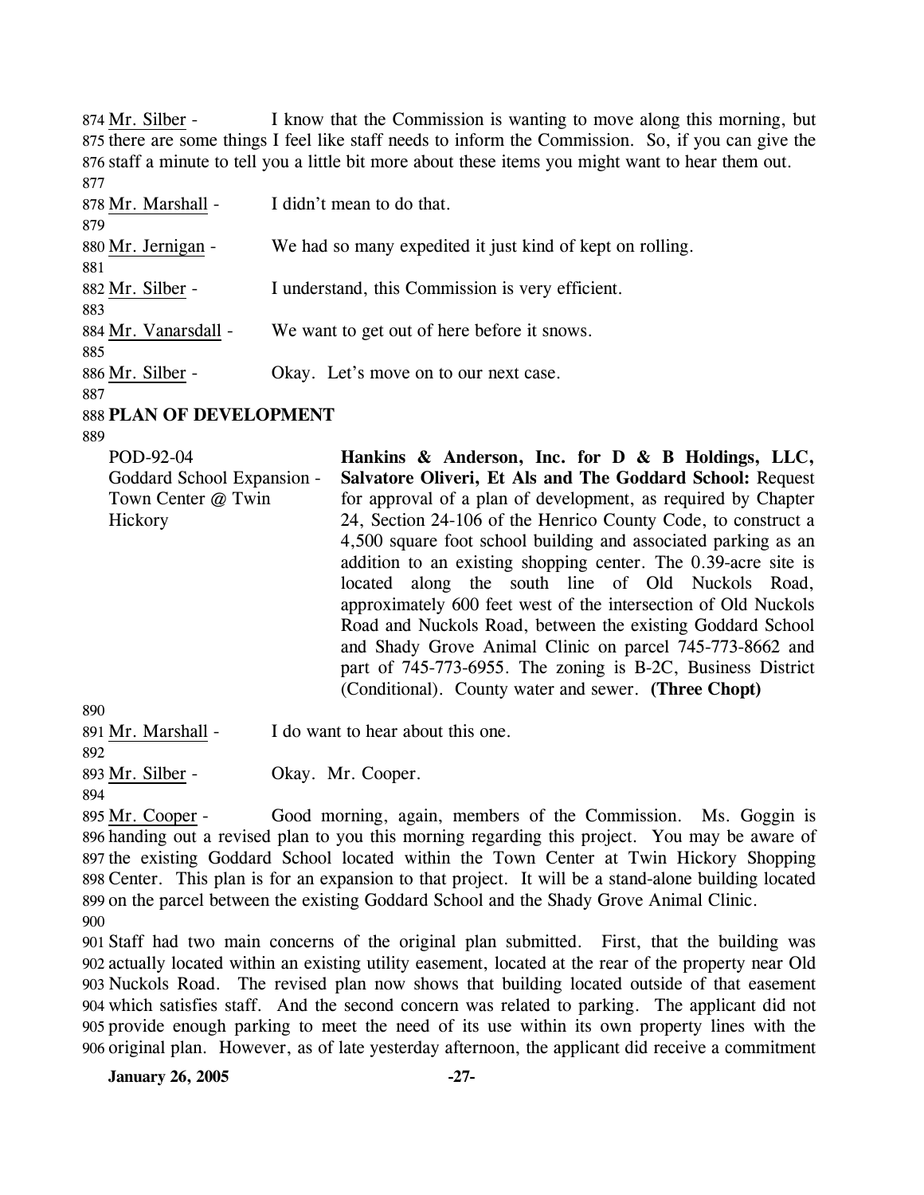874 Mr. Silber - I know that the Commission is wanting to move along this morning, but 875 there are some things I feel like staff needs to inform the Commission. So, if you can give the 876 staff a minute to tell you a little bit more about these items you might want to hear them out.

877

878 Mr. Marshall - I didn't mean to do that.

879

880 Mr. Jernigan - We had so many expedited it just kind of kept on rolling.

881

882 Mr. Silber - I understand, this Commission is very efficient.

883

884 Mr. Vanarsdall - We want to get out of here before it snows.

885

886 Mr. Silber - Okay. Let's move on to our next case.

887

888 **PLAN OF DEVELOPMENT**

889

POD-92-04
Goddard School Expansion - Town Center @ Twin Hickory

**Hankins & Anderson, Inc. for D & B Holdings, LLC, Salvatore Oliveri, Et Als and The Goddard School:** Request for approval of a plan of development, as required by Chapter 24, Section 24-106 of the Henrico County Code, to construct a 4,500 square foot school building and associated parking as an addition to an existing shopping center. The 0.39-acre site is located along the south line of Old Nuckols Road, approximately 600 feet west of the intersection of Old Nuckols Road and Nuckols Road, between the existing Goddard School and Shady Grove Animal Clinic on parcel 745-773-8662 and part of 745-773-6955. The zoning is B-2C, Business District (Conditional). County water and sewer. **(Three Chopt)**

890

891 Mr. Marshall - I do want to hear about this one.

892

893 Mr. Silber - Okay. Mr. Cooper.

894

895 Mr. Cooper - Good morning, again, members of the Commission. Ms. Goggin is 896 handing out a revised plan to you this morning regarding this project. You may be aware of 897 the existing Goddard School located within the Town Center at Twin Hickory Shopping 898 Center. This plan is for an expansion to that project. It will be a stand-alone building located 899 on the parcel between the existing Goddard School and the Shady Grove Animal Clinic.

900

901 Staff had two main concerns of the original plan submitted. First, that the building was 902 actually located within an existing utility easement, located at the rear of the property near Old 903 Nuckols Road. The revised plan now shows that building located outside of that easement 904 which satisfies staff. And the second concern was related to parking. The applicant did not 905 provide enough parking to meet the need of its use within its own property lines with the 906 original plan. However, as of late yesterday afternoon, the applicant did receive a commitment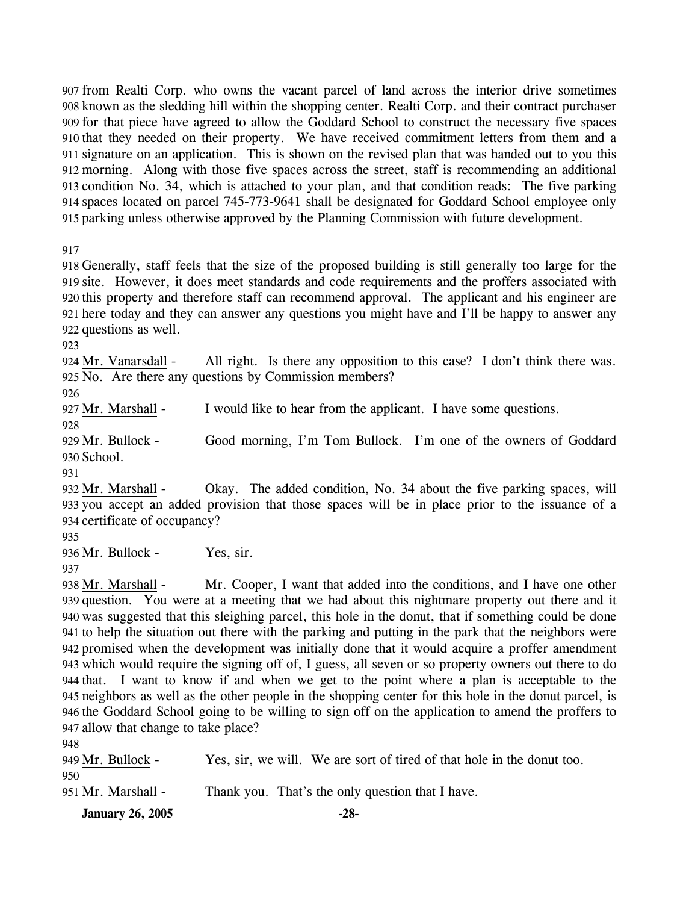from Realti Corp. who owns the vacant parcel of land across the interior drive sometimes known as the sledding hill within the shopping center. Realti Corp. and their contract purchaser for that piece have agreed to allow the Goddard School to construct the necessary five spaces that they needed on their property. We have received commitment letters from them and a signature on an application. This is shown on the revised plan that was handed out to you this morning. Along with those five spaces across the street, staff is recommending an additional condition No. 34, which is attached to your plan, and that condition reads: The five parking spaces located on parcel 745-773-9641 shall be designated for Goddard School employee only parking unless otherwise approved by the Planning Commission with future development.

Generally, staff feels that the size of the proposed building is still generally too large for the site. However, it does meet standards and code requirements and the proffers associated with this property and therefore staff can recommend approval. The applicant and his engineer are here today and they can answer any questions you might have and I'll be happy to answer any questions as well.

Mr. Vanarsdall - All right. Is there any opposition to this case? I don't think there was. No. Are there any questions by Commission members?

Mr. Marshall - I would like to hear from the applicant. I have some questions.

Mr. Bullock - Good morning, I'm Tom Bullock. I'm one of the owners of Goddard School.

Mr. Marshall - Okay. The added condition, No. 34 about the five parking spaces, will you accept an added provision that those spaces will be in place prior to the issuance of a certificate of occupancy?

Mr. Bullock - Yes, sir.

Mr. Marshall - Mr. Cooper, I want that added into the conditions, and I have one other question. You were at a meeting that we had about this nightmare property out there and it was suggested that this sleighing parcel, this hole in the donut, that if something could be done to help the situation out there with the parking and putting in the park that the neighbors were promised when the development was initially done that it would acquire a proffer amendment which would require the signing off of, I guess, all seven or so property owners out there to do that. I want to know if and when we get to the point where a plan is acceptable to the neighbors as well as the other people in the shopping center for this hole in the donut parcel, is the Goddard School going to be willing to sign off on the application to amend the proffers to allow that change to take place?

Mr. Bullock - Yes, sir, we will. We are sort of tired of that hole in the donut too.

Mr. Marshall - Thank you. That's the only question that I have.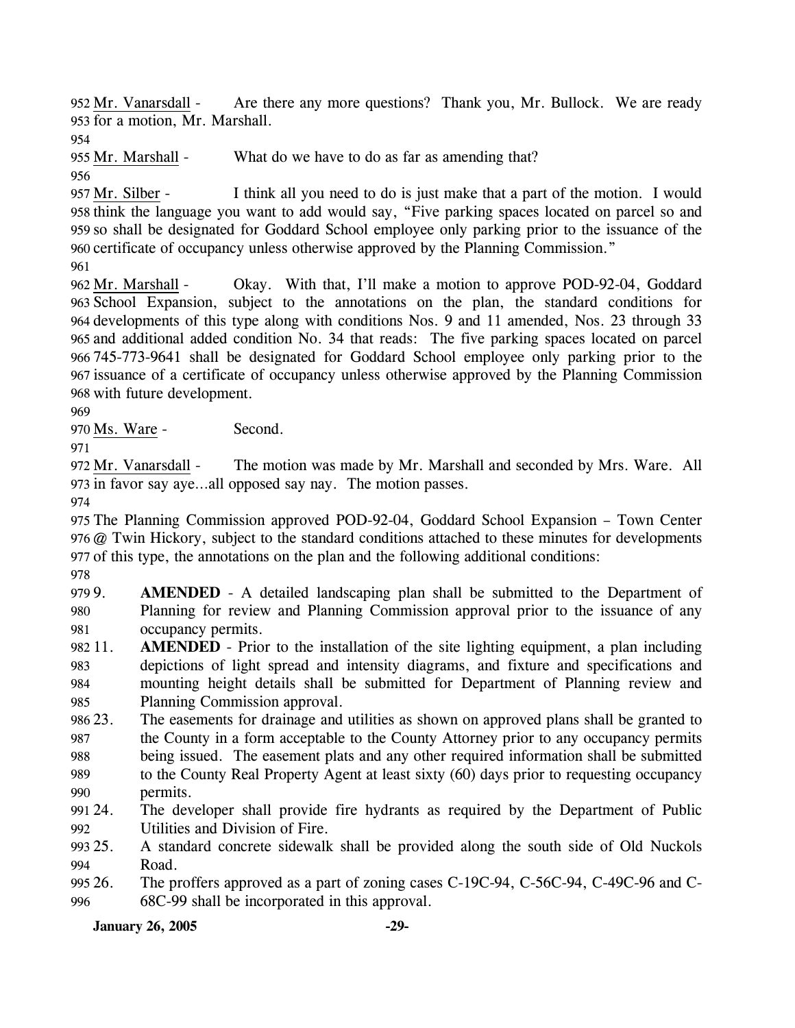Mr. Vanarsdall - Are there any more questions? Thank you, Mr. Bullock. We are ready for a motion, Mr. Marshall.

Mr. Marshall - What do we have to do as far as amending that?

Mr. Silber - I think all you need to do is just make that a part of the motion. I would think the language you want to add would say, "Five parking spaces located on parcel so and so shall be designated for Goddard School employee only parking prior to the issuance of the certificate of occupancy unless otherwise approved by the Planning Commission."

Mr. Marshall - Okay. With that, I'll make a motion to approve POD-92-04, Goddard School Expansion, subject to the annotations on the plan, the standard conditions for developments of this type along with conditions Nos. 9 and 11 amended, Nos. 23 through 33 and additional added condition No. 34 that reads: The five parking spaces located on parcel 745-773-9641 shall be designated for Goddard School employee only parking prior to the issuance of a certificate of occupancy unless otherwise approved by the Planning Commission with future development.

Ms. Ware - Second.

Mr. Vanarsdall - The motion was made by Mr. Marshall and seconded by Mrs. Ware. All in favor say aye…all opposed say nay. The motion passes.

The Planning Commission approved POD-92-04, Goddard School Expansion – Town Center @ Twin Hickory, subject to the standard conditions attached to these minutes for developments of this type, the annotations on the plan and the following additional conditions:

9. **AMENDED** - A detailed landscaping plan shall be submitted to the Department of Planning for review and Planning Commission approval prior to the issuance of any occupancy permits.
11. **AMENDED** - Prior to the installation of the site lighting equipment, a plan including depictions of light spread and intensity diagrams, and fixture and specifications and mounting height details shall be submitted for Department of Planning review and Planning Commission approval.
23. The easements for drainage and utilities as shown on approved plans shall be granted to the County in a form acceptable to the County Attorney prior to any occupancy permits being issued. The easement plats and any other required information shall be submitted to the County Real Property Agent at least sixty (60) days prior to requesting occupancy permits.
24. The developer shall provide fire hydrants as required by the Department of Public Utilities and Division of Fire.
25. A standard concrete sidewalk shall be provided along the south side of Old Nuckols Road.
26. The proffers approved as a part of zoning cases C-19C-94, C-56C-94, C-49C-96 and C-68C-99 shall be incorporated in this approval.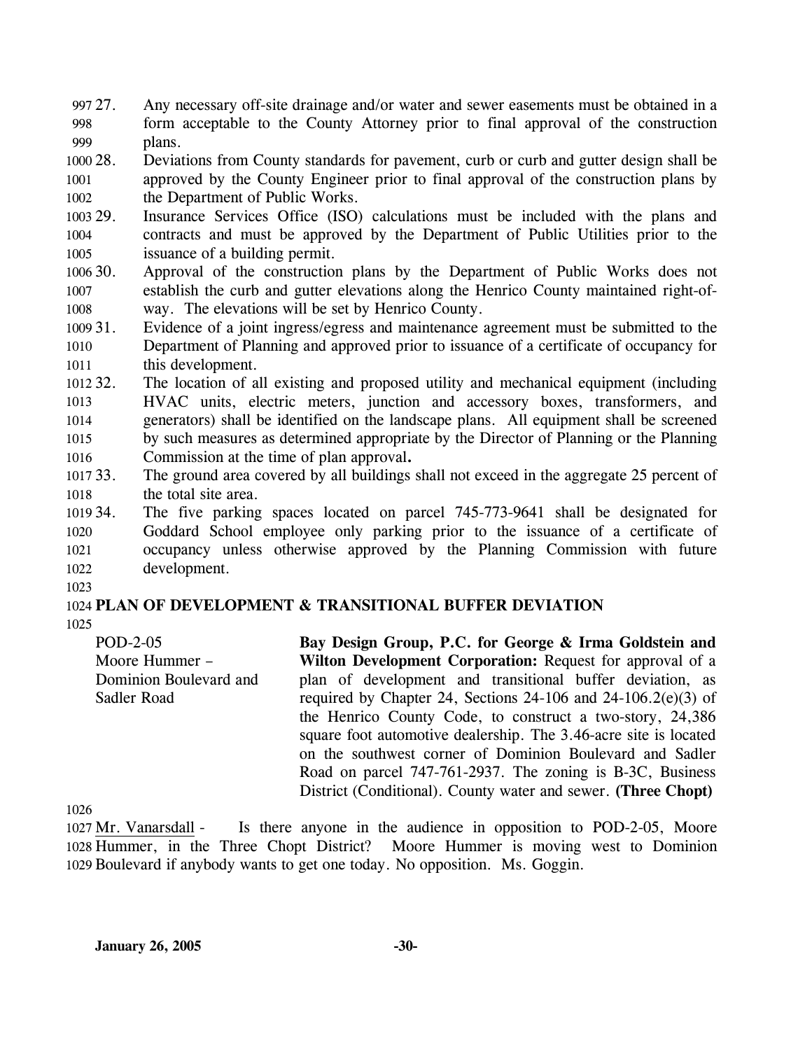27. Any necessary off-site drainage and/or water and sewer easements must be obtained in a form acceptable to the County Attorney prior to final approval of the construction plans.
28. Deviations from County standards for pavement, curb or curb and gutter design shall be approved by the County Engineer prior to final approval of the construction plans by the Department of Public Works.
29. Insurance Services Office (ISO) calculations must be included with the plans and contracts and must be approved by the Department of Public Utilities prior to the issuance of a building permit.
30. Approval of the construction plans by the Department of Public Works does not establish the curb and gutter elevations along the Henrico County maintained right-of-way. The elevations will be set by Henrico County.
31. Evidence of a joint ingress/egress and maintenance agreement must be submitted to the Department of Planning and approved prior to issuance of a certificate of occupancy for this development.
32. The location of all existing and proposed utility and mechanical equipment (including HVAC units, electric meters, junction and accessory boxes, transformers, and generators) shall be identified on the landscape plans. All equipment shall be screened by such measures as determined appropriate by the Director of Planning or the Planning Commission at the time of plan approval**.**
33. The ground area covered by all buildings shall not exceed in the aggregate 25 percent of the total site area.
34. The five parking spaces located on parcel 745-773-9641 shall be designated for Goddard School employee only parking prior to the issuance of a certificate of occupancy unless otherwise approved by the Planning Commission with future development.

**PLAN OF DEVELOPMENT & TRANSITIONAL BUFFER DEVIATION**

POD-2-05
Moore Hummer – Dominion Boulevard and Sadler Road

**Bay Design Group, P.C. for George & Irma Goldstein and Wilton Development Corporation:** Request for approval of a plan of development and transitional buffer deviation, as required by Chapter 24, Sections 24-106 and 24-106.2(e)(3) of the Henrico County Code, to construct a two-story, 24,386 square foot automotive dealership. The 3.46-acre site is located on the southwest corner of Dominion Boulevard and Sadler Road on parcel 747-761-2937. The zoning is B-3C, Business District (Conditional). County water and sewer. **(Three Chopt)**

Mr. Vanarsdall - Is there anyone in the audience in opposition to POD-2-05, Moore Hummer, in the Three Chopt District? Moore Hummer is moving west to Dominion Boulevard if anybody wants to get one today. No opposition. Ms. Goggin.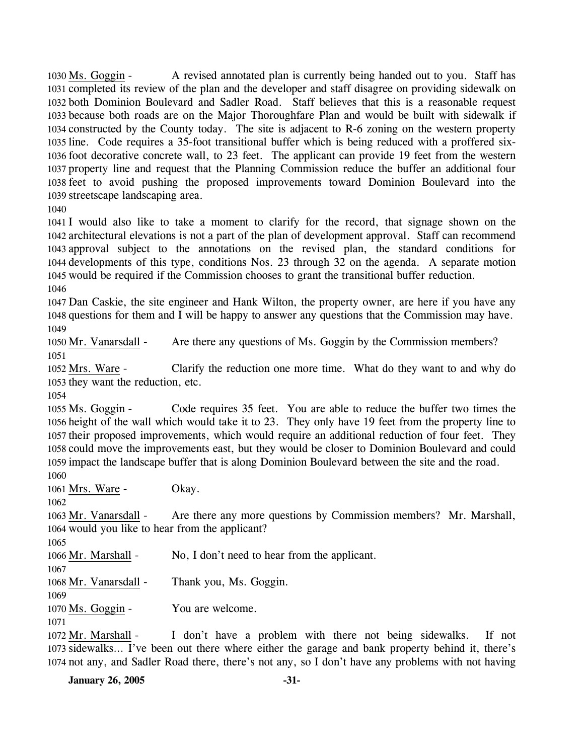Ms. Goggin - A revised annotated plan is currently being handed out to you. Staff has completed its review of the plan and the developer and staff disagree on providing sidewalk on both Dominion Boulevard and Sadler Road. Staff believes that this is a reasonable request because both roads are on the Major Thoroughfare Plan and would be built with sidewalk if constructed by the County today. The site is adjacent to R-6 zoning on the western property line. Code requires a 35-foot transitional buffer which is being reduced with a proffered six-foot decorative concrete wall, to 23 feet. The applicant can provide 19 feet from the western property line and request that the Planning Commission reduce the buffer an additional four feet to avoid pushing the proposed improvements toward Dominion Boulevard into the streetscape landscaping area.

I would also like to take a moment to clarify for the record, that signage shown on the architectural elevations is not a part of the plan of development approval. Staff can recommend approval subject to the annotations on the revised plan, the standard conditions for developments of this type, conditions Nos. 23 through 32 on the agenda. A separate motion would be required if the Commission chooses to grant the transitional buffer reduction.

Dan Caskie, the site engineer and Hank Wilton, the property owner, are here if you have any questions for them and I will be happy to answer any questions that the Commission may have.

Mr. Vanarsdall - Are there any questions of Ms. Goggin by the Commission members?

Mrs. Ware - Clarify the reduction one more time. What do they want to and why do they want the reduction, etc.

Ms. Goggin - Code requires 35 feet. You are able to reduce the buffer two times the height of the wall which would take it to 23. They only have 19 feet from the property line to their proposed improvements, which would require an additional reduction of four feet. They could move the improvements east, but they would be closer to Dominion Boulevard and could impact the landscape buffer that is along Dominion Boulevard between the site and the road.

Mrs. Ware - Okay.

Mr. Vanarsdall - Are there any more questions by Commission members? Mr. Marshall, would you like to hear from the applicant?

Mr. Marshall - No, I don't need to hear from the applicant.

Mr. Vanarsdall - Thank you, Ms. Goggin.

Ms. Goggin - You are welcome.

Mr. Marshall - I don't have a problem with there not being sidewalks. If not sidewalks... I've been out there where either the garage and bank property behind it, there's not any, and Sadler Road there, there's not any, so I don't have any problems with not having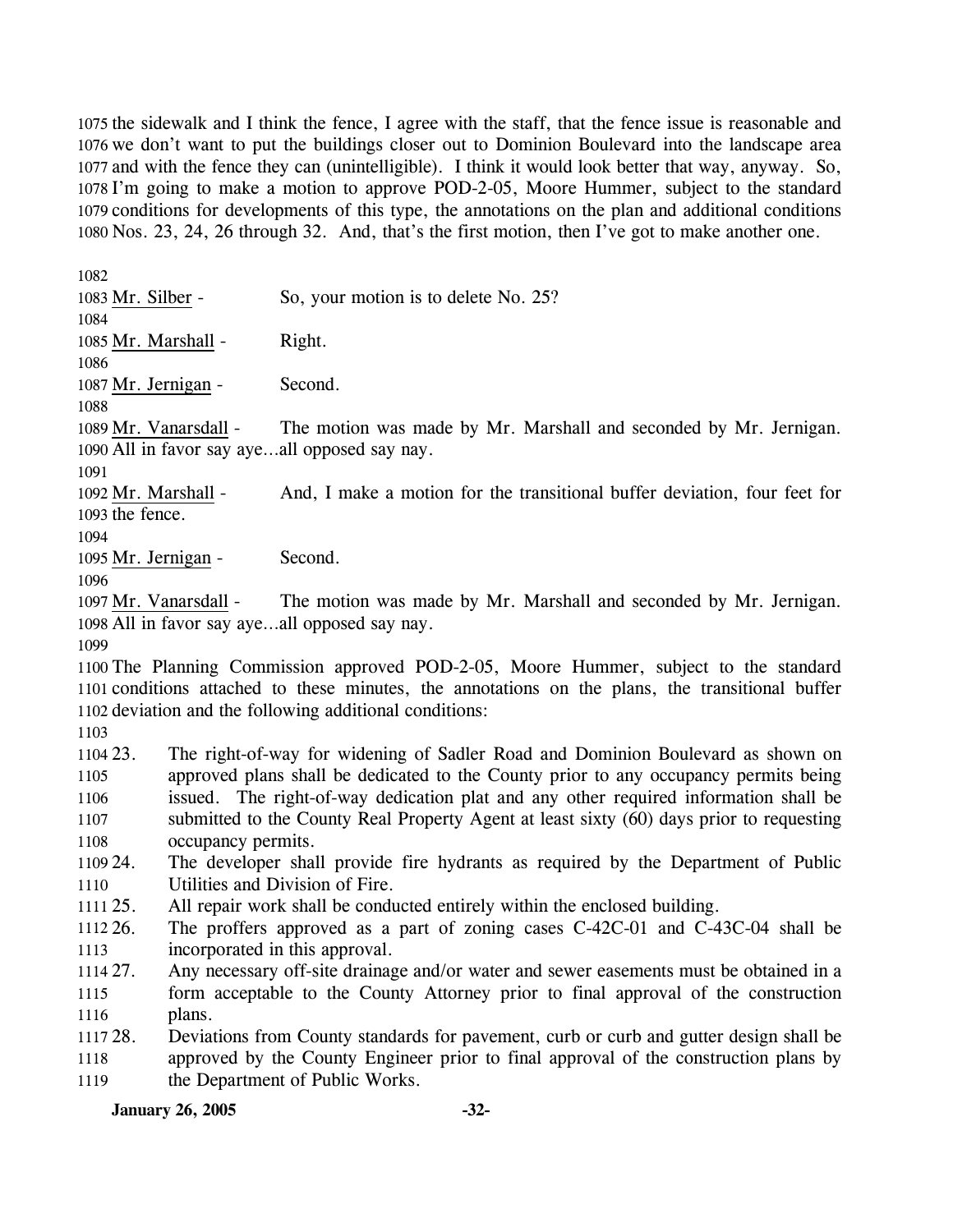the sidewalk and I think the fence, I agree with the staff, that the fence issue is reasonable and we don't want to put the buildings closer out to Dominion Boulevard into the landscape area and with the fence they can (unintelligible). I think it would look better that way, anyway. So, I'm going to make a motion to approve POD-2-05, Moore Hummer, subject to the standard conditions for developments of this type, the annotations on the plan and additional conditions Nos. 23, 24, 26 through 32. And, that's the first motion, then I've got to make another one.

Mr. Silber - So, your motion is to delete No. 25?

Mr. Marshall - Right.

Mr. Jernigan - Second.

Mr. Vanarsdall - The motion was made by Mr. Marshall and seconded by Mr. Jernigan. All in favor say aye…all opposed say nay.

Mr. Marshall - And, I make a motion for the transitional buffer deviation, four feet for the fence.

Mr. Jernigan - Second.

Mr. Vanarsdall - The motion was made by Mr. Marshall and seconded by Mr. Jernigan. All in favor say aye…all opposed say nay.

The Planning Commission approved POD-2-05, Moore Hummer, subject to the standard conditions attached to these minutes, the annotations on the plans, the transitional buffer deviation and the following additional conditions:

23. The right-of-way for widening of Sadler Road and Dominion Boulevard as shown on approved plans shall be dedicated to the County prior to any occupancy permits being issued. The right-of-way dedication plat and any other required information shall be submitted to the County Real Property Agent at least sixty (60) days prior to requesting occupancy permits.
24. The developer shall provide fire hydrants as required by the Department of Public Utilities and Division of Fire.
25. All repair work shall be conducted entirely within the enclosed building.
26. The proffers approved as a part of zoning cases C-42C-01 and C-43C-04 shall be incorporated in this approval.
27. Any necessary off-site drainage and/or water and sewer easements must be obtained in a form acceptable to the County Attorney prior to final approval of the construction plans.
28. Deviations from County standards for pavement, curb or curb and gutter design shall be approved by the County Engineer prior to final approval of the construction plans by the Department of Public Works.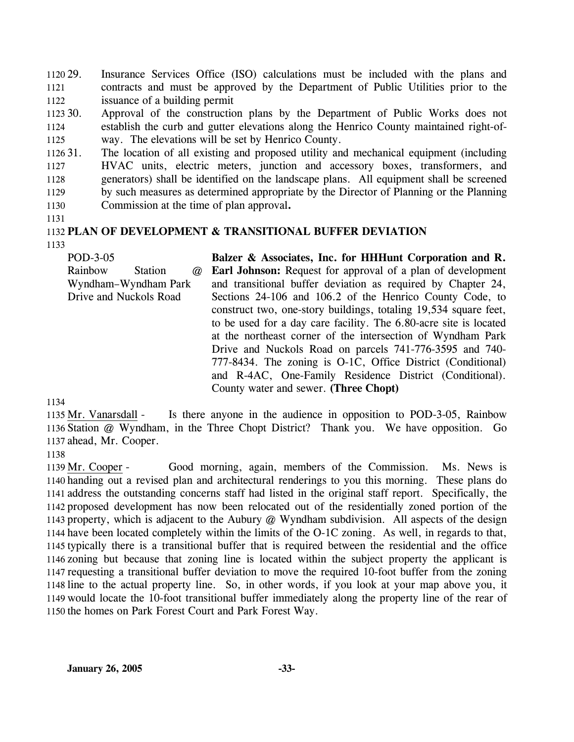29. Insurance Services Office (ISO) calculations must be included with the plans and contracts and must be approved by the Department of Public Utilities prior to the issuance of a building permit
30. Approval of the construction plans by the Department of Public Works does not establish the curb and gutter elevations along the Henrico County maintained right-of-way. The elevations will be set by Henrico County.
31. The location of all existing and proposed utility and mechanical equipment (including HVAC units, electric meters, junction and accessory boxes, transformers, and generators) shall be identified on the landscape plans. All equipment shall be screened by such measures as determined appropriate by the Director of Planning or the Planning Commission at the time of plan approval**.**

**PLAN OF DEVELOPMENT & TRANSITIONAL BUFFER DEVIATION**

POD-3-05
Rainbow Station @ Wyndham–Wyndham Park Drive and Nuckols Road

**Balzer & Associates, Inc. for HHHunt Corporation and R. Earl Johnson:** Request for approval of a plan of development and transitional buffer deviation as required by Chapter 24, Sections 24-106 and 106.2 of the Henrico County Code, to construct two, one-story buildings, totaling 19,534 square feet, to be used for a day care facility. The 6.80-acre site is located at the northeast corner of the intersection of Wyndham Park Drive and Nuckols Road on parcels 741-776-3595 and 740-777-8434. The zoning is O-1C, Office District (Conditional) and R-4AC, One-Family Residence District (Conditional). County water and sewer. **(Three Chopt)**

Mr. Vanarsdall - Is there anyone in the audience in opposition to POD-3-05, Rainbow Station @ Wyndham, in the Three Chopt District? Thank you. We have opposition. Go ahead, Mr. Cooper.

Mr. Cooper - Good morning, again, members of the Commission. Ms. News is handing out a revised plan and architectural renderings to you this morning. These plans do address the outstanding concerns staff had listed in the original staff report. Specifically, the proposed development has now been relocated out of the residentially zoned portion of the property, which is adjacent to the Aubury @ Wyndham subdivision. All aspects of the design have been located completely within the limits of the O-1C zoning. As well, in regards to that, typically there is a transitional buffer that is required between the residential and the office zoning but because that zoning line is located within the subject property the applicant is requesting a transitional buffer deviation to move the required 10-foot buffer from the zoning line to the actual property line. So, in other words, if you look at your map above you, it would locate the 10-foot transitional buffer immediately along the property line of the rear of the homes on Park Forest Court and Park Forest Way.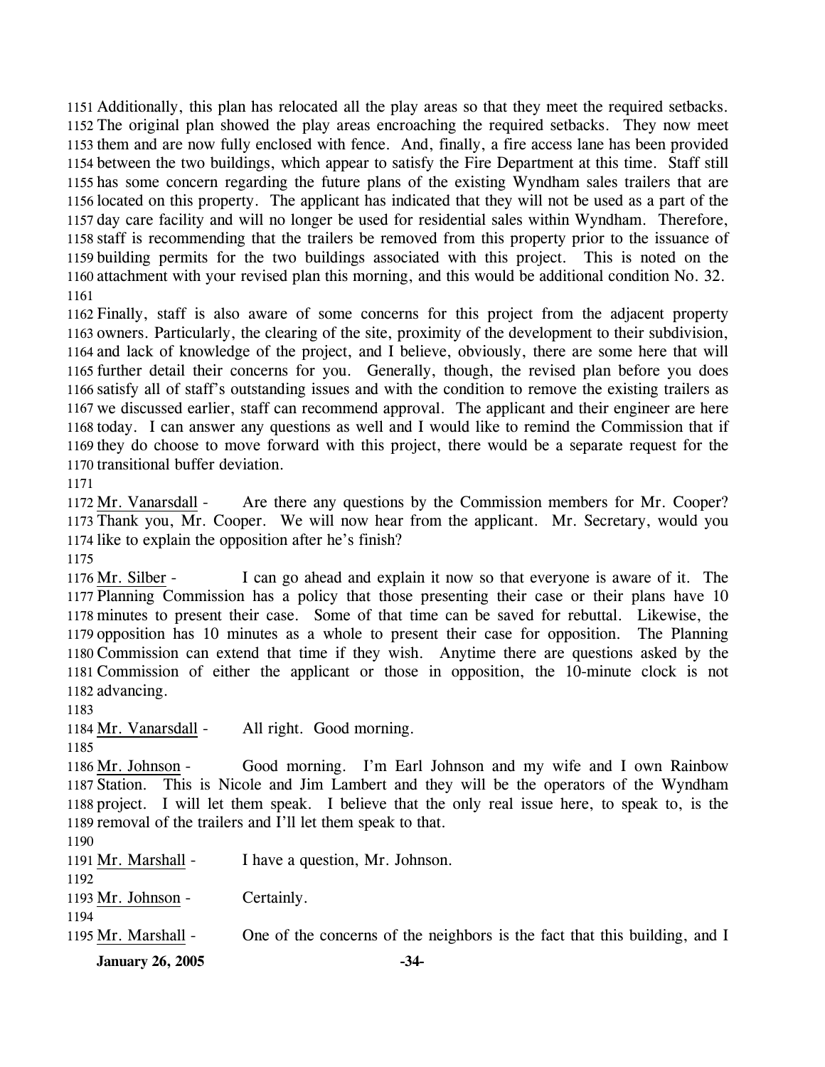Additionally, this plan has relocated all the play areas so that they meet the required setbacks. The original plan showed the play areas encroaching the required setbacks. They now meet them and are now fully enclosed with fence. And, finally, a fire access lane has been provided between the two buildings, which appear to satisfy the Fire Department at this time. Staff still has some concern regarding the future plans of the existing Wyndham sales trailers that are located on this property. The applicant has indicated that they will not be used as a part of the day care facility and will no longer be used for residential sales within Wyndham. Therefore, staff is recommending that the trailers be removed from this property prior to the issuance of building permits for the two buildings associated with this project. This is noted on the attachment with your revised plan this morning, and this would be additional condition No. 32.

Finally, staff is also aware of some concerns for this project from the adjacent property owners. Particularly, the clearing of the site, proximity of the development to their subdivision, and lack of knowledge of the project, and I believe, obviously, there are some here that will further detail their concerns for you. Generally, though, the revised plan before you does satisfy all of staff's outstanding issues and with the condition to remove the existing trailers as we discussed earlier, staff can recommend approval. The applicant and their engineer are here today. I can answer any questions as well and I would like to remind the Commission that if they do choose to move forward with this project, there would be a separate request for the transitional buffer deviation.

Mr. Vanarsdall - Are there any questions by the Commission members for Mr. Cooper? Thank you, Mr. Cooper. We will now hear from the applicant. Mr. Secretary, would you like to explain the opposition after he's finish?

Mr. Silber - I can go ahead and explain it now so that everyone is aware of it. The Planning Commission has a policy that those presenting their case or their plans have 10 minutes to present their case. Some of that time can be saved for rebuttal. Likewise, the opposition has 10 minutes as a whole to present their case for opposition. The Planning Commission can extend that time if they wish. Anytime there are questions asked by the Commission of either the applicant or those in opposition, the 10-minute clock is not advancing.

Mr. Vanarsdall - All right. Good morning.

Mr. Johnson - Good morning. I'm Earl Johnson and my wife and I own Rainbow Station. This is Nicole and Jim Lambert and they will be the operators of the Wyndham project. I will let them speak. I believe that the only real issue here, to speak to, is the removal of the trailers and I'll let them speak to that.

Mr. Marshall - I have a question, Mr. Johnson.

Mr. Johnson - Certainly.

Mr. Marshall - One of the concerns of the neighbors is the fact that this building, and I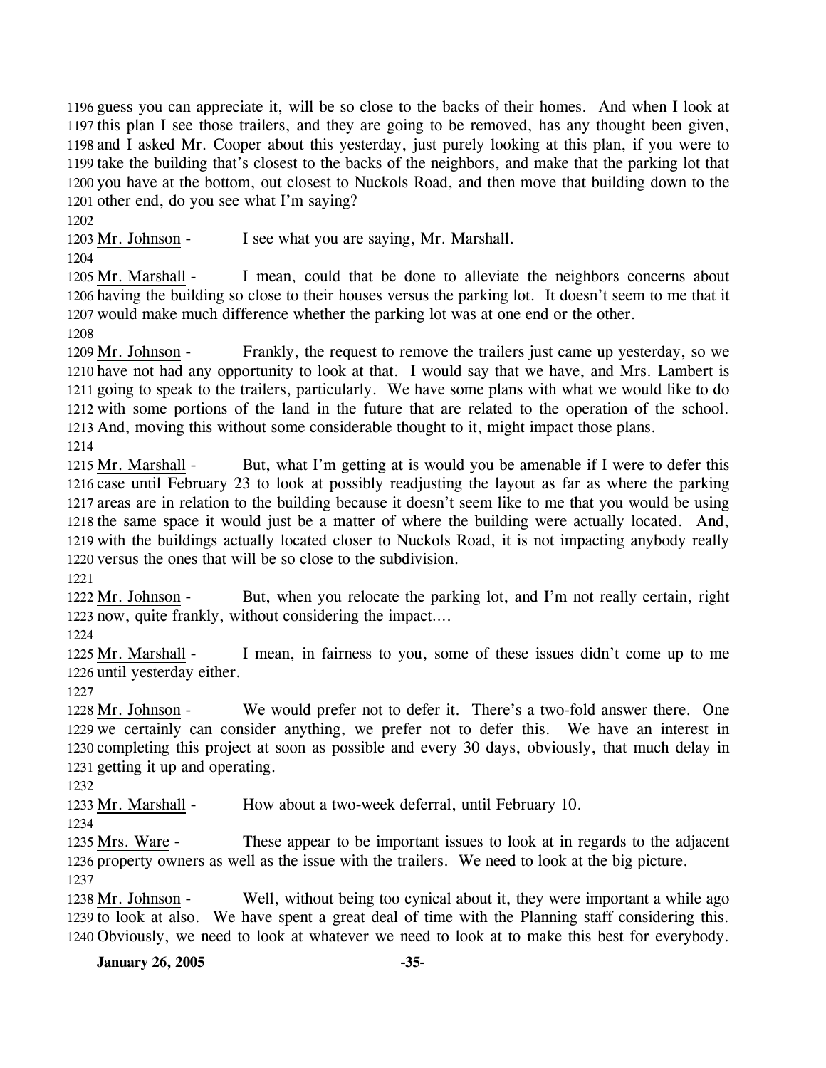guess you can appreciate it, will be so close to the backs of their homes. And when I look at this plan I see those trailers, and they are going to be removed, has any thought been given, and I asked Mr. Cooper about this yesterday, just purely looking at this plan, if you were to take the building that's closest to the backs of the neighbors, and make that the parking lot that you have at the bottom, out closest to Nuckols Road, and then move that building down to the other end, do you see what I'm saying?

Mr. Johnson - I see what you are saying, Mr. Marshall.

Mr. Marshall - I mean, could that be done to alleviate the neighbors concerns about having the building so close to their houses versus the parking lot. It doesn't seem to me that it would make much difference whether the parking lot was at one end or the other.

Mr. Johnson - Frankly, the request to remove the trailers just came up yesterday, so we have not had any opportunity to look at that. I would say that we have, and Mrs. Lambert is going to speak to the trailers, particularly. We have some plans with what we would like to do with some portions of the land in the future that are related to the operation of the school. And, moving this without some considerable thought to it, might impact those plans.

Mr. Marshall - But, what I'm getting at is would you be amenable if I were to defer this case until February 23 to look at possibly readjusting the layout as far as where the parking areas are in relation to the building because it doesn't seem like to me that you would be using the same space it would just be a matter of where the building were actually located. And, with the buildings actually located closer to Nuckols Road, it is not impacting anybody really versus the ones that will be so close to the subdivision.

Mr. Johnson - But, when you relocate the parking lot, and I'm not really certain, right now, quite frankly, without considering the impact....

Mr. Marshall - I mean, in fairness to you, some of these issues didn't come up to me until yesterday either.

Mr. Johnson - We would prefer not to defer it. There's a two-fold answer there. One we certainly can consider anything, we prefer not to defer this. We have an interest in completing this project at soon as possible and every 30 days, obviously, that much delay in getting it up and operating.

Mr. Marshall - How about a two-week deferral, until February 10.

Mrs. Ware - These appear to be important issues to look at in regards to the adjacent property owners as well as the issue with the trailers. We need to look at the big picture.

Mr. Johnson - Well, without being too cynical about it, they were important a while ago to look at also. We have spent a great deal of time with the Planning staff considering this. Obviously, we need to look at whatever we need to look at to make this best for everybody.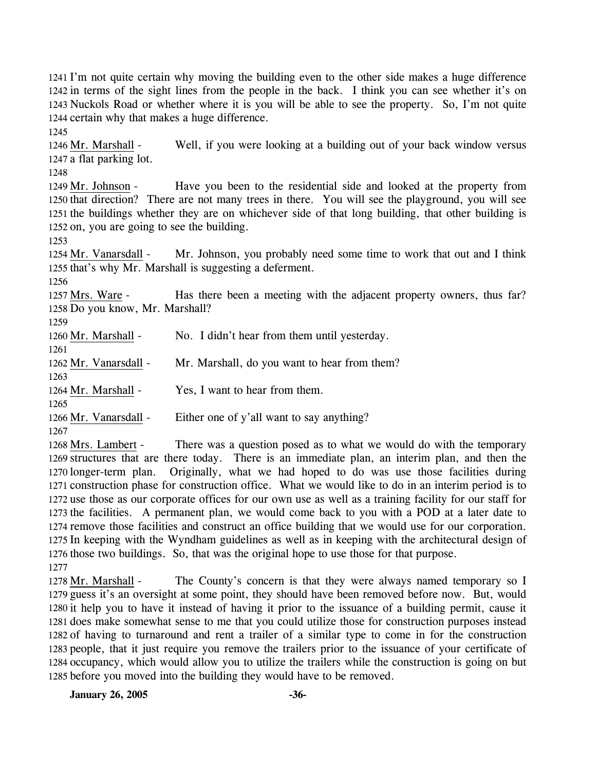1241 I'm not quite certain why moving the building even to the other side makes a huge difference
1242 in terms of the sight lines from the people in the back. I think you can see whether it's on
1243 Nuckols Road or whether where it is you will be able to see the property. So, I'm not quite
1244 certain why that makes a huge difference.
1245
1246 Mr. Marshall - Well, if you were looking at a building out of your back window versus
1247 a flat parking lot.
1248
1249 Mr. Johnson - Have you been to the residential side and looked at the property from
1250 that direction? There are not many trees in there. You will see the playground, you will see
1251 the buildings whether they are on whichever side of that long building, that other building is
1252 on, you are going to see the building.
1253
1254 Mr. Vanarsdall - Mr. Johnson, you probably need some time to work that out and I think
1255 that's why Mr. Marshall is suggesting a deferment.
1256
1257 Mrs. Ware - Has there been a meeting with the adjacent property owners, thus far?
1258 Do you know, Mr. Marshall?
1259
1260 Mr. Marshall - No. I didn't hear from them until yesterday.
1261
1262 Mr. Vanarsdall - Mr. Marshall, do you want to hear from them?
1263
1264 Mr. Marshall - Yes, I want to hear from them.
1265
1266 Mr. Vanarsdall - Either one of y'all want to say anything?
1267
1268 Mrs. Lambert - There was a question posed as to what we would do with the temporary
1269 structures that are there today. There is an immediate plan, an interim plan, and then the
1270 longer-term plan. Originally, what we had hoped to do was use those facilities during
1271 construction phase for construction office. What we would like to do in an interim period is to
1272 use those as our corporate offices for our own use as well as a training facility for our staff for
1273 the facilities. A permanent plan, we would come back to you with a POD at a later date to
1274 remove those facilities and construct an office building that we would use for our corporation.
1275 In keeping with the Wyndham guidelines as well as in keeping with the architectural design of
1276 those two buildings. So, that was the original hope to use those for that purpose.
1277
1278 Mr. Marshall - The County's concern is that they were always named temporary so I
1279 guess it's an oversight at some point, they should have been removed before now. But, would
1280 it help you to have it instead of having it prior to the issuance of a building permit, cause it
1281 does make somewhat sense to me that you could utilize those for construction purposes instead
1282 of having to turnaround and rent a trailer of a similar type to come in for the construction
1283 people, that it just require you remove the trailers prior to the issuance of your certificate of
1284 occupancy, which would allow you to utilize the trailers while the construction is going on but
1285 before you moved into the building they would have to be removed.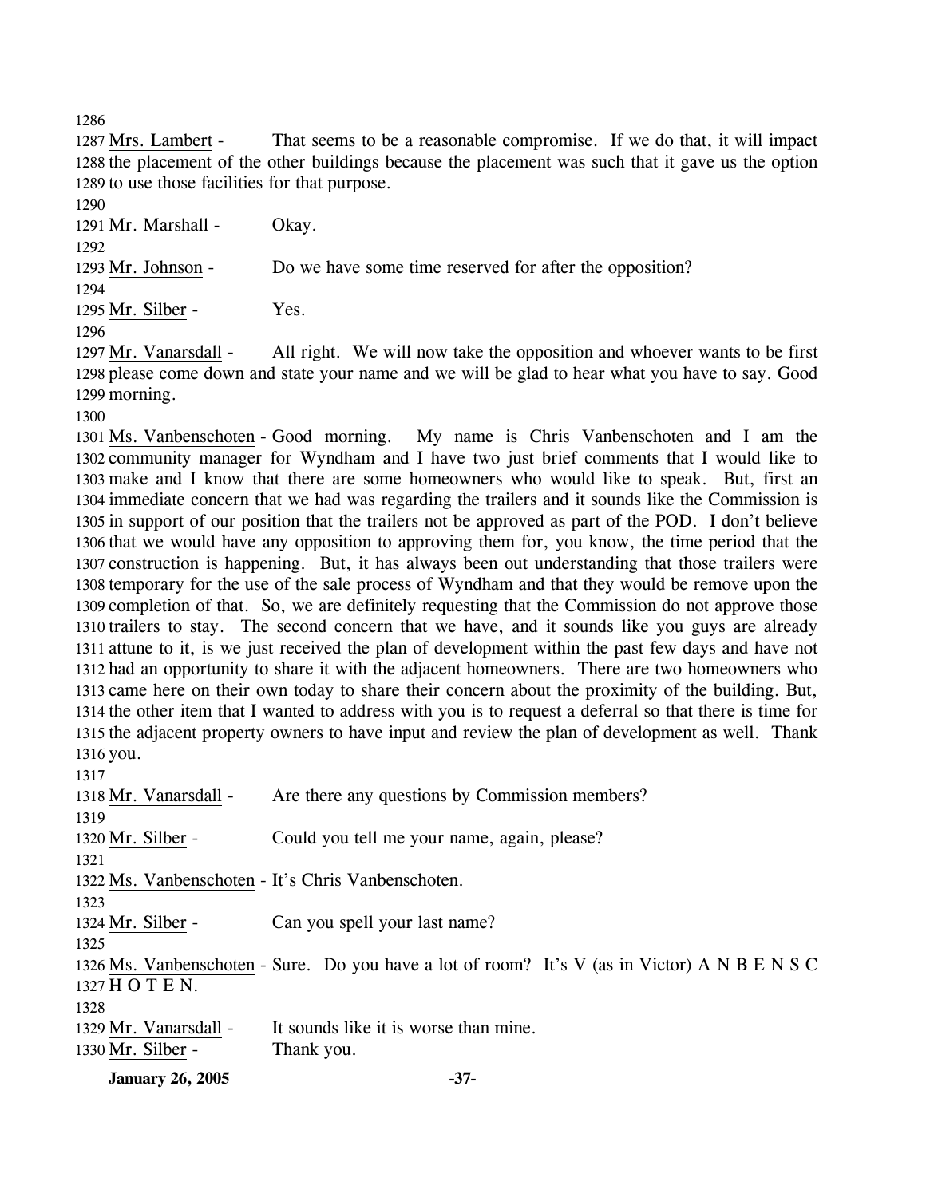1286

1287 Mrs. Lambert - That seems to be a reasonable compromise. If we do that, it will impact 1288 the placement of the other buildings because the placement was such that it gave us the option 1289 to use those facilities for that purpose.

1290

1291 Mr. Marshall - Okay.

1292

1293 Mr. Johnson - Do we have some time reserved for after the opposition?

1294

1295 Mr. Silber - Yes.

1296

1297 Mr. Vanarsdall - All right. We will now take the opposition and whoever wants to be first 1298 please come down and state your name and we will be glad to hear what you have to say. Good 1299 morning.

1300

1301 Ms. Vanbenschoten - Good morning. My name is Chris Vanbenschoten and I am the 1302 community manager for Wyndham and I have two just brief comments that I would like to 1303 make and I know that there are some homeowners who would like to speak. But, first an 1304 immediate concern that we had was regarding the trailers and it sounds like the Commission is 1305 in support of our position that the trailers not be approved as part of the POD. I don't believe 1306 that we would have any opposition to approving them for, you know, the time period that the 1307 construction is happening. But, it has always been out understanding that those trailers were 1308 temporary for the use of the sale process of Wyndham and that they would be remove upon the 1309 completion of that. So, we are definitely requesting that the Commission do not approve those 1310 trailers to stay. The second concern that we have, and it sounds like you guys are already 1311 attune to it, is we just received the plan of development within the past few days and have not 1312 had an opportunity to share it with the adjacent homeowners. There are two homeowners who 1313 came here on their own today to share their concern about the proximity of the building. But, 1314 the other item that I wanted to address with you is to request a deferral so that there is time for 1315 the adjacent property owners to have input and review the plan of development as well. Thank 1316 you.

1317

1318 Mr. Vanarsdall - Are there any questions by Commission members?

1319

1320 Mr. Silber - Could you tell me your name, again, please?

1321

1322 Ms. Vanbenschoten - It's Chris Vanbenschoten.

1323

1324 Mr. Silber - Can you spell your last name?

1325

1326 Ms. Vanbenschoten - Sure. Do you have a lot of room? It's V (as in Victor) A N B E N S C 1327 H O T E N.

1328

1329 Mr. Vanarsdall - It sounds like it is worse than mine.

1330 Mr. Silber - Thank you.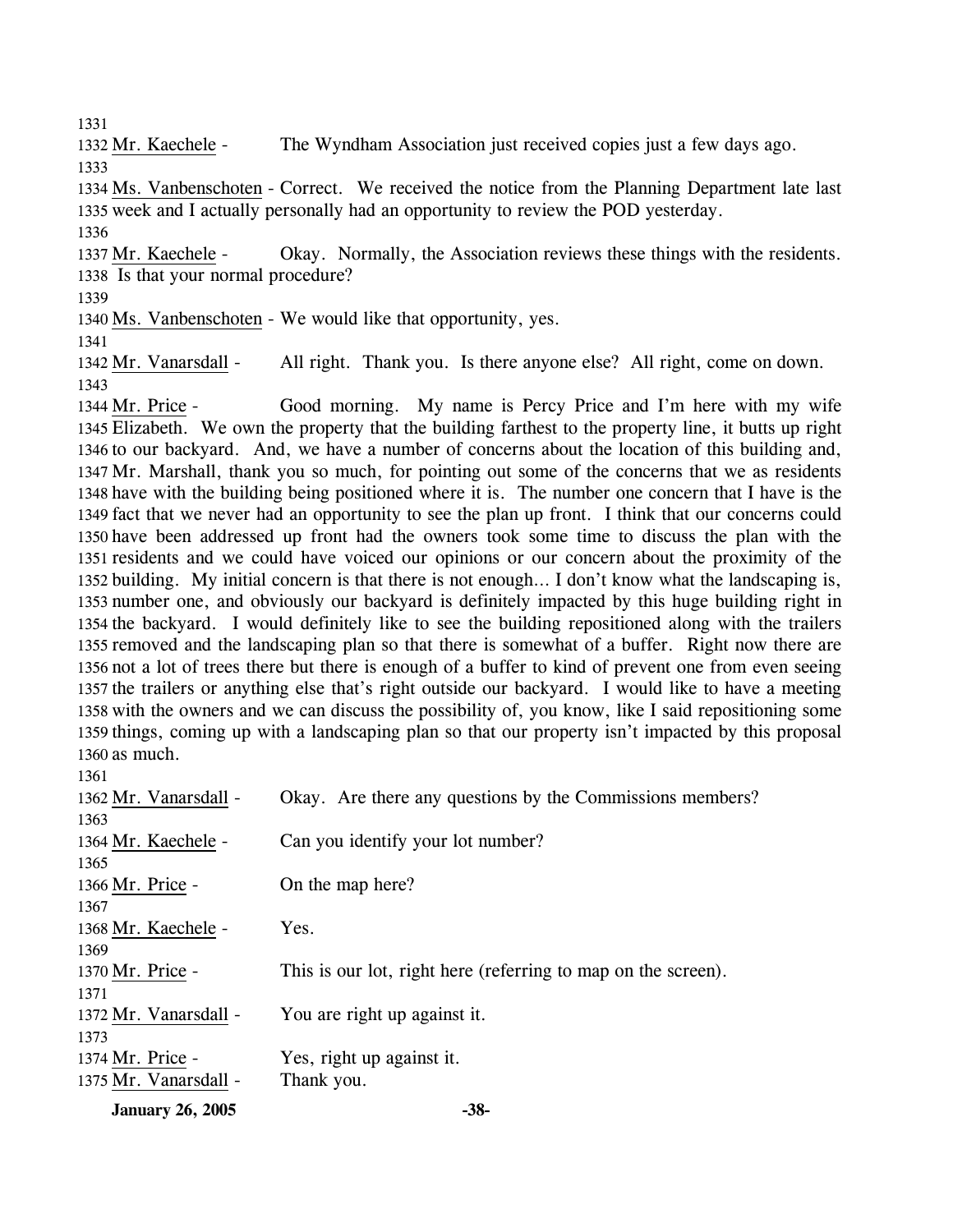1331

1332 Mr. Kaechele - The Wyndham Association just received copies just a few days ago.

1333

1334 Ms. Vanbenschoten - Correct. We received the notice from the Planning Department late last 1335 week and I actually personally had an opportunity to review the POD yesterday.

1336

1337 Mr. Kaechele - Okay. Normally, the Association reviews these things with the residents. 1338 Is that your normal procedure?

1339

1340 Ms. Vanbenschoten - We would like that opportunity, yes.

1341

1342 Mr. Vanarsdall - All right. Thank you. Is there anyone else? All right, come on down.

1343

1344 Mr. Price - Good morning. My name is Percy Price and I'm here with my wife 1345 Elizabeth. We own the property that the building farthest to the property line, it butts up right 1346 to our backyard. And, we have a number of concerns about the location of this building and, 1347 Mr. Marshall, thank you so much, for pointing out some of the concerns that we as residents 1348 have with the building being positioned where it is. The number one concern that I have is the 1349 fact that we never had an opportunity to see the plan up front. I think that our concerns could 1350 have been addressed up front had the owners took some time to discuss the plan with the 1351 residents and we could have voiced our opinions or our concern about the proximity of the 1352 building. My initial concern is that there is not enough… I don't know what the landscaping is, 1353 number one, and obviously our backyard is definitely impacted by this huge building right in 1354 the backyard. I would definitely like to see the building repositioned along with the trailers 1355 removed and the landscaping plan so that there is somewhat of a buffer. Right now there are 1356 not a lot of trees there but there is enough of a buffer to kind of prevent one from even seeing 1357 the trailers or anything else that's right outside our backyard. I would like to have a meeting 1358 with the owners and we can discuss the possibility of, you know, like I said repositioning some 1359 things, coming up with a landscaping plan so that our property isn't impacted by this proposal 1360 as much.

1361

1362 Mr. Vanarsdall - Okay. Are there any questions by the Commissions members?

1363

1364 Mr. Kaechele - Can you identify your lot number?

1365

1366 Mr. Price - On the map here?

1367

1368 Mr. Kaechele - Yes.

1369

1370 Mr. Price - This is our lot, right here (referring to map on the screen).

1371

1372 Mr. Vanarsdall - You are right up against it.

1373

1374 Mr. Price - Yes, right up against it.

1375 Mr. Vanarsdall - Thank you.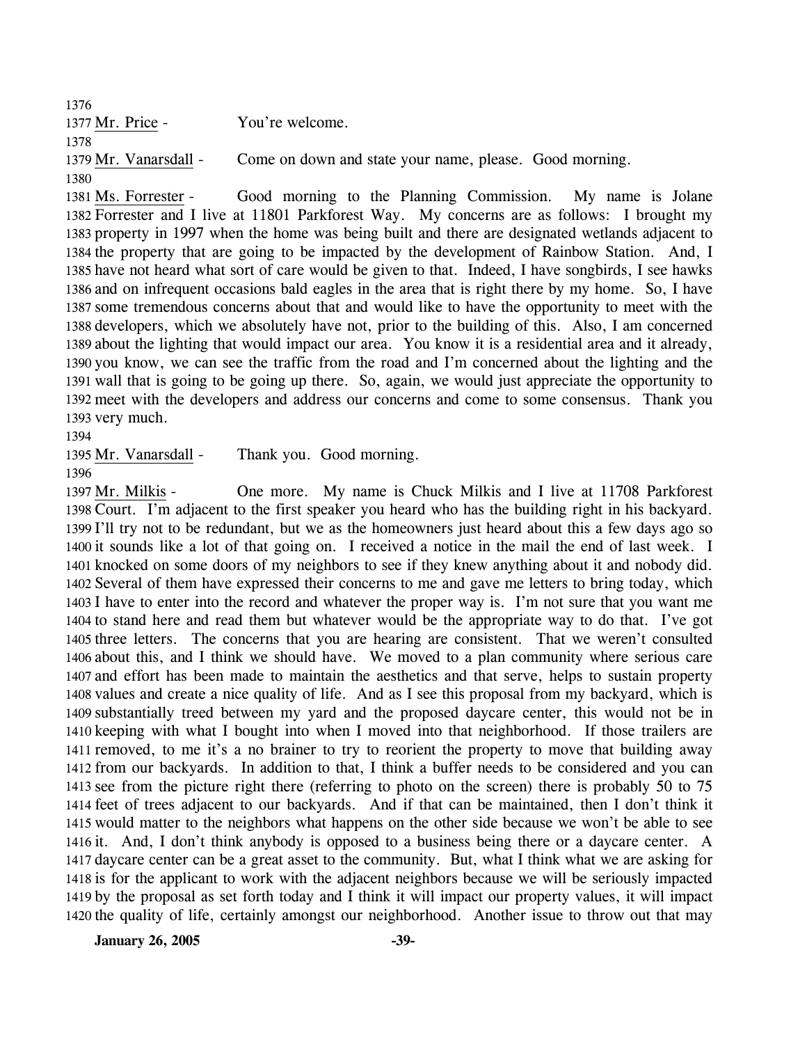Mr. Price - You're welcome.

Mr. Vanarsdall - Come on down and state your name, please. Good morning.

Ms. Forrester - Good morning to the Planning Commission. My name is Jolane Forrester and I live at 11801 Parkforest Way. My concerns are as follows: I brought my property in 1997 when the home was being built and there are designated wetlands adjacent to the property that are going to be impacted by the development of Rainbow Station. And, I have not heard what sort of care would be given to that. Indeed, I have songbirds, I see hawks and on infrequent occasions bald eagles in the area that is right there by my home. So, I have some tremendous concerns about that and would like to have the opportunity to meet with the developers, which we absolutely have not, prior to the building of this. Also, I am concerned about the lighting that would impact our area. You know it is a residential area and it already, you know, we can see the traffic from the road and I'm concerned about the lighting and the wall that is going to be going up there. So, again, we would just appreciate the opportunity to meet with the developers and address our concerns and come to some consensus. Thank you very much.

Mr. Vanarsdall - Thank you. Good morning.

Mr. Milkis - One more. My name is Chuck Milkis and I live at 11708 Parkforest Court. I'm adjacent to the first speaker you heard who has the building right in his backyard. I'll try not to be redundant, but we as the homeowners just heard about this a few days ago so it sounds like a lot of that going on. I received a notice in the mail the end of last week. I knocked on some doors of my neighbors to see if they knew anything about it and nobody did. Several of them have expressed their concerns to me and gave me letters to bring today, which I have to enter into the record and whatever the proper way is. I'm not sure that you want me to stand here and read them but whatever would be the appropriate way to do that. I've got three letters. The concerns that you are hearing are consistent. That we weren't consulted about this, and I think we should have. We moved to a plan community where serious care and effort has been made to maintain the aesthetics and that serve, helps to sustain property values and create a nice quality of life. And as I see this proposal from my backyard, which is substantially treed between my yard and the proposed daycare center, this would not be in keeping with what I bought into when I moved into that neighborhood. If those trailers are removed, to me it's a no brainer to try to reorient the property to move that building away from our backyards. In addition to that, I think a buffer needs to be considered and you can see from the picture right there (referring to photo on the screen) there is probably 50 to 75 feet of trees adjacent to our backyards. And if that can be maintained, then I don't think it would matter to the neighbors what happens on the other side because we won't be able to see it. And, I don't think anybody is opposed to a business being there or a daycare center. A daycare center can be a great asset to the community. But, what I think what we are asking for is for the applicant to work with the adjacent neighbors because we will be seriously impacted by the proposal as set forth today and I think it will impact our property values, it will impact the quality of life, certainly amongst our neighborhood. Another issue to throw out that may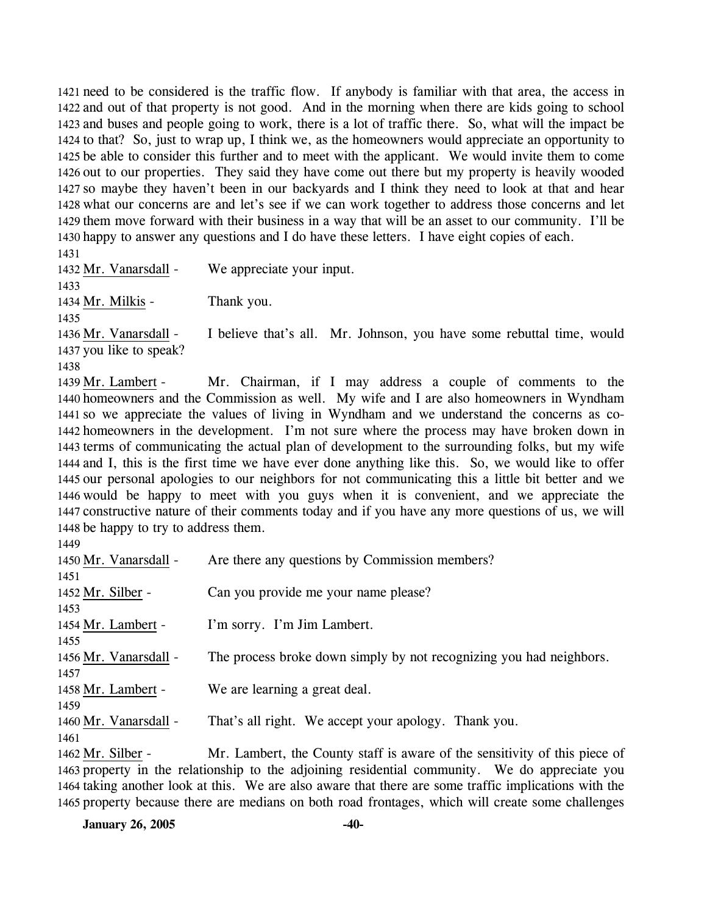need to be considered is the traffic flow. If anybody is familiar with that area, the access in and out of that property is not good. And in the morning when there are kids going to school and buses and people going to work, there is a lot of traffic there. So, what will the impact be to that? So, just to wrap up, I think we, as the homeowners would appreciate an opportunity to be able to consider this further and to meet with the applicant. We would invite them to come out to our properties. They said they have come out there but my property is heavily wooded so maybe they haven't been in our backyards and I think they need to look at that and hear what our concerns are and let's see if we can work together to address those concerns and let them move forward with their business in a way that will be an asset to our community. I'll be happy to answer any questions and I do have these letters. I have eight copies of each.

Mr. Vanarsdall - We appreciate your input.

Mr. Milkis - Thank you.

Mr. Vanarsdall - I believe that's all. Mr. Johnson, you have some rebuttal time, would you like to speak?

Mr. Lambert - Mr. Chairman, if I may address a couple of comments to the homeowners and the Commission as well. My wife and I are also homeowners in Wyndham so we appreciate the values of living in Wyndham and we understand the concerns as co-homeowners in the development. I'm not sure where the process may have broken down in terms of communicating the actual plan of development to the surrounding folks, but my wife and I, this is the first time we have ever done anything like this. So, we would like to offer our personal apologies to our neighbors for not communicating this a little bit better and we would be happy to meet with you guys when it is convenient, and we appreciate the constructive nature of their comments today and if you have any more questions of us, we will be happy to try to address them.

Mr. Vanarsdall - Are there any questions by Commission members?

Mr. Silber - Can you provide me your name please?

Mr. Lambert - I'm sorry. I'm Jim Lambert.

Mr. Vanarsdall - The process broke down simply by not recognizing you had neighbors.

Mr. Lambert - We are learning a great deal.

Mr. Vanarsdall - That's all right. We accept your apology. Thank you.

Mr. Silber - Mr. Lambert, the County staff is aware of the sensitivity of this piece of property in the relationship to the adjoining residential community. We do appreciate you taking another look at this. We are also aware that there are some traffic implications with the property because there are medians on both road frontages, which will create some challenges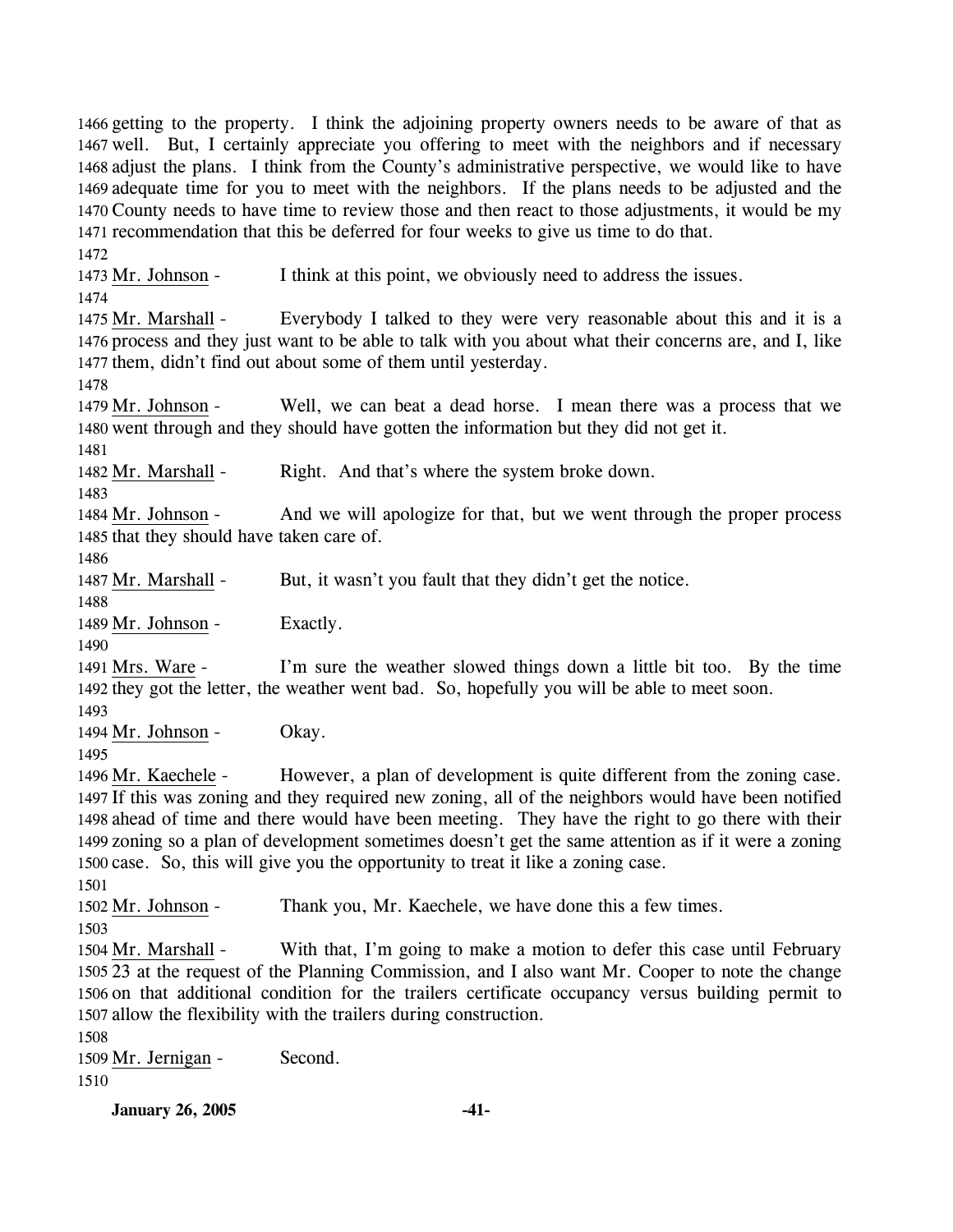getting to the property. I think the adjoining property owners needs to be aware of that as well. But, I certainly appreciate you offering to meet with the neighbors and if necessary adjust the plans. I think from the County's administrative perspective, we would like to have adequate time for you to meet with the neighbors. If the plans needs to be adjusted and the County needs to have time to review those and then react to those adjustments, it would be my recommendation that this be deferred for four weeks to give us time to do that.

Mr. Johnson - I think at this point, we obviously need to address the issues.

Mr. Marshall - Everybody I talked to they were very reasonable about this and it is a process and they just want to be able to talk with you about what their concerns are, and I, like them, didn't find out about some of them until yesterday.

Mr. Johnson - Well, we can beat a dead horse. I mean there was a process that we went through and they should have gotten the information but they did not get it.

Mr. Marshall - Right. And that's where the system broke down.

Mr. Johnson - And we will apologize for that, but we went through the proper process that they should have taken care of.

Mr. Marshall - But, it wasn't you fault that they didn't get the notice.

Mr. Johnson - Exactly.

Mrs. Ware - I'm sure the weather slowed things down a little bit too. By the time they got the letter, the weather went bad. So, hopefully you will be able to meet soon.

Mr. Johnson - Okay.

Mr. Kaechele - However, a plan of development is quite different from the zoning case. If this was zoning and they required new zoning, all of the neighbors would have been notified ahead of time and there would have been meeting. They have the right to go there with their zoning so a plan of development sometimes doesn't get the same attention as if it were a zoning case. So, this will give you the opportunity to treat it like a zoning case.

Mr. Johnson - Thank you, Mr. Kaechele, we have done this a few times.

Mr. Marshall - With that, I'm going to make a motion to defer this case until February 23 at the request of the Planning Commission, and I also want Mr. Cooper to note the change on that additional condition for the trailers certificate occupancy versus building permit to allow the flexibility with the trailers during construction.

Mr. Jernigan - Second.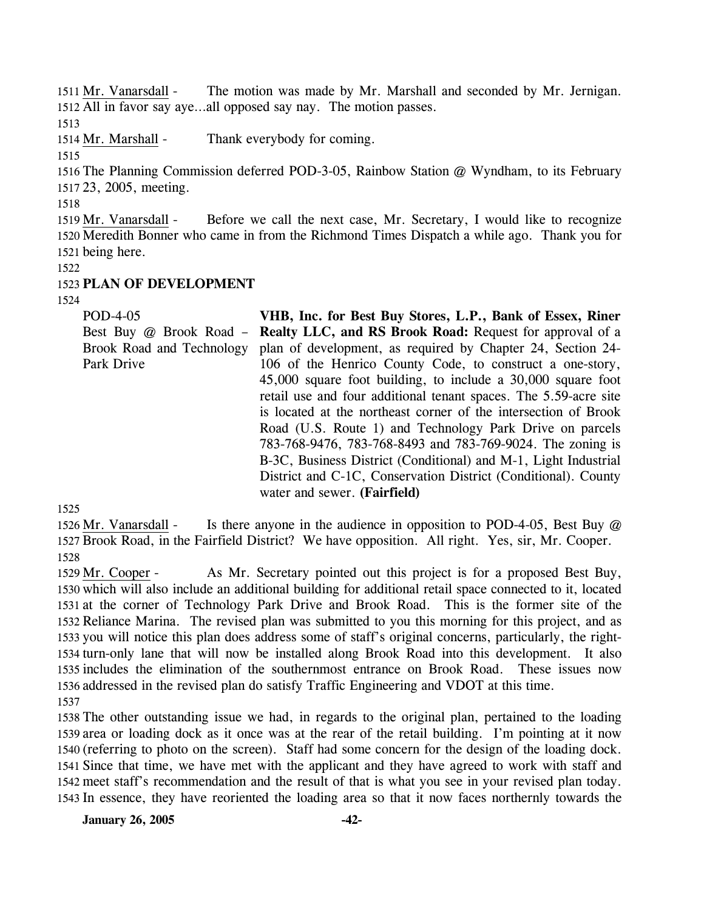Mr. Vanarsdall - The motion was made by Mr. Marshall and seconded by Mr. Jernigan. All in favor say aye…all opposed say nay. The motion passes.

Mr. Marshall - Thank everybody for coming.

The Planning Commission deferred POD-3-05, Rainbow Station @ Wyndham, to its February 23, 2005, meeting.

Mr. Vanarsdall - Before we call the next case, Mr. Secretary, I would like to recognize Meredith Bonner who came in from the Richmond Times Dispatch a while ago. Thank you for being here.

## PLAN OF DEVELOPMENT

POD-4-05
Best Buy @ Brook Road – Brook Road and Technology Park Drive

**VHB, Inc. for Best Buy Stores, L.P., Bank of Essex, Riner Realty LLC, and RS Brook Road:** Request for approval of a plan of development, as required by Chapter 24, Section 24-106 of the Henrico County Code, to construct a one-story, 45,000 square foot building, to include a 30,000 square foot retail use and four additional tenant spaces. The 5.59-acre site is located at the northeast corner of the intersection of Brook Road (U.S. Route 1) and Technology Park Drive on parcels 783-768-9476, 783-768-8493 and 783-769-9024. The zoning is B-3C, Business District (Conditional) and M-1, Light Industrial District and C-1C, Conservation District (Conditional). County water and sewer. **(Fairfield)**

Mr. Vanarsdall - Is there anyone in the audience in opposition to POD-4-05, Best Buy @ Brook Road, in the Fairfield District? We have opposition. All right. Yes, sir, Mr. Cooper.

Mr. Cooper - As Mr. Secretary pointed out this project is for a proposed Best Buy, which will also include an additional building for additional retail space connected to it, located at the corner of Technology Park Drive and Brook Road. This is the former site of the Reliance Marina. The revised plan was submitted to you this morning for this project, and as you will notice this plan does address some of staff's original concerns, particularly, the right-turn-only lane that will now be installed along Brook Road into this development. It also includes the elimination of the southernmost entrance on Brook Road. These issues now addressed in the revised plan do satisfy Traffic Engineering and VDOT at this time.

The other outstanding issue we had, in regards to the original plan, pertained to the loading area or loading dock as it once was at the rear of the retail building. I'm pointing at it now (referring to photo on the screen). Staff had some concern for the design of the loading dock. Since that time, we have met with the applicant and they have agreed to work with staff and meet staff's recommendation and the result of that is what you see in your revised plan today. In essence, they have reoriented the loading area so that it now faces northernly towards the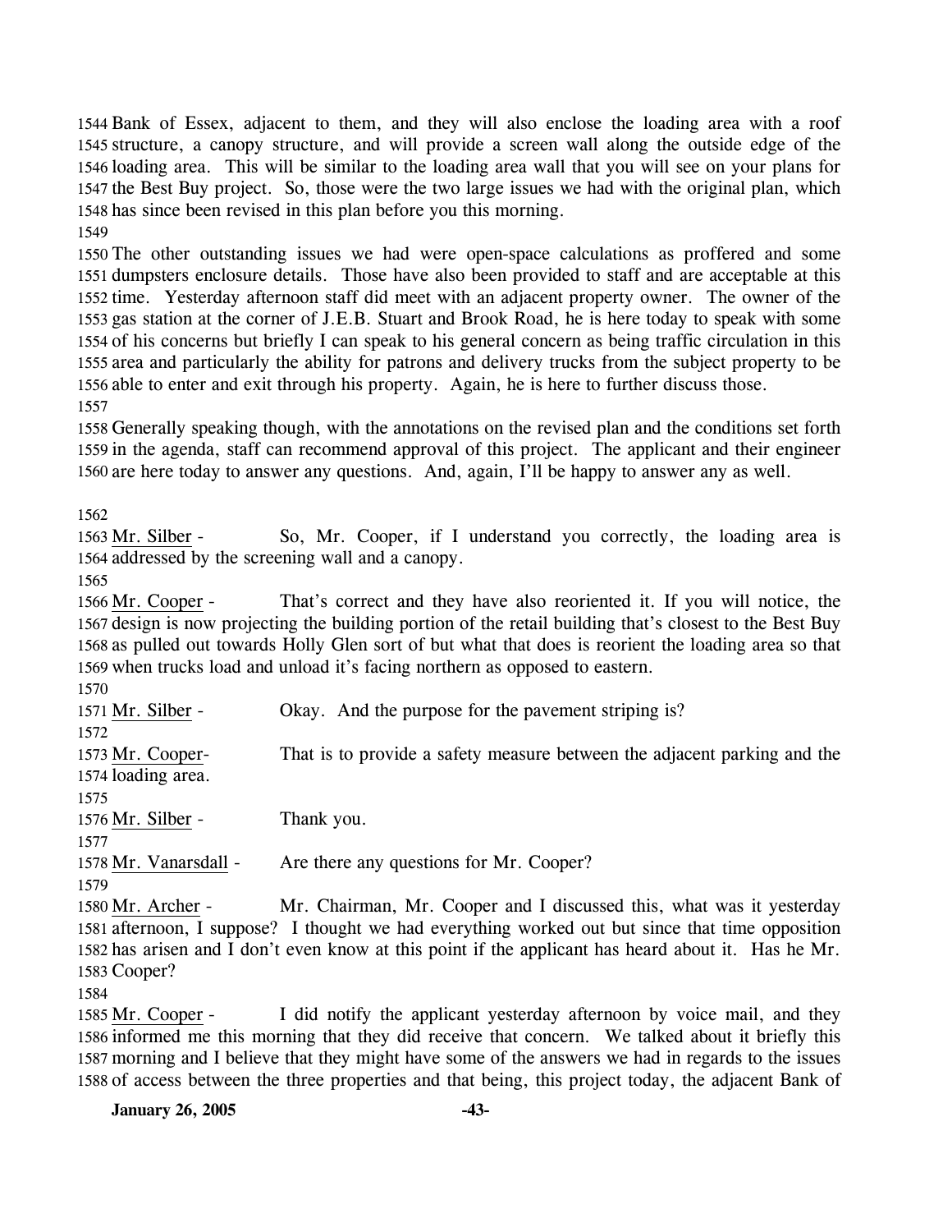Bank of Essex, adjacent to them, and they will also enclose the loading area with a roof structure, a canopy structure, and will provide a screen wall along the outside edge of the loading area. This will be similar to the loading area wall that you will see on your plans for the Best Buy project. So, those were the two large issues we had with the original plan, which has since been revised in this plan before you this morning.

The other outstanding issues we had were open-space calculations as proffered and some dumpsters enclosure details. Those have also been provided to staff and are acceptable at this time. Yesterday afternoon staff did meet with an adjacent property owner. The owner of the gas station at the corner of J.E.B. Stuart and Brook Road, he is here today to speak with some of his concerns but briefly I can speak to his general concern as being traffic circulation in this area and particularly the ability for patrons and delivery trucks from the subject property to be able to enter and exit through his property. Again, he is here to further discuss those.

Generally speaking though, with the annotations on the revised plan and the conditions set forth in the agenda, staff can recommend approval of this project. The applicant and their engineer are here today to answer any questions. And, again, I'll be happy to answer any as well.

Mr. Silber - So, Mr. Cooper, if I understand you correctly, the loading area is addressed by the screening wall and a canopy.

Mr. Cooper - That's correct and they have also reoriented it. If you will notice, the design is now projecting the building portion of the retail building that's closest to the Best Buy as pulled out towards Holly Glen sort of but what that does is reorient the loading area so that when trucks load and unload it's facing northern as opposed to eastern.

Mr. Silber - Okay. And the purpose for the pavement striping is?

Mr. Cooper- That is to provide a safety measure between the adjacent parking and the loading area.

Mr. Silber - Thank you.

Mr. Vanarsdall - Are there any questions for Mr. Cooper?

Mr. Archer - Mr. Chairman, Mr. Cooper and I discussed this, what was it yesterday afternoon, I suppose? I thought we had everything worked out but since that time opposition has arisen and I don't even know at this point if the applicant has heard about it. Has he Mr. Cooper?

Mr. Cooper - I did notify the applicant yesterday afternoon by voice mail, and they informed me this morning that they did receive that concern. We talked about it briefly this morning and I believe that they might have some of the answers we had in regards to the issues of access between the three properties and that being, this project today, the adjacent Bank of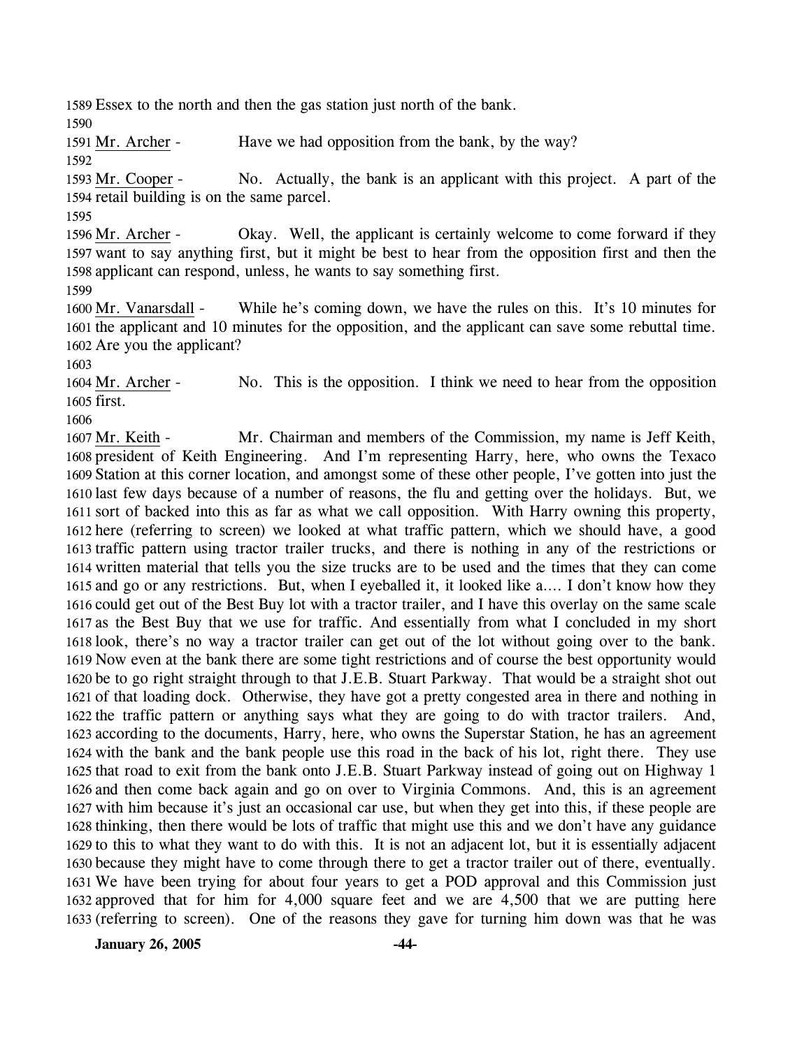1589 Essex to the north and then the gas station just north of the bank.

1590

1591 Mr. Archer - Have we had opposition from the bank, by the way?

1592

1593 Mr. Cooper - No. Actually, the bank is an applicant with this project. A part of the 1594 retail building is on the same parcel.

1595

1596 Mr. Archer - Okay. Well, the applicant is certainly welcome to come forward if they 1597 want to say anything first, but it might be best to hear from the opposition first and then the 1598 applicant can respond, unless, he wants to say something first.

1599

1600 Mr. Vanarsdall - While he's coming down, we have the rules on this. It's 10 minutes for 1601 the applicant and 10 minutes for the opposition, and the applicant can save some rebuttal time. 1602 Are you the applicant?

1603

1604 Mr. Archer - No. This is the opposition. I think we need to hear from the opposition 1605 first.

1606

1607 Mr. Keith - Mr. Chairman and members of the Commission, my name is Jeff Keith, 1608 president of Keith Engineering. And I'm representing Harry, here, who owns the Texaco 1609 Station at this corner location, and amongst some of these other people, I've gotten into just the 1610 last few days because of a number of reasons, the flu and getting over the holidays. But, we 1611 sort of backed into this as far as what we call opposition. With Harry owning this property, 1612 here (referring to screen) we looked at what traffic pattern, which we should have, a good 1613 traffic pattern using tractor trailer trucks, and there is nothing in any of the restrictions or 1614 written material that tells you the size trucks are to be used and the times that they can come 1615 and go or any restrictions. But, when I eyeballed it, it looked like a…. I don't know how they 1616 could get out of the Best Buy lot with a tractor trailer, and I have this overlay on the same scale 1617 as the Best Buy that we use for traffic. And essentially from what I concluded in my short 1618 look, there's no way a tractor trailer can get out of the lot without going over to the bank. 1619 Now even at the bank there are some tight restrictions and of course the best opportunity would 1620 be to go right straight through to that J.E.B. Stuart Parkway. That would be a straight shot out 1621 of that loading dock. Otherwise, they have got a pretty congested area in there and nothing in 1622 the traffic pattern or anything says what they are going to do with tractor trailers. And, 1623 according to the documents, Harry, here, who owns the Superstar Station, he has an agreement 1624 with the bank and the bank people use this road in the back of his lot, right there. They use 1625 that road to exit from the bank onto J.E.B. Stuart Parkway instead of going out on Highway 1 1626 and then come back again and go on over to Virginia Commons. And, this is an agreement 1627 with him because it's just an occasional car use, but when they get into this, if these people are 1628 thinking, then there would be lots of traffic that might use this and we don't have any guidance 1629 to this to what they want to do with this. It is not an adjacent lot, but it is essentially adjacent 1630 because they might have to come through there to get a tractor trailer out of there, eventually. 1631 We have been trying for about four years to get a POD approval and this Commission just 1632 approved that for him for 4,000 square feet and we are 4,500 that we are putting here 1633 (referring to screen). One of the reasons they gave for turning him down was that he was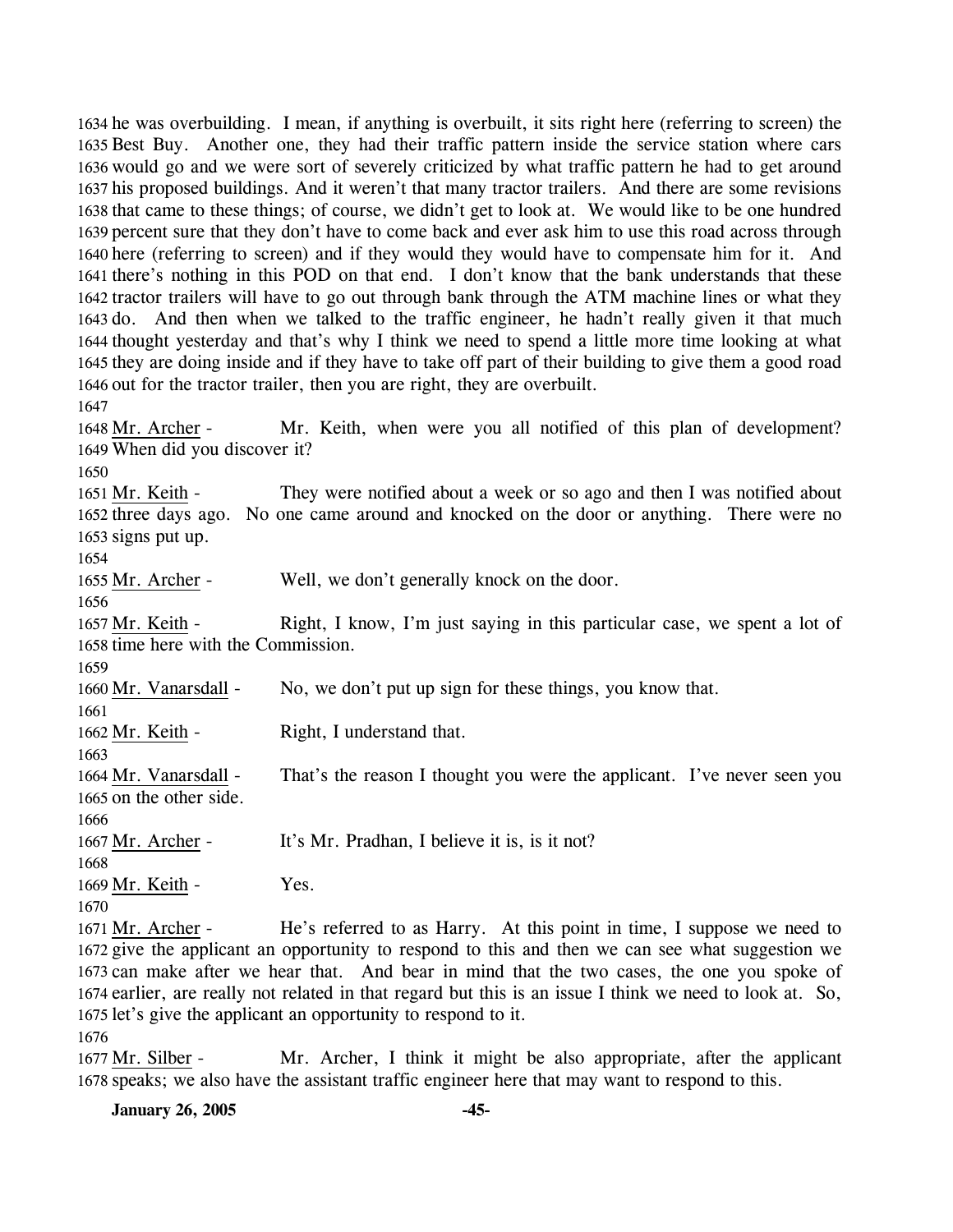1634 he was overbuilding. I mean, if anything is overbuilt, it sits right here (referring to screen) the
1635 Best Buy. Another one, they had their traffic pattern inside the service station where cars
1636 would go and we were sort of severely criticized by what traffic pattern he had to get around
1637 his proposed buildings. And it weren't that many tractor trailers. And there are some revisions
1638 that came to these things; of course, we didn't get to look at. We would like to be one hundred
1639 percent sure that they don't have to come back and ever ask him to use this road across through
1640 here (referring to screen) and if they would they would have to compensate him for it. And
1641 there's nothing in this POD on that end. I don't know that the bank understands that these
1642 tractor trailers will have to go out through bank through the ATM machine lines or what they
1643 do. And then when we talked to the traffic engineer, he hadn't really given it that much
1644 thought yesterday and that's why I think we need to spend a little more time looking at what
1645 they are doing inside and if they have to take off part of their building to give them a good road
1646 out for the tractor trailer, then you are right, they are overbuilt.
1647
1648 Mr. Archer - Mr. Keith, when were you all notified of this plan of development?
1649 When did you discover it?
1650
1651 Mr. Keith - They were notified about a week or so ago and then I was notified about
1652 three days ago. No one came around and knocked on the door or anything. There were no
1653 signs put up.
1654
1655 Mr. Archer - Well, we don't generally knock on the door.
1656
1657 Mr. Keith - Right, I know, I'm just saying in this particular case, we spent a lot of
1658 time here with the Commission.
1659
1660 Mr. Vanarsdall - No, we don't put up sign for these things, you know that.
1661
1662 Mr. Keith - Right, I understand that.
1663
1664 Mr. Vanarsdall - That's the reason I thought you were the applicant. I've never seen you
1665 on the other side.
1666
1667 Mr. Archer - It's Mr. Pradhan, I believe it is, is it not?
1668
1669 Mr. Keith - Yes.
1670
1671 Mr. Archer - He's referred to as Harry. At this point in time, I suppose we need to
1672 give the applicant an opportunity to respond to this and then we can see what suggestion we
1673 can make after we hear that. And bear in mind that the two cases, the one you spoke of
1674 earlier, are really not related in that regard but this is an issue I think we need to look at. So,
1675 let's give the applicant an opportunity to respond to it.
1676
1677 Mr. Silber - Mr. Archer, I think it might be also appropriate, after the applicant
1678 speaks; we also have the assistant traffic engineer here that may want to respond to this.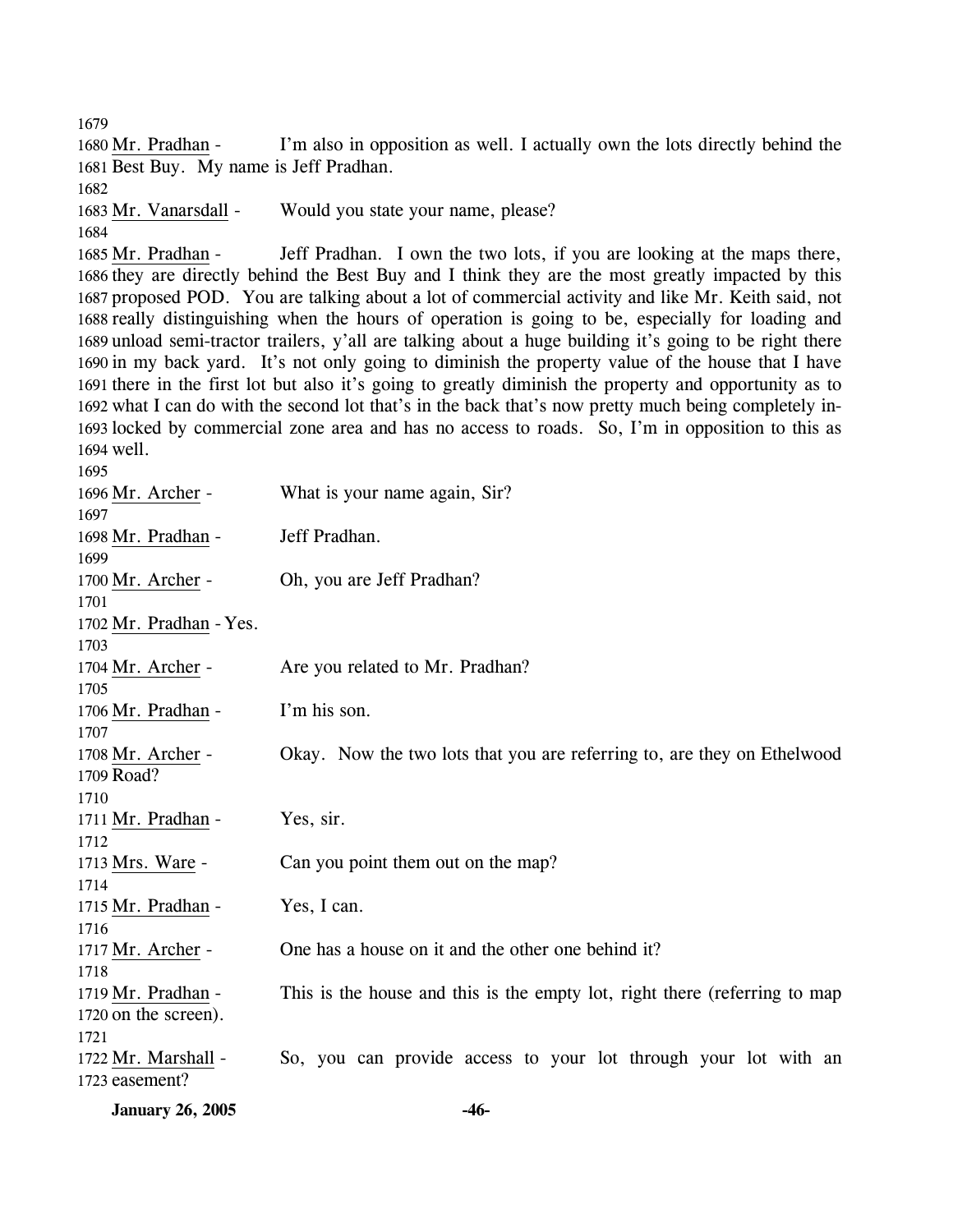1679

1680 Mr. Pradhan - I'm also in opposition as well. I actually own the lots directly behind the 1681 Best Buy. My name is Jeff Pradhan.

1682

1683 Mr. Vanarsdall - Would you state your name, please?

1684

1685 Mr. Pradhan - Jeff Pradhan. I own the two lots, if you are looking at the maps there, 1686 they are directly behind the Best Buy and I think they are the most greatly impacted by this 1687 proposed POD. You are talking about a lot of commercial activity and like Mr. Keith said, not 1688 really distinguishing when the hours of operation is going to be, especially for loading and 1689 unload semi-tractor trailers, y'all are talking about a huge building it's going to be right there 1690 in my back yard. It's not only going to diminish the property value of the house that I have 1691 there in the first lot but also it's going to greatly diminish the property and opportunity as to 1692 what I can do with the second lot that's in the back that's now pretty much being completely in-1693 locked by commercial zone area and has no access to roads. So, I'm in opposition to this as 1694 well.

1695

1696 Mr. Archer - What is your name again, Sir?

1697

1698 Mr. Pradhan - Jeff Pradhan.

1699

1700 Mr. Archer - Oh, you are Jeff Pradhan?

1701

1702 Mr. Pradhan - Yes.

1703

1704 Mr. Archer - Are you related to Mr. Pradhan?

1705

1706 Mr. Pradhan - I'm his son.

1707

1708 Mr. Archer - Okay. Now the two lots that you are referring to, are they on Ethelwood 1709 Road?

1710

1711 Mr. Pradhan - Yes, sir.

1712

1713 Mrs. Ware - Can you point them out on the map?

1714

1715 Mr. Pradhan - Yes, I can.

1716

1717 Mr. Archer - One has a house on it and the other one behind it?

1718

1719 Mr. Pradhan - This is the house and this is the empty lot, right there (referring to map 1720 on the screen).

1721

1722 Mr. Marshall - So, you can provide access to your lot through your lot with an 1723 easement?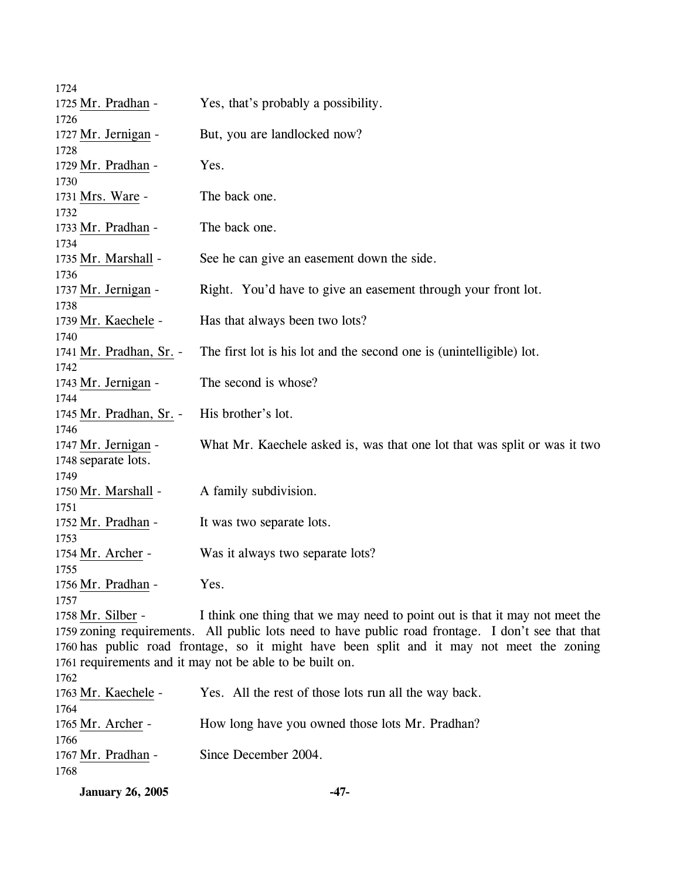Mr. Pradhan - Yes, that's probably a possibility.

Mr. Jernigan - But, you are landlocked now?

Mr. Pradhan - Yes.

Mrs. Ware - The back one.

Mr. Pradhan - The back one.

Mr. Marshall - See he can give an easement down the side.

Mr. Jernigan - Right. You'd have to give an easement through your front lot.

Mr. Kaechele - Has that always been two lots?

Mr. Pradhan, Sr. - The first lot is his lot and the second one is (unintelligible) lot.

Mr. Jernigan - The second is whose?

Mr. Pradhan, Sr. - His brother's lot.

Mr. Jernigan - What Mr. Kaechele asked is, was that one lot that was split or was it two separate lots.

Mr. Marshall - A family subdivision.

Mr. Pradhan - It was two separate lots.

Mr. Archer - Was it always two separate lots?

Mr. Pradhan - Yes.

Mr. Silber - I think one thing that we may need to point out is that it may not meet the zoning requirements. All public lots need to have public road frontage. I don't see that that has public road frontage, so it might have been split and it may not meet the zoning requirements and it may not be able to be built on.

Mr. Kaechele - Yes. All the rest of those lots run all the way back.

Mr. Archer - How long have you owned those lots Mr. Pradhan?

Mr. Pradhan - Since December 2004.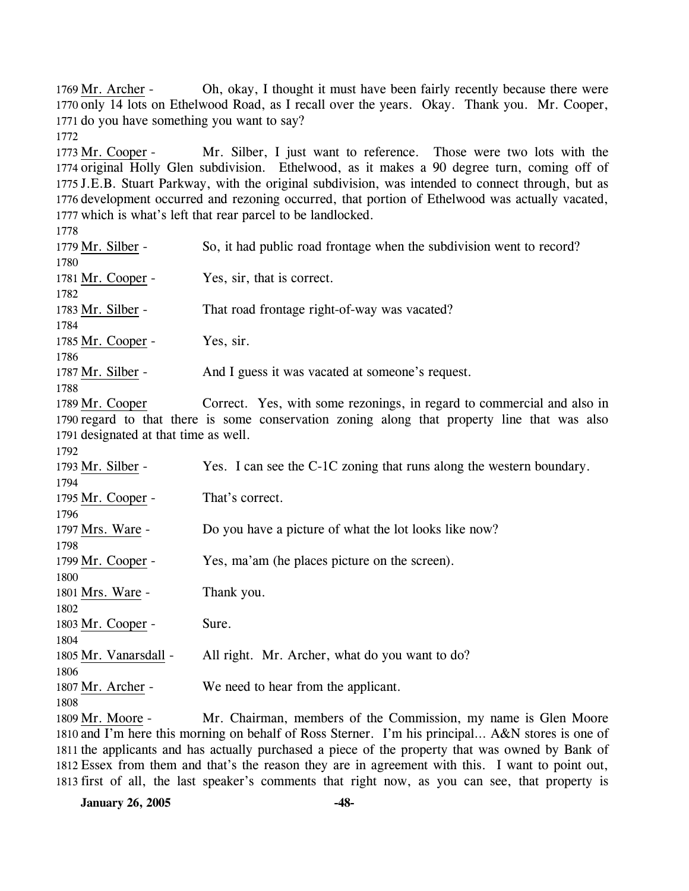1769 Mr. Archer - Oh, okay, I thought it must have been fairly recently because there were
1770 only 14 lots on Ethelwood Road, as I recall over the years. Okay. Thank you. Mr. Cooper,
1771 do you have something you want to say?
1772
1773 Mr. Cooper - Mr. Silber, I just want to reference. Those were two lots with the
1774 original Holly Glen subdivision. Ethelwood, as it makes a 90 degree turn, coming off of
1775 J.E.B. Stuart Parkway, with the original subdivision, was intended to connect through, but as
1776 development occurred and rezoning occurred, that portion of Ethelwood was actually vacated,
1777 which is what's left that rear parcel to be landlocked.
1778
1779 Mr. Silber - So, it had public road frontage when the subdivision went to record?
1780
1781 Mr. Cooper - Yes, sir, that is correct.
1782
1783 Mr. Silber - That road frontage right-of-way was vacated?
1784
1785 Mr. Cooper - Yes, sir.
1786
1787 Mr. Silber - And I guess it was vacated at someone's request.
1788
1789 Mr. Cooper Correct. Yes, with some rezonings, in regard to commercial and also in
1790 regard to that there is some conservation zoning along that property line that was also
1791 designated at that time as well.
1792
1793 Mr. Silber - Yes. I can see the C-1C zoning that runs along the western boundary.
1794
1795 Mr. Cooper - That's correct.
1796
1797 Mrs. Ware - Do you have a picture of what the lot looks like now?
1798
1799 Mr. Cooper - Yes, ma'am (he places picture on the screen).
1800
1801 Mrs. Ware - Thank you.
1802
1803 Mr. Cooper - Sure.
1804
1805 Mr. Vanarsdall - All right. Mr. Archer, what do you want to do?
1806
1807 Mr. Archer - We need to hear from the applicant.
1808
1809 Mr. Moore - Mr. Chairman, members of the Commission, my name is Glen Moore
1810 and I'm here this morning on behalf of Ross Sterner. I'm his principal... A&N stores is one of
1811 the applicants and has actually purchased a piece of the property that was owned by Bank of
1812 Essex from them and that's the reason they are in agreement with this. I want to point out,
1813 first of all, the last speaker's comments that right now, as you can see, that property is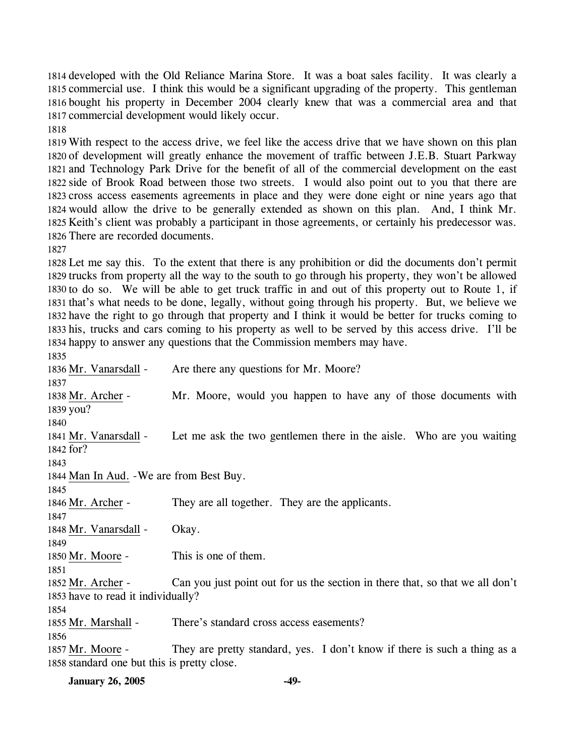developed with the Old Reliance Marina Store. It was a boat sales facility. It was clearly a commercial use. I think this would be a significant upgrading of the property. This gentleman bought his property in December 2004 clearly knew that was a commercial area and that commercial development would likely occur.

With respect to the access drive, we feel like the access drive that we have shown on this plan of development will greatly enhance the movement of traffic between J.E.B. Stuart Parkway and Technology Park Drive for the benefit of all of the commercial development on the east side of Brook Road between those two streets. I would also point out to you that there are cross access easements agreements in place and they were done eight or nine years ago that would allow the drive to be generally extended as shown on this plan. And, I think Mr. Keith's client was probably a participant in those agreements, or certainly his predecessor was. There are recorded documents.

Let me say this. To the extent that there is any prohibition or did the documents don't permit trucks from property all the way to the south to go through his property, they won't be allowed to do so. We will be able to get truck traffic in and out of this property out to Route 1, if that's what needs to be done, legally, without going through his property. But, we believe we have the right to go through that property and I think it would be better for trucks coming to his, trucks and cars coming to his property as well to be served by this access drive. I'll be happy to answer any questions that the Commission members may have.

Mr. Vanarsdall - Are there any questions for Mr. Moore?

Mr. Archer - Mr. Moore, would you happen to have any of those documents with you?

Mr. Vanarsdall - Let me ask the two gentlemen there in the aisle. Who are you waiting for?

Man In Aud. - We are from Best Buy.

Mr. Archer - They are all together. They are the applicants.

Mr. Vanarsdall - Okay.

Mr. Moore - This is one of them.

Mr. Archer - Can you just point out for us the section in there that, so that we all don't have to read it individually?

Mr. Marshall - There's standard cross access easements?

Mr. Moore - They are pretty standard, yes. I don't know if there is such a thing as a standard one but this is pretty close.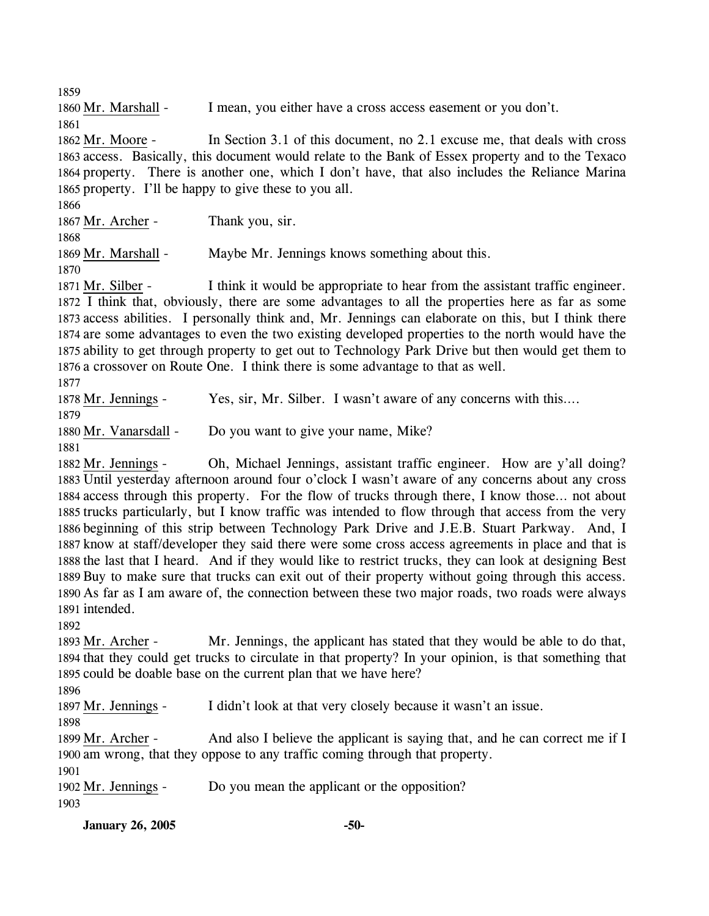Mr. Marshall - I mean, you either have a cross access easement or you don't.

Mr. Moore - In Section 3.1 of this document, no 2.1 excuse me, that deals with cross access. Basically, this document would relate to the Bank of Essex property and to the Texaco property. There is another one, which I don't have, that also includes the Reliance Marina property. I'll be happy to give these to you all.

Mr. Archer - Thank you, sir.

Mr. Marshall - Maybe Mr. Jennings knows something about this.

Mr. Silber - I think it would be appropriate to hear from the assistant traffic engineer. I think that, obviously, there are some advantages to all the properties here as far as some access abilities. I personally think and, Mr. Jennings can elaborate on this, but I think there are some advantages to even the two existing developed properties to the north would have the ability to get through property to get out to Technology Park Drive but then would get them to a crossover on Route One. I think there is some advantage to that as well.

Mr. Jennings - Yes, sir, Mr. Silber. I wasn't aware of any concerns with this….

Mr. Vanarsdall - Do you want to give your name, Mike?

Mr. Jennings - Oh, Michael Jennings, assistant traffic engineer. How are y'all doing? Until yesterday afternoon around four o'clock I wasn't aware of any concerns about any cross access through this property. For the flow of trucks through there, I know those… not about trucks particularly, but I know traffic was intended to flow through that access from the very beginning of this strip between Technology Park Drive and J.E.B. Stuart Parkway. And, I know at staff/developer they said there were some cross access agreements in place and that is the last that I heard. And if they would like to restrict trucks, they can look at designing Best Buy to make sure that trucks can exit out of their property without going through this access. As far as I am aware of, the connection between these two major roads, two roads were always intended.

Mr. Archer - Mr. Jennings, the applicant has stated that they would be able to do that, that they could get trucks to circulate in that property? In your opinion, is that something that could be doable base on the current plan that we have here?

Mr. Jennings - I didn't look at that very closely because it wasn't an issue.

Mr. Archer - And also I believe the applicant is saying that, and he can correct me if I am wrong, that they oppose to any traffic coming through that property.

Mr. Jennings - Do you mean the applicant or the opposition?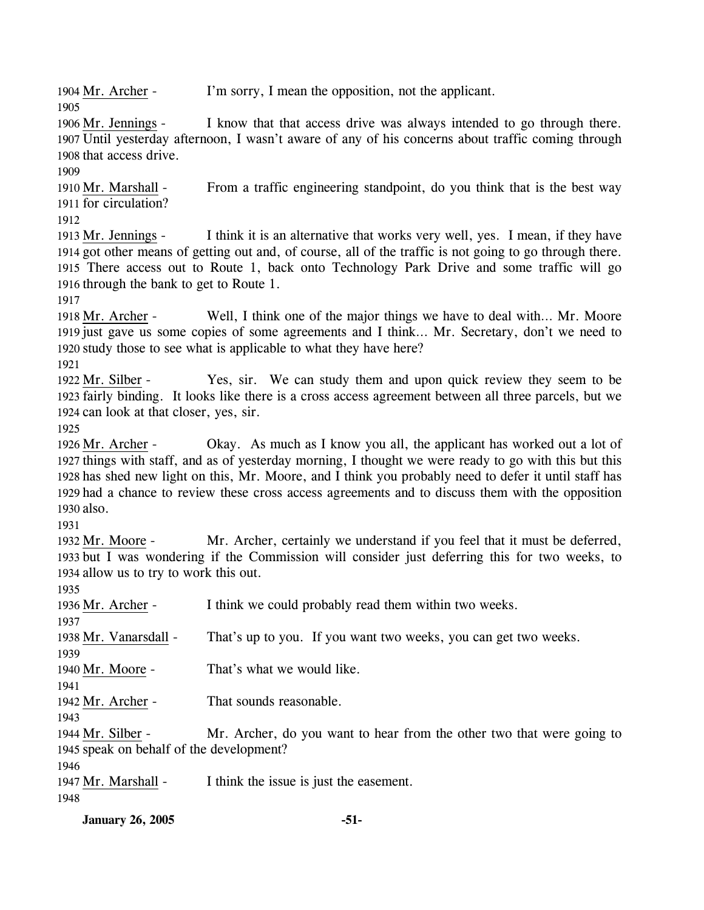1904 Mr. Archer - I'm sorry, I mean the opposition, not the applicant.
1905
1906 Mr. Jennings - I know that that access drive was always intended to go through there. 1907 Until yesterday afternoon, I wasn't aware of any of his concerns about traffic coming through 1908 that access drive.
1909
1910 Mr. Marshall - From a traffic engineering standpoint, do you think that is the best way 1911 for circulation?
1912
1913 Mr. Jennings - I think it is an alternative that works very well, yes. I mean, if they have 1914 got other means of getting out and, of course, all of the traffic is not going to go through there. 1915 There access out to Route 1, back onto Technology Park Drive and some traffic will go 1916 through the bank to get to Route 1.
1917
1918 Mr. Archer - Well, I think one of the major things we have to deal with… Mr. Moore 1919 just gave us some copies of some agreements and I think… Mr. Secretary, don't we need to 1920 study those to see what is applicable to what they have here?
1921
1922 Mr. Silber - Yes, sir. We can study them and upon quick review they seem to be 1923 fairly binding. It looks like there is a cross access agreement between all three parcels, but we 1924 can look at that closer, yes, sir.
1925
1926 Mr. Archer - Okay. As much as I know you all, the applicant has worked out a lot of 1927 things with staff, and as of yesterday morning, I thought we were ready to go with this but this 1928 has shed new light on this, Mr. Moore, and I think you probably need to defer it until staff has 1929 had a chance to review these cross access agreements and to discuss them with the opposition 1930 also.
1931
1932 Mr. Moore - Mr. Archer, certainly we understand if you feel that it must be deferred, 1933 but I was wondering if the Commission will consider just deferring this for two weeks, to 1934 allow us to try to work this out.
1935
1936 Mr. Archer - I think we could probably read them within two weeks.
1937
1938 Mr. Vanarsdall - That's up to you. If you want two weeks, you can get two weeks.
1939
1940 Mr. Moore - That's what we would like.
1941
1942 Mr. Archer - That sounds reasonable.
1943
1944 Mr. Silber - Mr. Archer, do you want to hear from the other two that were going to 1945 speak on behalf of the development?
1946
1947 Mr. Marshall - I think the issue is just the easement.
1948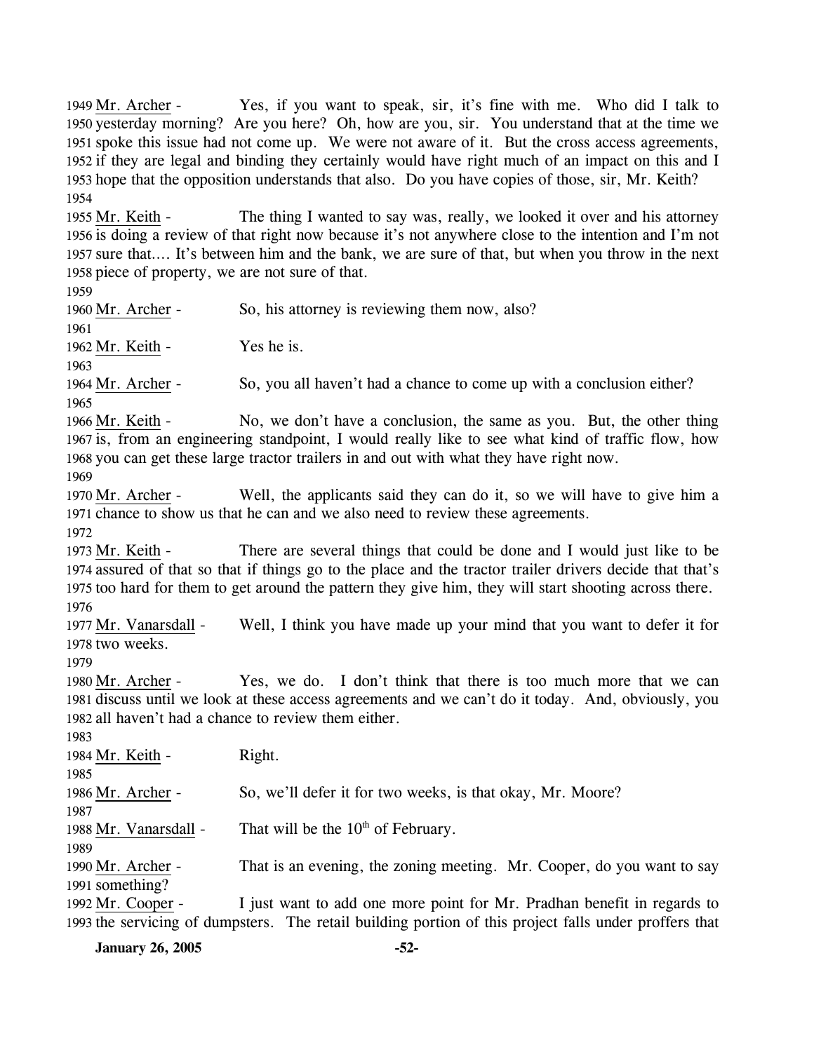1949 Mr. Archer - Yes, if you want to speak, sir, it's fine with me. Who did I talk to
1950 yesterday morning? Are you here? Oh, how are you, sir. You understand that at the time we
1951 spoke this issue had not come up. We were not aware of it. But the cross access agreements,
1952 if they are legal and binding they certainly would have right much of an impact on this and I
1953 hope that the opposition understands that also. Do you have copies of those, sir, Mr. Keith?
1954
1955 Mr. Keith - The thing I wanted to say was, really, we looked it over and his attorney
1956 is doing a review of that right now because it's not anywhere close to the intention and I'm not
1957 sure that…. It's between him and the bank, we are sure of that, but when you throw in the next
1958 piece of property, we are not sure of that.
1959
1960 Mr. Archer - So, his attorney is reviewing them now, also?
1961
1962 Mr. Keith - Yes he is.
1963
1964 Mr. Archer - So, you all haven't had a chance to come up with a conclusion either?
1965
1966 Mr. Keith - No, we don't have a conclusion, the same as you. But, the other thing
1967 is, from an engineering standpoint, I would really like to see what kind of traffic flow, how
1968 you can get these large tractor trailers in and out with what they have right now.
1969
1970 Mr. Archer - Well, the applicants said they can do it, so we will have to give him a
1971 chance to show us that he can and we also need to review these agreements.
1972
1973 Mr. Keith - There are several things that could be done and I would just like to be
1974 assured of that so that if things go to the place and the tractor trailer drivers decide that that's
1975 too hard for them to get around the pattern they give him, they will start shooting across there.
1976
1977 Mr. Vanarsdall - Well, I think you have made up your mind that you want to defer it for
1978 two weeks.
1979
1980 Mr. Archer - Yes, we do. I don't think that there is too much more that we can
1981 discuss until we look at these access agreements and we can't do it today. And, obviously, you
1982 all haven't had a chance to review them either.
1983
1984 Mr. Keith - Right.
1985
1986 Mr. Archer - So, we'll defer it for two weeks, is that okay, Mr. Moore?
1987
1988 Mr. Vanarsdall - That will be the 10th of February.
1989
1990 Mr. Archer - That is an evening, the zoning meeting. Mr. Cooper, do you want to say
1991 something?
1992 Mr. Cooper - I just want to add one more point for Mr. Pradhan benefit in regards to
1993 the servicing of dumpsters. The retail building portion of this project falls under proffers that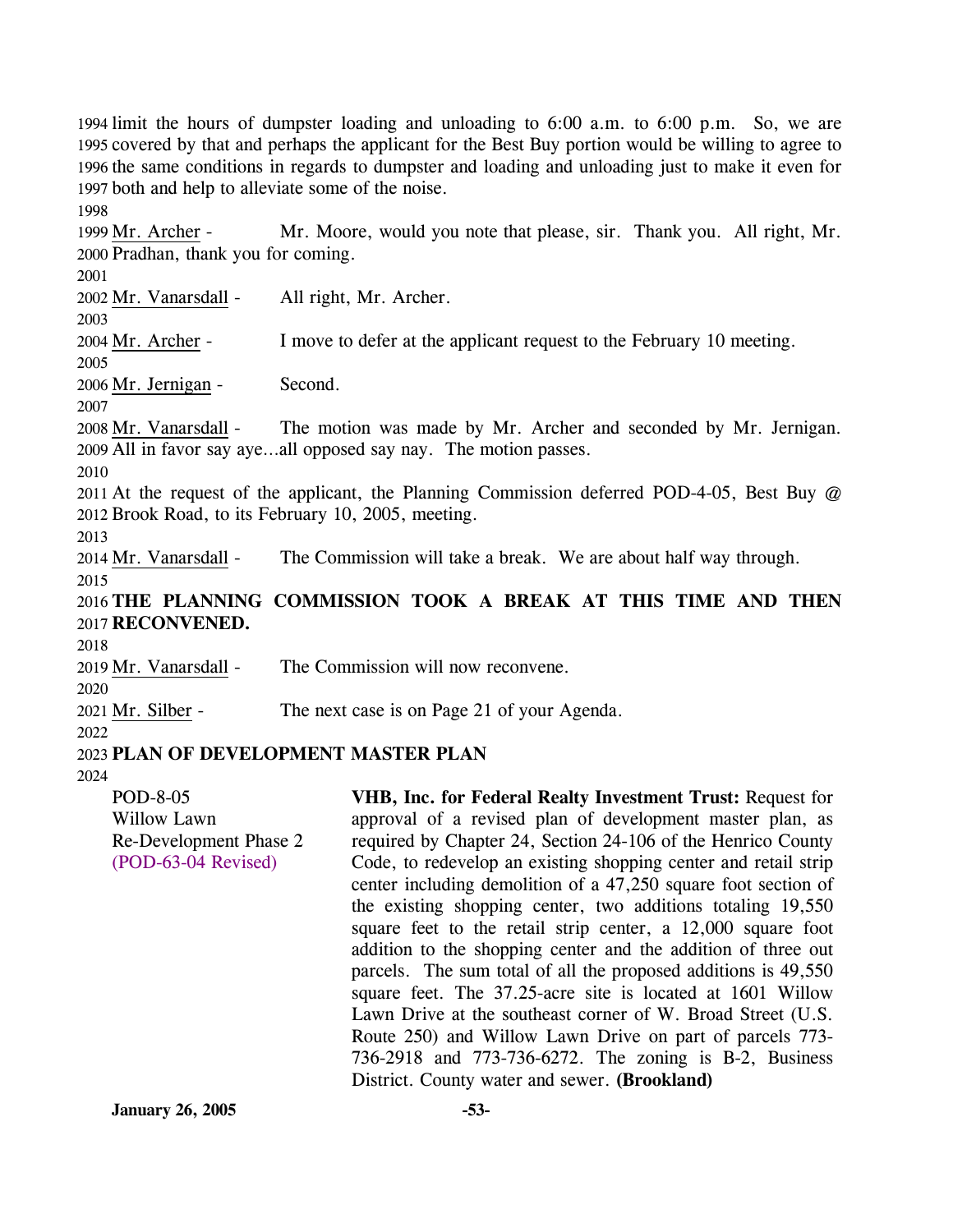limit the hours of dumpster loading and unloading to 6:00 a.m. to 6:00 p.m. So, we are covered by that and perhaps the applicant for the Best Buy portion would be willing to agree to the same conditions in regards to dumpster and loading and unloading just to make it even for both and help to alleviate some of the noise.

Mr. Archer - Mr. Moore, would you note that please, sir. Thank you. All right, Mr. Pradhan, thank you for coming.

Mr. Vanarsdall - All right, Mr. Archer.

Mr. Archer - I move to defer at the applicant request to the February 10 meeting.

Mr. Jernigan - Second.

Mr. Vanarsdall - The motion was made by Mr. Archer and seconded by Mr. Jernigan. All in favor say aye…all opposed say nay. The motion passes.

At the request of the applicant, the Planning Commission deferred POD-4-05, Best Buy @ Brook Road, to its February 10, 2005, meeting.

Mr. Vanarsdall - The Commission will take a break. We are about half way through.

**THE PLANNING COMMISSION TOOK A BREAK AT THIS TIME AND THEN RECONVENED.**

Mr. Vanarsdall - The Commission will now reconvene.

Mr. Silber - The next case is on Page 21 of your Agenda.

**PLAN OF DEVELOPMENT MASTER PLAN**

POD-8-05
Willow Lawn
Re-Development Phase 2
(POD-63-04 Revised)

**VHB, Inc. for Federal Realty Investment Trust:** Request for approval of a revised plan of development master plan, as required by Chapter 24, Section 24-106 of the Henrico County Code, to redevelop an existing shopping center and retail strip center including demolition of a 47,250 square foot section of the existing shopping center, two additions totaling 19,550 square feet to the retail strip center, a 12,000 square foot addition to the shopping center and the addition of three out parcels. The sum total of all the proposed additions is 49,550 square feet. The 37.25-acre site is located at 1601 Willow Lawn Drive at the southeast corner of W. Broad Street (U.S. Route 250) and Willow Lawn Drive on part of parcels 773-736-2918 and 773-736-6272. The zoning is B-2, Business District. County water and sewer. **(Brookland)**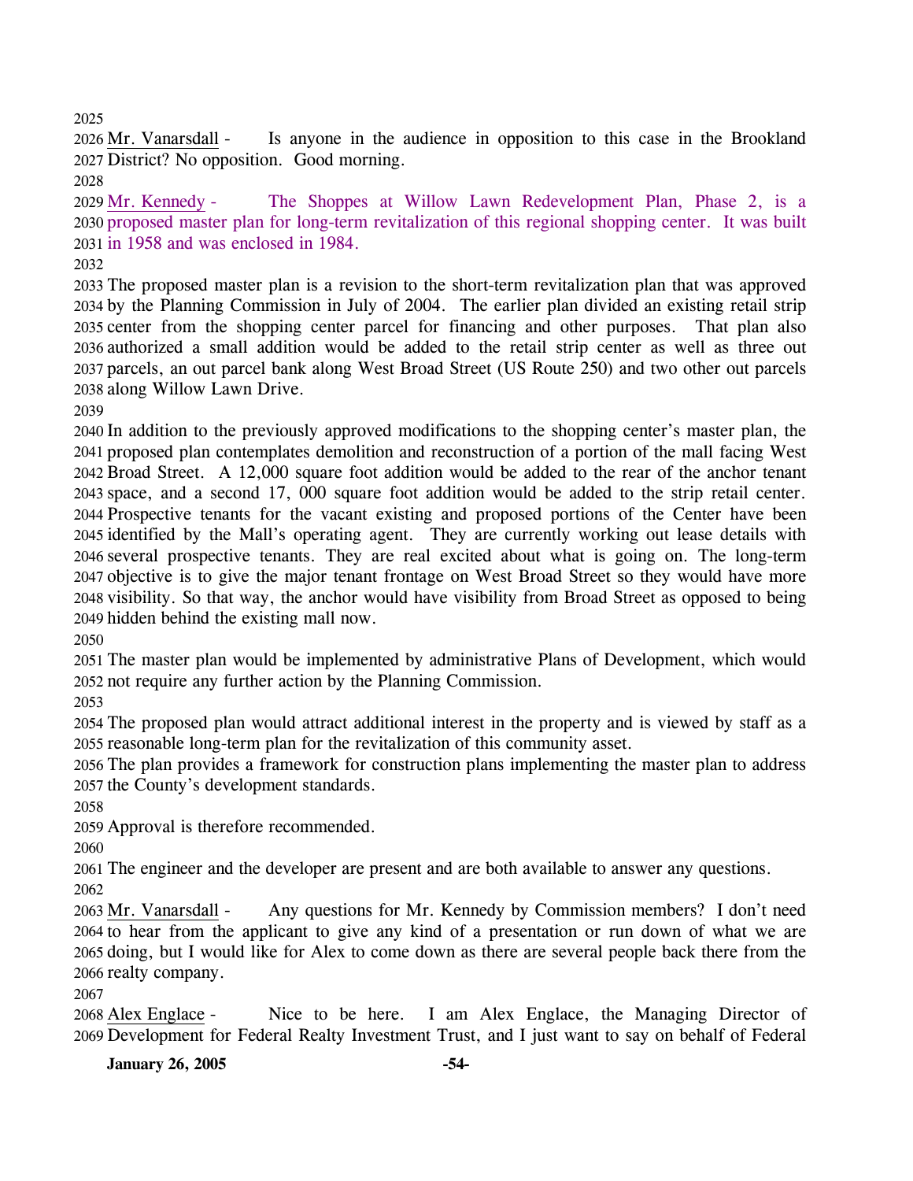2025

2026 Mr. Vanarsdall - Is anyone in the audience in opposition to this case in the Brookland
2027 District? No opposition. Good morning.

2028

2029 Mr. Kennedy - The Shoppes at Willow Lawn Redevelopment Plan, Phase 2, is a
2030 proposed master plan for long-term revitalization of this regional shopping center. It was built
2031 in 1958 and was enclosed in 1984.

2032

2033 The proposed master plan is a revision to the short-term revitalization plan that was approved
2034 by the Planning Commission in July of 2004. The earlier plan divided an existing retail strip
2035 center from the shopping center parcel for financing and other purposes. That plan also
2036 authorized a small addition would be added to the retail strip center as well as three out
2037 parcels, an out parcel bank along West Broad Street (US Route 250) and two other out parcels
2038 along Willow Lawn Drive.

2039

2040 In addition to the previously approved modifications to the shopping center's master plan, the
2041 proposed plan contemplates demolition and reconstruction of a portion of the mall facing West
2042 Broad Street. A 12,000 square foot addition would be added to the rear of the anchor tenant
2043 space, and a second 17, 000 square foot addition would be added to the strip retail center.
2044 Prospective tenants for the vacant existing and proposed portions of the Center have been
2045 identified by the Mall's operating agent. They are currently working out lease details with
2046 several prospective tenants. They are real excited about what is going on. The long-term
2047 objective is to give the major tenant frontage on West Broad Street so they would have more
2048 visibility. So that way, the anchor would have visibility from Broad Street as opposed to being
2049 hidden behind the existing mall now.

2050

2051 The master plan would be implemented by administrative Plans of Development, which would
2052 not require any further action by the Planning Commission.

2053

2054 The proposed plan would attract additional interest in the property and is viewed by staff as a
2055 reasonable long-term plan for the revitalization of this community asset.
2056 The plan provides a framework for construction plans implementing the master plan to address
2057 the County's development standards.

2058

2059 Approval is therefore recommended.

2060

2061 The engineer and the developer are present and are both available to answer any questions.

2062

2063 Mr. Vanarsdall - Any questions for Mr. Kennedy by Commission members? I don't need
2064 to hear from the applicant to give any kind of a presentation or run down of what we are
2065 doing, but I would like for Alex to come down as there are several people back there from the
2066 realty company.

2067

2068 Alex Englace - Nice to be here. I am Alex Englace, the Managing Director of
2069 Development for Federal Realty Investment Trust, and I just want to say on behalf of Federal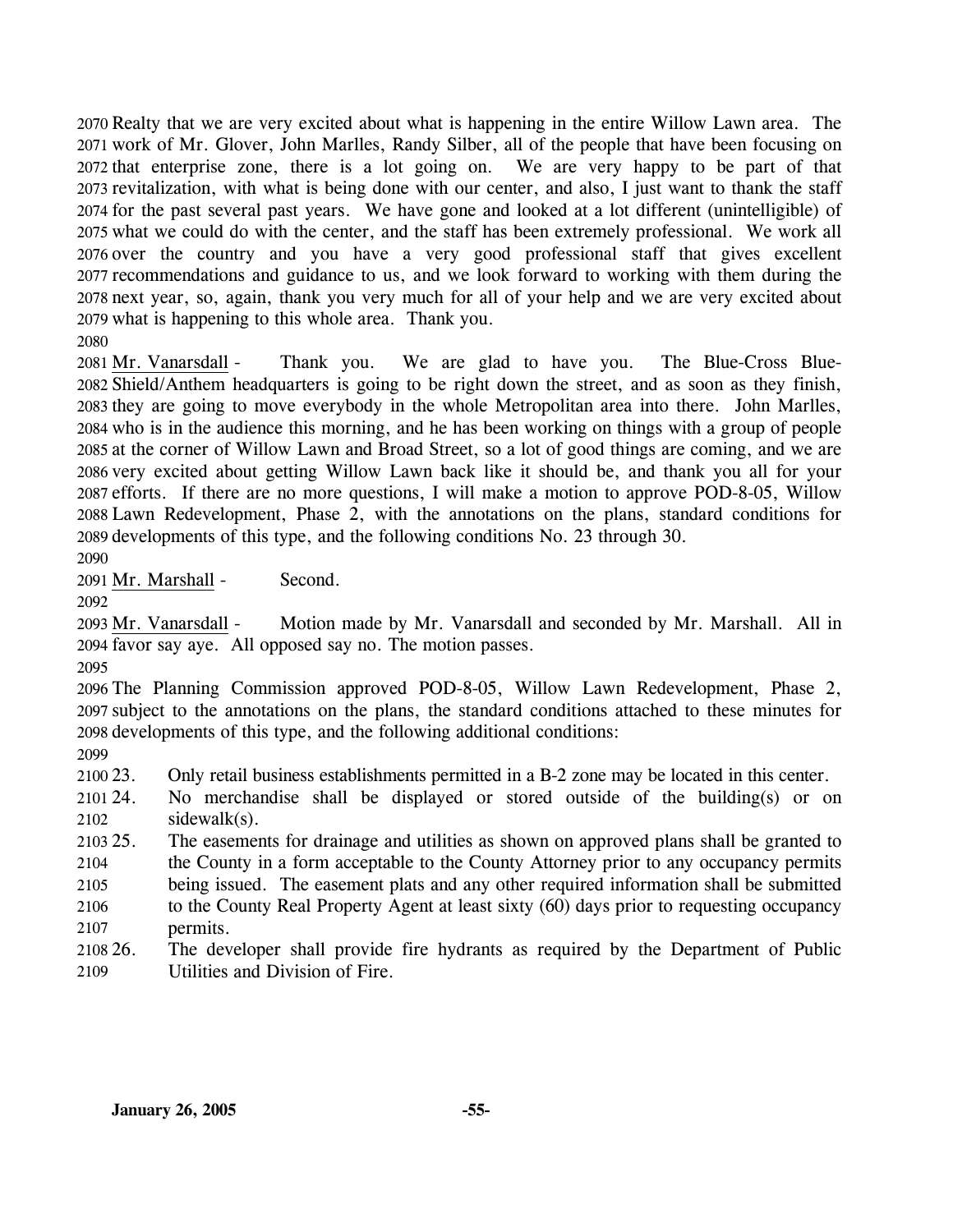Realty that we are very excited about what is happening in the entire Willow Lawn area. The work of Mr. Glover, John Marlles, Randy Silber, all of the people that have been focusing on that enterprise zone, there is a lot going on. We are very happy to be part of that revitalization, with what is being done with our center, and also, I just want to thank the staff for the past several past years. We have gone and looked at a lot different (unintelligible) of what we could do with the center, and the staff has been extremely professional. We work all over the country and you have a very good professional staff that gives excellent recommendations and guidance to us, and we look forward to working with them during the next year, so, again, thank you very much for all of your help and we are very excited about what is happening to this whole area. Thank you.

Mr. Vanarsdall - Thank you. We are glad to have you. The Blue-Cross Blue-Shield/Anthem headquarters is going to be right down the street, and as soon as they finish, they are going to move everybody in the whole Metropolitan area into there. John Marlles, who is in the audience this morning, and he has been working on things with a group of people at the corner of Willow Lawn and Broad Street, so a lot of good things are coming, and we are very excited about getting Willow Lawn back like it should be, and thank you all for your efforts. If there are no more questions, I will make a motion to approve POD-8-05, Willow Lawn Redevelopment, Phase 2, with the annotations on the plans, standard conditions for developments of this type, and the following conditions No. 23 through 30.

Mr. Marshall - Second.

Mr. Vanarsdall - Motion made by Mr. Vanarsdall and seconded by Mr. Marshall. All in favor say aye. All opposed say no. The motion passes.

The Planning Commission approved POD-8-05, Willow Lawn Redevelopment, Phase 2, subject to the annotations on the plans, the standard conditions attached to these minutes for developments of this type, and the following additional conditions:

23. Only retail business establishments permitted in a B-2 zone may be located in this center.
24. No merchandise shall be displayed or stored outside of the building(s) or on sidewalk(s).
25. The easements for drainage and utilities as shown on approved plans shall be granted to the County in a form acceptable to the County Attorney prior to any occupancy permits being issued. The easement plats and any other required information shall be submitted to the County Real Property Agent at least sixty (60) days prior to requesting occupancy permits.
26. The developer shall provide fire hydrants as required by the Department of Public Utilities and Division of Fire.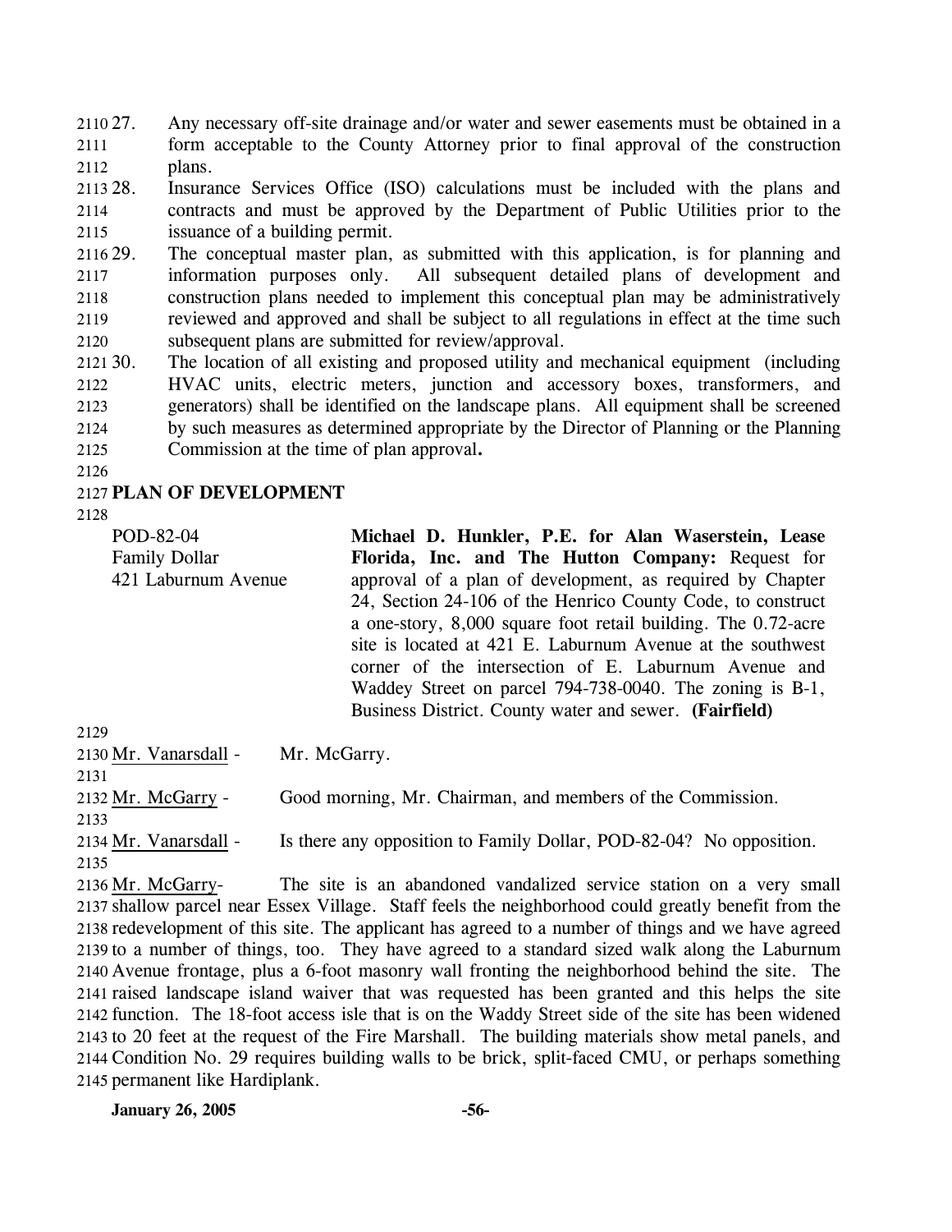27. Any necessary off-site drainage and/or water and sewer easements must be obtained in a form acceptable to the County Attorney prior to final approval of the construction plans.
28. Insurance Services Office (ISO) calculations must be included with the plans and contracts and must be approved by the Department of Public Utilities prior to the issuance of a building permit.
29. The conceptual master plan, as submitted with this application, is for planning and information purposes only. All subsequent detailed plans of development and construction plans needed to implement this conceptual plan may be administratively reviewed and approved and shall be subject to all regulations in effect at the time such subsequent plans are submitted for review/approval.
30. The location of all existing and proposed utility and mechanical equipment (including HVAC units, electric meters, junction and accessory boxes, transformers, and generators) shall be identified on the landscape plans. All equipment shall be screened by such measures as determined appropriate by the Director of Planning or the Planning Commission at the time of plan approval.

## PLAN OF DEVELOPMENT

POD-82-04
Family Dollar
421 Laburnum Avenue

**Michael D. Hunkler, P.E. for Alan Waserstein, Lease Florida, Inc. and The Hutton Company:** Request for approval of a plan of development, as required by Chapter 24, Section 24-106 of the Henrico County Code, to construct a one-story, 8,000 square foot retail building. The 0.72-acre site is located at 421 E. Laburnum Avenue at the southwest corner of the intersection of E. Laburnum Avenue and Waddey Street on parcel 794-738-0040. The zoning is B-1, Business District. County water and sewer. **(Fairfield)**

Mr. Vanarsdall - Mr. McGarry.

Mr. McGarry - Good morning, Mr. Chairman, and members of the Commission.

Mr. Vanarsdall - Is there any opposition to Family Dollar, POD-82-04? No opposition.

Mr. McGarry- The site is an abandoned vandalized service station on a very small shallow parcel near Essex Village. Staff feels the neighborhood could greatly benefit from the redevelopment of this site. The applicant has agreed to a number of things and we have agreed to a number of things, too. They have agreed to a standard sized walk along the Laburnum Avenue frontage, plus a 6-foot masonry wall fronting the neighborhood behind the site. The raised landscape island waiver that was requested has been granted and this helps the site function. The 18-foot access isle that is on the Waddy Street side of the site has been widened to 20 feet at the request of the Fire Marshall. The building materials show metal panels, and Condition No. 29 requires building walls to be brick, split-faced CMU, or perhaps something permanent like Hardiplank.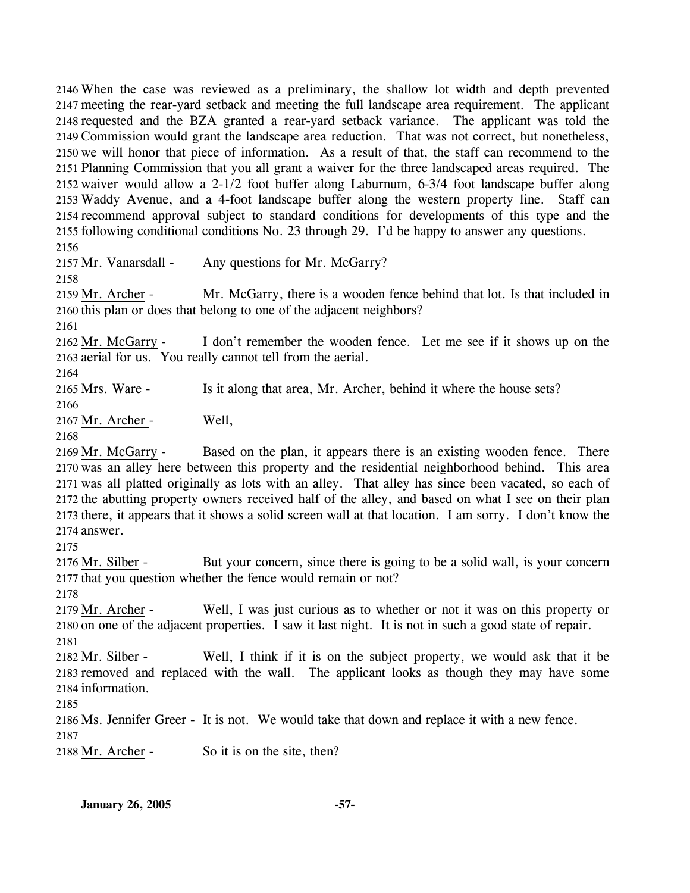2146 When the case was reviewed as a preliminary, the shallow lot width and depth prevented 2147 meeting the rear-yard setback and meeting the full landscape area requirement. The applicant 2148 requested and the BZA granted a rear-yard setback variance. The applicant was told the 2149 Commission would grant the landscape area reduction. That was not correct, but nonetheless, 2150 we will honor that piece of information. As a result of that, the staff can recommend to the 2151 Planning Commission that you all grant a waiver for the three landscaped areas required. The 2152 waiver would allow a 2-1/2 foot buffer along Laburnum, 6-3/4 foot landscape buffer along 2153 Waddy Avenue, and a 4-foot landscape buffer along the western property line. Staff can 2154 recommend approval subject to standard conditions for developments of this type and the 2155 following conditional conditions No. 23 through 29. I'd be happy to answer any questions.

2156

2157 Mr. Vanarsdall - Any questions for Mr. McGarry?

2158

2159 Mr. Archer - Mr. McGarry, there is a wooden fence behind that lot. Is that included in 2160 this plan or does that belong to one of the adjacent neighbors?

2161

2162 Mr. McGarry - I don't remember the wooden fence. Let me see if it shows up on the 2163 aerial for us. You really cannot tell from the aerial.

2164

2165 Mrs. Ware - Is it along that area, Mr. Archer, behind it where the house sets?

2166

2167 Mr. Archer - Well,

2168

2169 Mr. McGarry - Based on the plan, it appears there is an existing wooden fence. There 2170 was an alley here between this property and the residential neighborhood behind. This area 2171 was all platted originally as lots with an alley. That alley has since been vacated, so each of 2172 the abutting property owners received half of the alley, and based on what I see on their plan 2173 there, it appears that it shows a solid screen wall at that location. I am sorry. I don't know the 2174 answer.

2175

2176 Mr. Silber - But your concern, since there is going to be a solid wall, is your concern 2177 that you question whether the fence would remain or not?

2178

2179 Mr. Archer - Well, I was just curious as to whether or not it was on this property or 2180 on one of the adjacent properties. I saw it last night. It is not in such a good state of repair.

2181

2182 Mr. Silber - Well, I think if it is on the subject property, we would ask that it be 2183 removed and replaced with the wall. The applicant looks as though they may have some 2184 information.

2185

2186 Ms. Jennifer Greer - It is not. We would take that down and replace it with a new fence.

2187

2188 Mr. Archer - So it is on the site, then?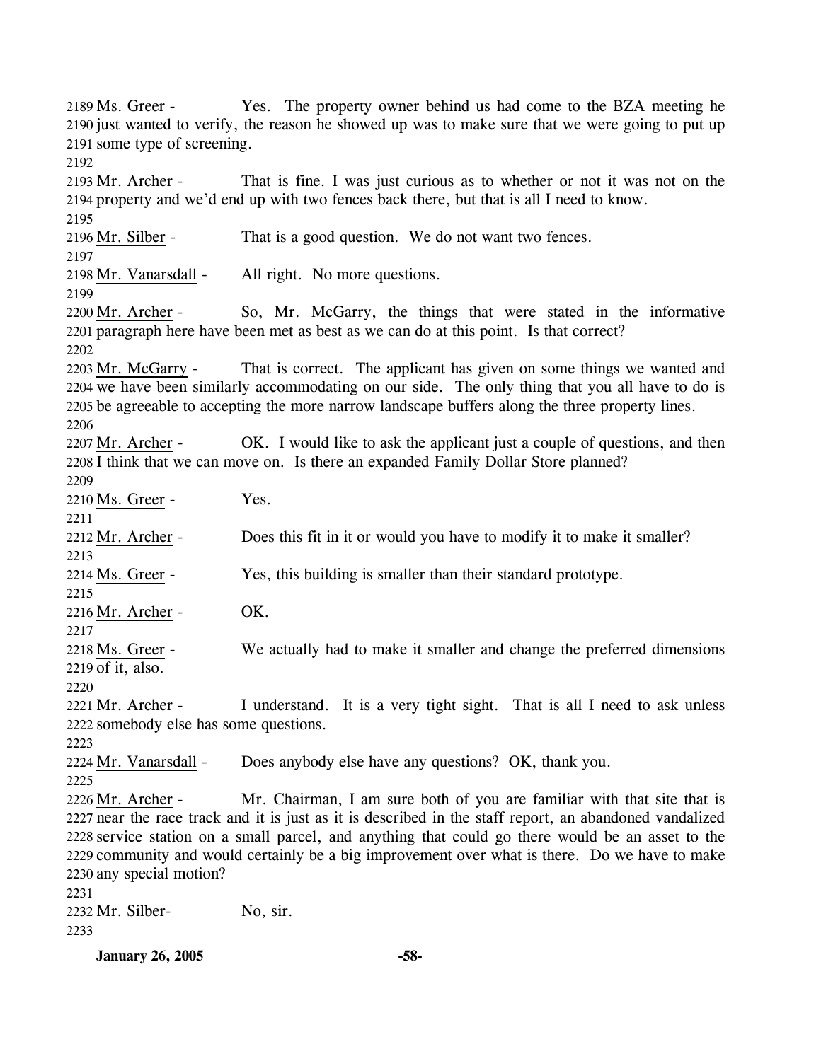2189 Ms. Greer - Yes. The property owner behind us had come to the BZA meeting he
2190 just wanted to verify, the reason he showed up was to make sure that we were going to put up
2191 some type of screening.
2192
2193 Mr. Archer - That is fine. I was just curious as to whether or not it was not on the
2194 property and we'd end up with two fences back there, but that is all I need to know.
2195
2196 Mr. Silber - That is a good question. We do not want two fences.
2197
2198 Mr. Vanarsdall - All right. No more questions.
2199
2200 Mr. Archer - So, Mr. McGarry, the things that were stated in the informative
2201 paragraph here have been met as best as we can do at this point. Is that correct?
2202
2203 Mr. McGarry - That is correct. The applicant has given on some things we wanted and
2204 we have been similarly accommodating on our side. The only thing that you all have to do is
2205 be agreeable to accepting the more narrow landscape buffers along the three property lines.
2206
2207 Mr. Archer - OK. I would like to ask the applicant just a couple of questions, and then
2208 I think that we can move on. Is there an expanded Family Dollar Store planned?
2209
2210 Ms. Greer - Yes.
2211
2212 Mr. Archer - Does this fit in it or would you have to modify it to make it smaller?
2213
2214 Ms. Greer - Yes, this building is smaller than their standard prototype.
2215
2216 Mr. Archer - OK.
2217
2218 Ms. Greer - We actually had to make it smaller and change the preferred dimensions
2219 of it, also.
2220
2221 Mr. Archer - I understand. It is a very tight sight. That is all I need to ask unless
2222 somebody else has some questions.
2223
2224 Mr. Vanarsdall - Does anybody else have any questions? OK, thank you.
2225
2226 Mr. Archer - Mr. Chairman, I am sure both of you are familiar with that site that is
2227 near the race track and it is just as it is described in the staff report, an abandoned vandalized
2228 service station on a small parcel, and anything that could go there would be an asset to the
2229 community and would certainly be a big improvement over what is there. Do we have to make
2230 any special motion?
2231
2232 Mr. Silber- No, sir.
2233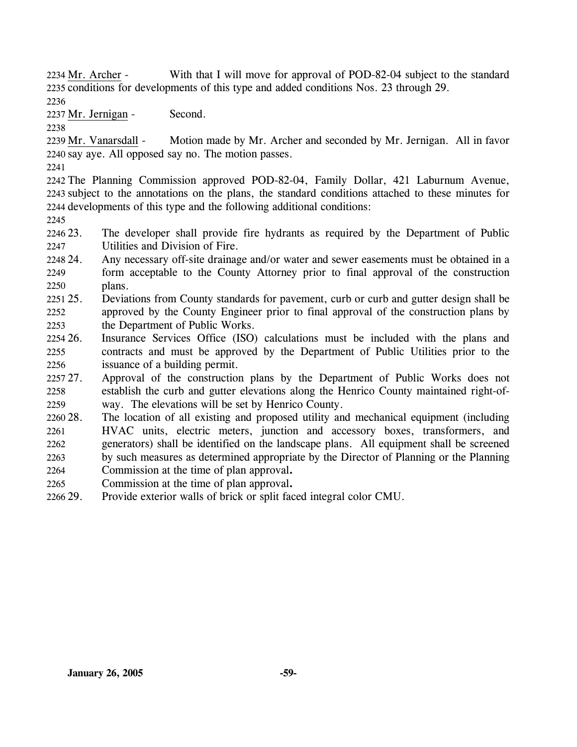Mr. Archer - With that I will move for approval of POD-82-04 subject to the standard conditions for developments of this type and added conditions Nos. 23 through 29.

Mr. Jernigan - Second.

Mr. Vanarsdall - Motion made by Mr. Archer and seconded by Mr. Jernigan. All in favor say aye. All opposed say no. The motion passes.

The Planning Commission approved POD-82-04, Family Dollar, 421 Laburnum Avenue, subject to the annotations on the plans, the standard conditions attached to these minutes for developments of this type and the following additional conditions:

23. The developer shall provide fire hydrants as required by the Department of Public Utilities and Division of Fire.
24. Any necessary off-site drainage and/or water and sewer easements must be obtained in a form acceptable to the County Attorney prior to final approval of the construction plans.
25. Deviations from County standards for pavement, curb or curb and gutter design shall be approved by the County Engineer prior to final approval of the construction plans by the Department of Public Works.
26. Insurance Services Office (ISO) calculations must be included with the plans and contracts and must be approved by the Department of Public Utilities prior to the issuance of a building permit.
27. Approval of the construction plans by the Department of Public Works does not establish the curb and gutter elevations along the Henrico County maintained right-of-way. The elevations will be set by Henrico County.
28. The location of all existing and proposed utility and mechanical equipment (including HVAC units, electric meters, junction and accessory boxes, transformers, and generators) shall be identified on the landscape plans. All equipment shall be screened by such measures as determined appropriate by the Director of Planning or the Planning Commission at the time of plan approval**.**
    Commission at the time of plan approval**.**
29. Provide exterior walls of brick or split faced integral color CMU.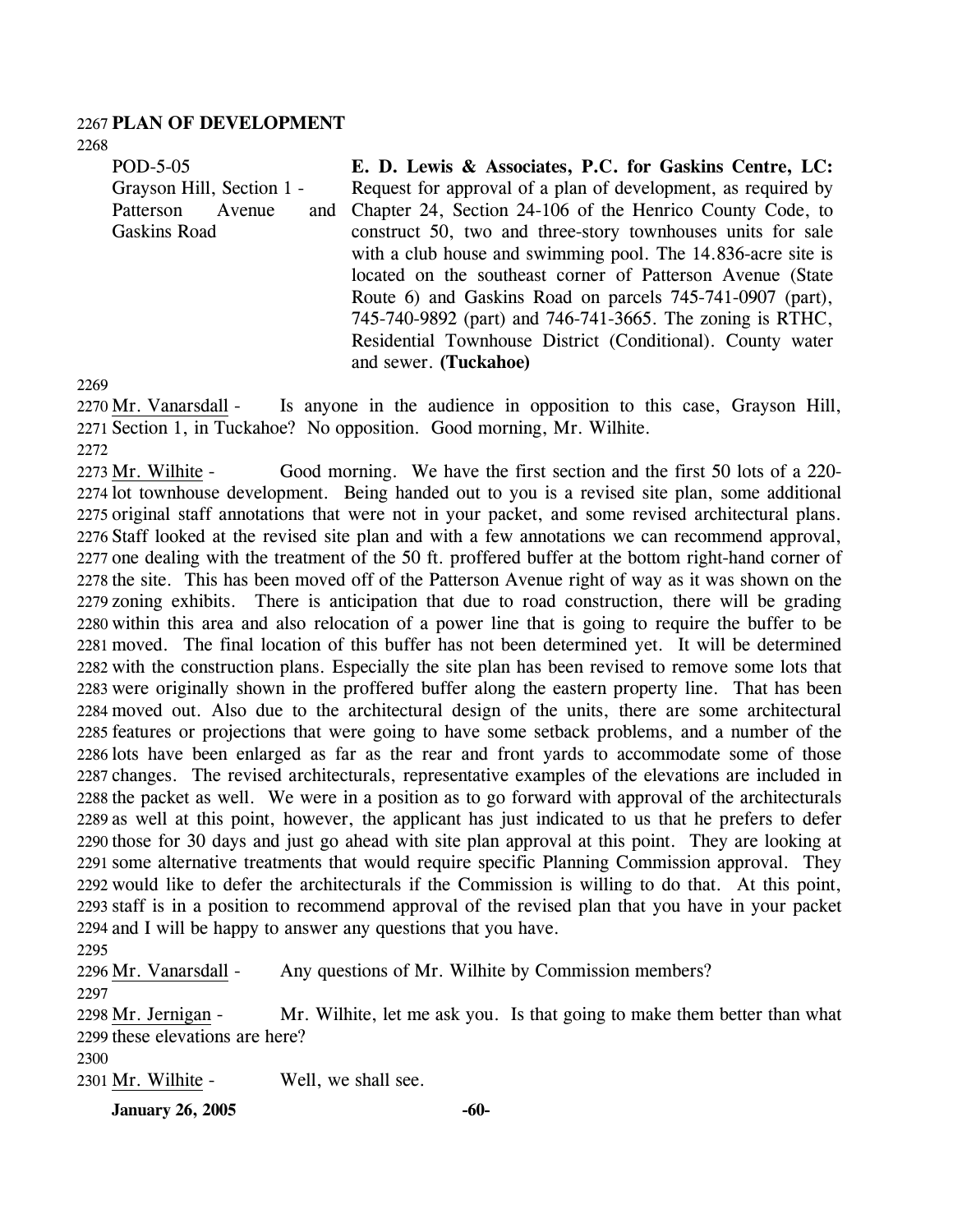## PLAN OF DEVELOPMENT

POD-5-05
Grayson Hill, Section 1 - Patterson Avenue and Gaskins Road

**E. D. Lewis & Associates, P.C. for Gaskins Centre, LC:** Request for approval of a plan of development, as required by Chapter 24, Section 24-106 of the Henrico County Code, to construct 50, two and three-story townhouses units for sale with a club house and swimming pool. The 14.836-acre site is located on the southeast corner of Patterson Avenue (State Route 6) and Gaskins Road on parcels 745-741-0907 (part), 745-740-9892 (part) and 746-741-3665. The zoning is RTHC, Residential Townhouse District (Conditional). County water and sewer. **(Tuckahoe)**

Mr. Vanarsdall - Is anyone in the audience in opposition to this case, Grayson Hill, Section 1, in Tuckahoe? No opposition. Good morning, Mr. Wilhite.

Mr. Wilhite - Good morning. We have the first section and the first 50 lots of a 220-lot townhouse development. Being handed out to you is a revised site plan, some additional original staff annotations that were not in your packet, and some revised architectural plans. Staff looked at the revised site plan and with a few annotations we can recommend approval, one dealing with the treatment of the 50 ft. proffered buffer at the bottom right-hand corner of the site. This has been moved off of the Patterson Avenue right of way as it was shown on the zoning exhibits. There is anticipation that due to road construction, there will be grading within this area and also relocation of a power line that is going to require the buffer to be moved. The final location of this buffer has not been determined yet. It will be determined with the construction plans. Especially the site plan has been revised to remove some lots that were originally shown in the proffered buffer along the eastern property line. That has been moved out. Also due to the architectural design of the units, there are some architectural features or projections that were going to have some setback problems, and a number of the lots have been enlarged as far as the rear and front yards to accommodate some of those changes. The revised architecturals, representative examples of the elevations are included in the packet as well. We were in a position as to go forward with approval of the architecturals as well at this point, however, the applicant has just indicated to us that he prefers to defer those for 30 days and just go ahead with site plan approval at this point. They are looking at some alternative treatments that would require specific Planning Commission approval. They would like to defer the architecturals if the Commission is willing to do that. At this point, staff is in a position to recommend approval of the revised plan that you have in your packet and I will be happy to answer any questions that you have.

Mr. Vanarsdall - Any questions of Mr. Wilhite by Commission members?

Mr. Jernigan - Mr. Wilhite, let me ask you. Is that going to make them better than what these elevations are here?

Mr. Wilhite - Well, we shall see.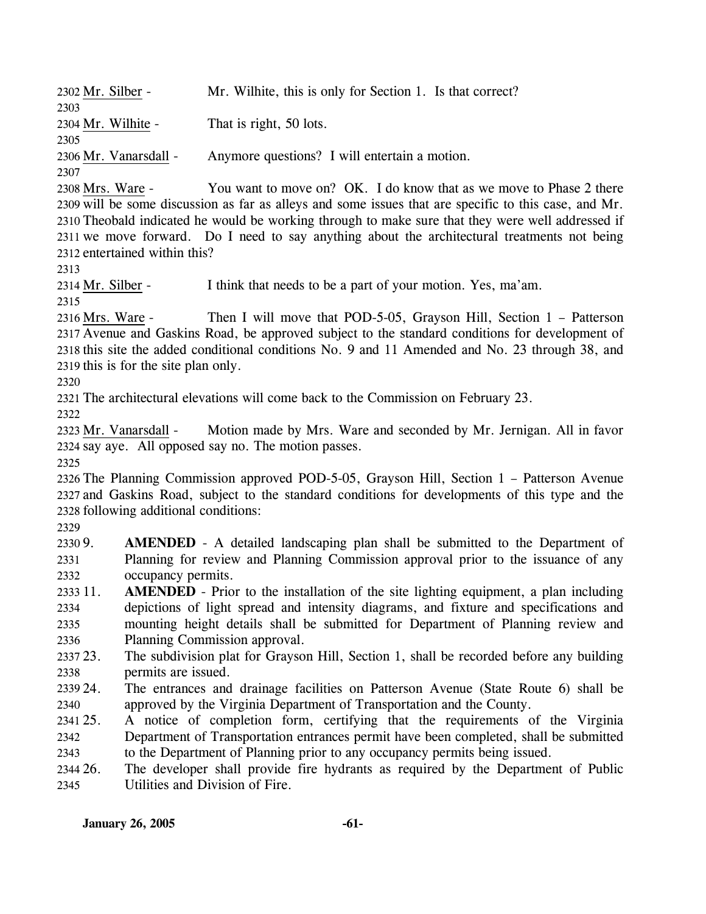Mr. Silber - Mr. Wilhite, this is only for Section 1. Is that correct?

Mr. Wilhite - That is right, 50 lots.

Mr. Vanarsdall - Anymore questions? I will entertain a motion.

Mrs. Ware - You want to move on? OK. I do know that as we move to Phase 2 there will be some discussion as far as alleys and some issues that are specific to this case, and Mr. Theobald indicated he would be working through to make sure that they were well addressed if we move forward. Do I need to say anything about the architectural treatments not being entertained within this?

Mr. Silber - I think that needs to be a part of your motion. Yes, ma'am.

Mrs. Ware - Then I will move that POD-5-05, Grayson Hill, Section 1 – Patterson Avenue and Gaskins Road, be approved subject to the standard conditions for development of this site the added conditional conditions No. 9 and 11 Amended and No. 23 through 38, and this is for the site plan only.

The architectural elevations will come back to the Commission on February 23.

Mr. Vanarsdall - Motion made by Mrs. Ware and seconded by Mr. Jernigan. All in favor say aye. All opposed say no. The motion passes.

The Planning Commission approved POD-5-05, Grayson Hill, Section 1 – Patterson Avenue and Gaskins Road, subject to the standard conditions for developments of this type and the following additional conditions:

9. **AMENDED** - A detailed landscaping plan shall be submitted to the Department of Planning for review and Planning Commission approval prior to the issuance of any occupancy permits.
11. **AMENDED** - Prior to the installation of the site lighting equipment, a plan including depictions of light spread and intensity diagrams, and fixture and specifications and mounting height details shall be submitted for Department of Planning review and Planning Commission approval.
23. The subdivision plat for Grayson Hill, Section 1, shall be recorded before any building permits are issued.
24. The entrances and drainage facilities on Patterson Avenue (State Route 6) shall be approved by the Virginia Department of Transportation and the County.
25. A notice of completion form, certifying that the requirements of the Virginia Department of Transportation entrances permit have been completed, shall be submitted to the Department of Planning prior to any occupancy permits being issued.
26. The developer shall provide fire hydrants as required by the Department of Public Utilities and Division of Fire.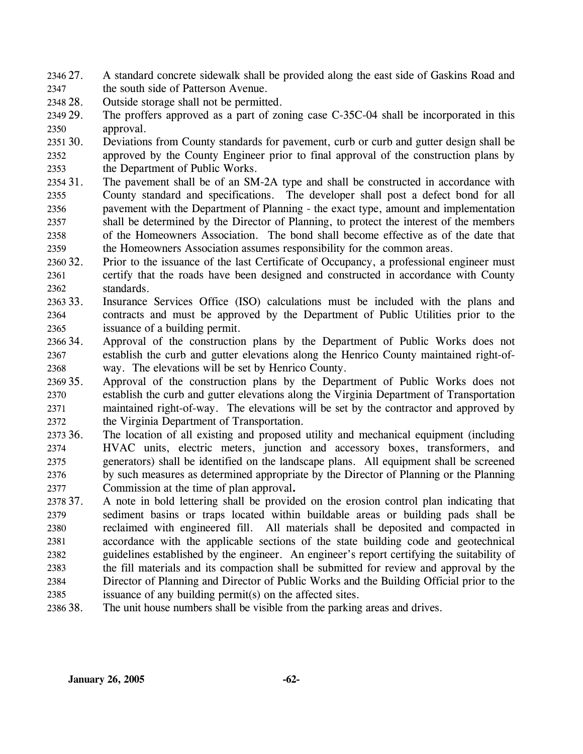27. A standard concrete sidewalk shall be provided along the east side of Gaskins Road and the south side of Patterson Avenue.
28. Outside storage shall not be permitted.
29. The proffers approved as a part of zoning case C-35C-04 shall be incorporated in this approval.
30. Deviations from County standards for pavement, curb or curb and gutter design shall be approved by the County Engineer prior to final approval of the construction plans by the Department of Public Works.
31. The pavement shall be of an SM-2A type and shall be constructed in accordance with County standard and specifications. The developer shall post a defect bond for all pavement with the Department of Planning - the exact type, amount and implementation shall be determined by the Director of Planning, to protect the interest of the members of the Homeowners Association. The bond shall become effective as of the date that the Homeowners Association assumes responsibility for the common areas.
32. Prior to the issuance of the last Certificate of Occupancy, a professional engineer must certify that the roads have been designed and constructed in accordance with County standards.
33. Insurance Services Office (ISO) calculations must be included with the plans and contracts and must be approved by the Department of Public Utilities prior to the issuance of a building permit.
34. Approval of the construction plans by the Department of Public Works does not establish the curb and gutter elevations along the Henrico County maintained right-of-way. The elevations will be set by Henrico County.
35. Approval of the construction plans by the Department of Public Works does not establish the curb and gutter elevations along the Virginia Department of Transportation maintained right-of-way. The elevations will be set by the contractor and approved by the Virginia Department of Transportation.
36. The location of all existing and proposed utility and mechanical equipment (including HVAC units, electric meters, junction and accessory boxes, transformers, and generators) shall be identified on the landscape plans. All equipment shall be screened by such measures as determined appropriate by the Director of Planning or the Planning Commission at the time of plan approval**.**
37. A note in bold lettering shall be provided on the erosion control plan indicating that sediment basins or traps located within buildable areas or building pads shall be reclaimed with engineered fill. All materials shall be deposited and compacted in accordance with the applicable sections of the state building code and geotechnical guidelines established by the engineer. An engineer's report certifying the suitability of the fill materials and its compaction shall be submitted for review and approval by the Director of Planning and Director of Public Works and the Building Official prior to the issuance of any building permit(s) on the affected sites.
38. The unit house numbers shall be visible from the parking areas and drives.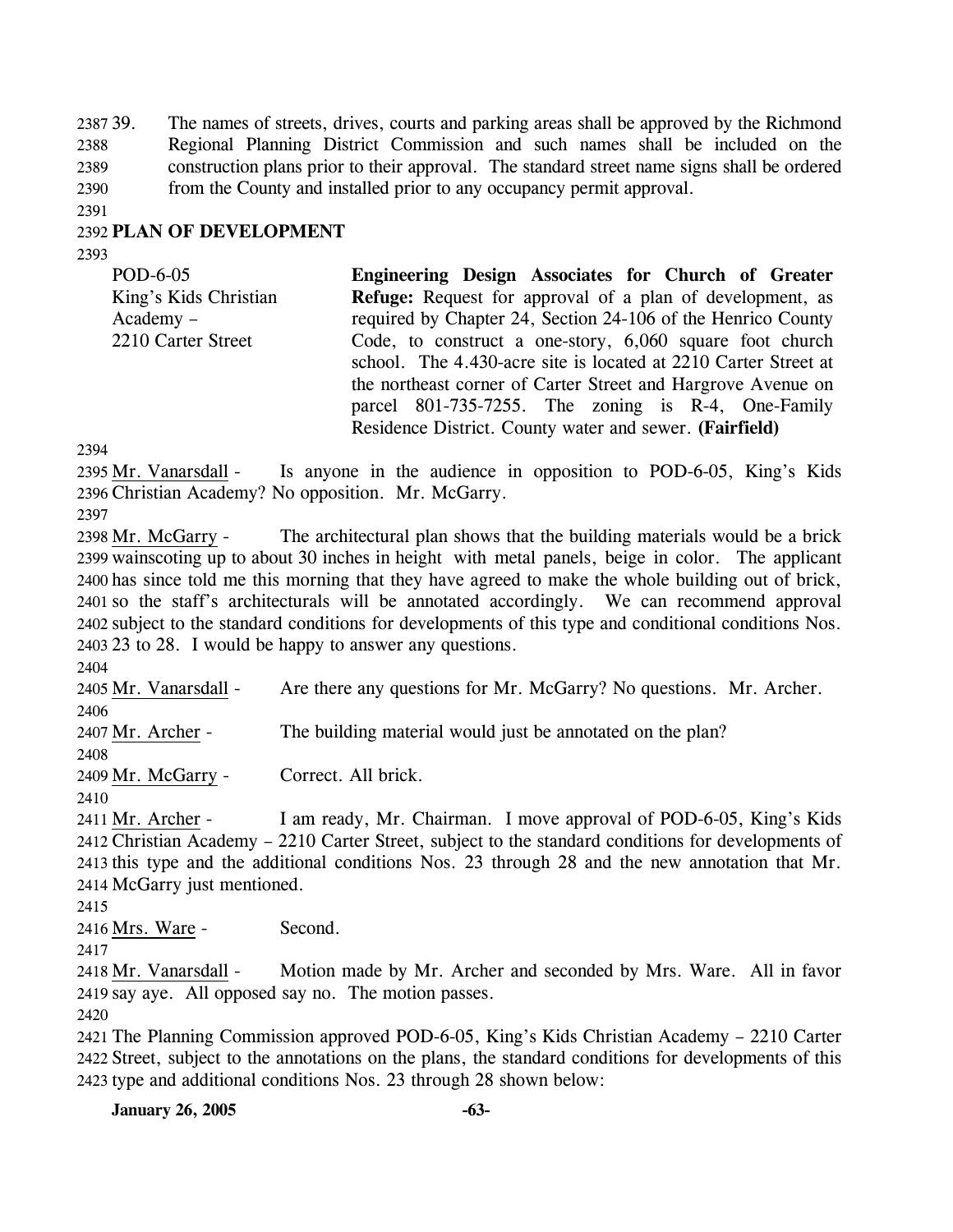39. The names of streets, drives, courts and parking areas shall be approved by the Richmond Regional Planning District Commission and such names shall be included on the construction plans prior to their approval. The standard street name signs shall be ordered from the County and installed prior to any occupancy permit approval.

## PLAN OF DEVELOPMENT

| | |
|---|---|
| POD-6-05<br>King's Kids Christian Academy –<br>2210 Carter Street | **Engineering Design Associates for Church of Greater Refuge:** Request for approval of a plan of development, as required by Chapter 24, Section 24-106 of the Henrico County Code, to construct a one-story, 6,060 square foot church school. The 4.430-acre site is located at 2210 Carter Street at the northeast corner of Carter Street and Hargrove Avenue on parcel 801-735-7255. The zoning is R-4, One-Family Residence District. County water and sewer. **(Fairfield)** |

Mr. Vanarsdall - Is anyone in the audience in opposition to POD-6-05, King's Kids Christian Academy? No opposition. Mr. McGarry.

Mr. McGarry - The architectural plan shows that the building materials would be a brick wainscoting up to about 30 inches in height with metal panels, beige in color. The applicant has since told me this morning that they have agreed to make the whole building out of brick, so the staff's architecturals will be annotated accordingly. We can recommend approval subject to the standard conditions for developments of this type and conditional conditions Nos. 23 to 28. I would be happy to answer any questions.

Mr. Vanarsdall - Are there any questions for Mr. McGarry? No questions. Mr. Archer.

Mr. Archer - The building material would just be annotated on the plan?

Mr. McGarry - Correct. All brick.

Mr. Archer - I am ready, Mr. Chairman. I move approval of POD-6-05, King's Kids Christian Academy – 2210 Carter Street, subject to the standard conditions for developments of this type and the additional conditions Nos. 23 through 28 and the new annotation that Mr. McGarry just mentioned.

Mrs. Ware - Second.

Mr. Vanarsdall - Motion made by Mr. Archer and seconded by Mrs. Ware. All in favor say aye. All opposed say no. The motion passes.

The Planning Commission approved POD-6-05, King's Kids Christian Academy – 2210 Carter Street, subject to the annotations on the plans, the standard conditions for developments of this type and additional conditions Nos. 23 through 28 shown below: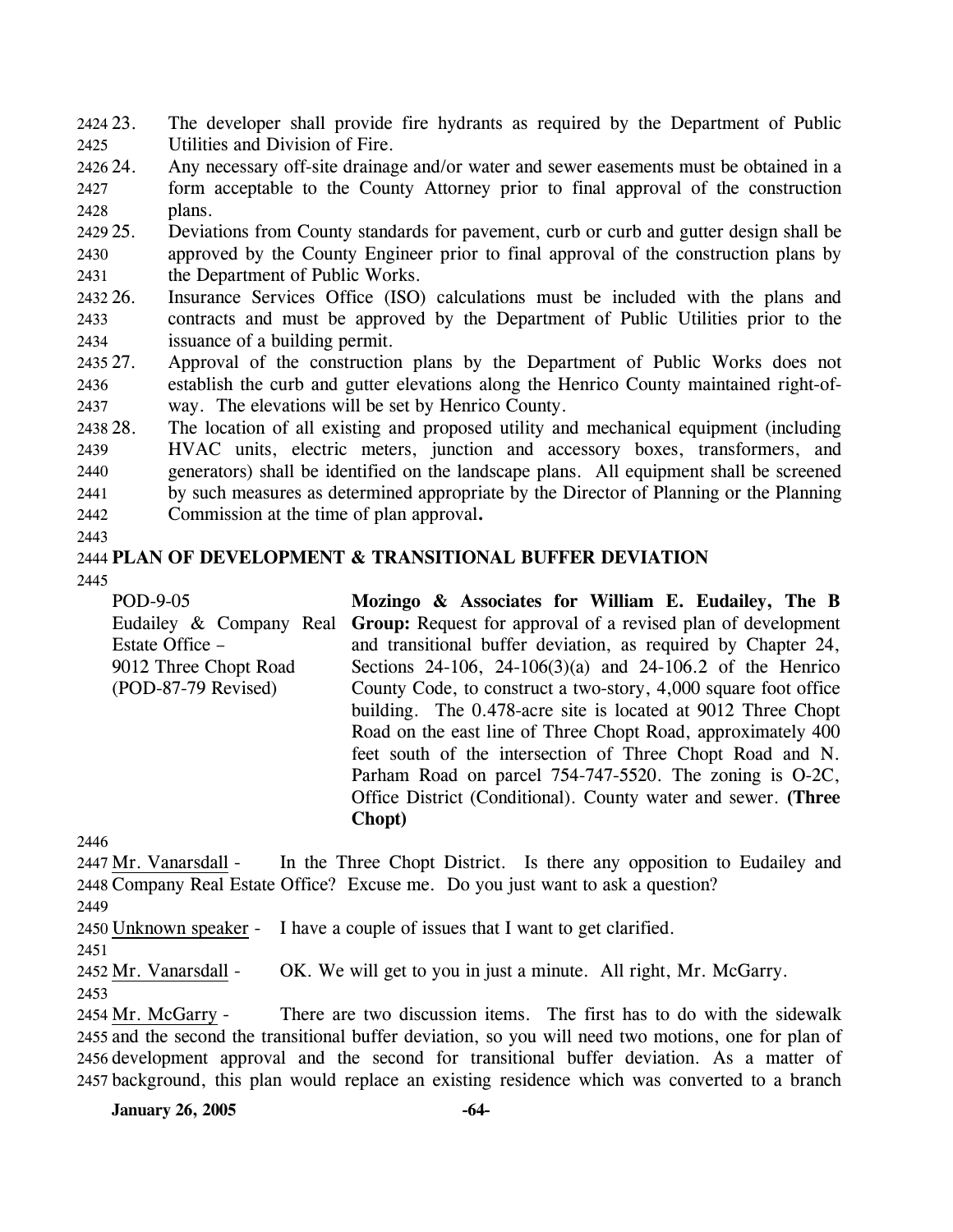23. The developer shall provide fire hydrants as required by the Department of Public Utilities and Division of Fire.
24. Any necessary off-site drainage and/or water and sewer easements must be obtained in a form acceptable to the County Attorney prior to final approval of the construction plans.
25. Deviations from County standards for pavement, curb or curb and gutter design shall be approved by the County Engineer prior to final approval of the construction plans by the Department of Public Works.
26. Insurance Services Office (ISO) calculations must be included with the plans and contracts and must be approved by the Department of Public Utilities prior to the issuance of a building permit.
27. Approval of the construction plans by the Department of Public Works does not establish the curb and gutter elevations along the Henrico County maintained right-of-way. The elevations will be set by Henrico County.
28. The location of all existing and proposed utility and mechanical equipment (including HVAC units, electric meters, junction and accessory boxes, transformers, and generators) shall be identified on the landscape plans. All equipment shall be screened by such measures as determined appropriate by the Director of Planning or the Planning Commission at the time of plan approval**.**

## PLAN OF DEVELOPMENT & TRANSITIONAL BUFFER DEVIATION

POD-9-05
Eudailey & Company Real Estate Office – 9012 Three Chopt Road
(POD-87-79 Revised)

**Mozingo & Associates for William E. Eudailey, The B Group:** Request for approval of a revised plan of development and transitional buffer deviation, as required by Chapter 24, Sections 24-106, 24-106(3)(a) and 24-106.2 of the Henrico County Code, to construct a two-story, 4,000 square foot office building. The 0.478-acre site is located at 9012 Three Chopt Road on the east line of Three Chopt Road, approximately 400 feet south of the intersection of Three Chopt Road and N. Parham Road on parcel 754-747-5520. The zoning is O-2C, Office District (Conditional). County water and sewer. **(Three Chopt)**

Mr. Vanarsdall - In the Three Chopt District. Is there any opposition to Eudailey and Company Real Estate Office? Excuse me. Do you just want to ask a question?

Unknown speaker - I have a couple of issues that I want to get clarified.

Mr. Vanarsdall - OK. We will get to you in just a minute. All right, Mr. McGarry.

Mr. McGarry - There are two discussion items. The first has to do with the sidewalk and the second the transitional buffer deviation, so you will need two motions, one for plan of development approval and the second for transitional buffer deviation. As a matter of background, this plan would replace an existing residence which was converted to a branch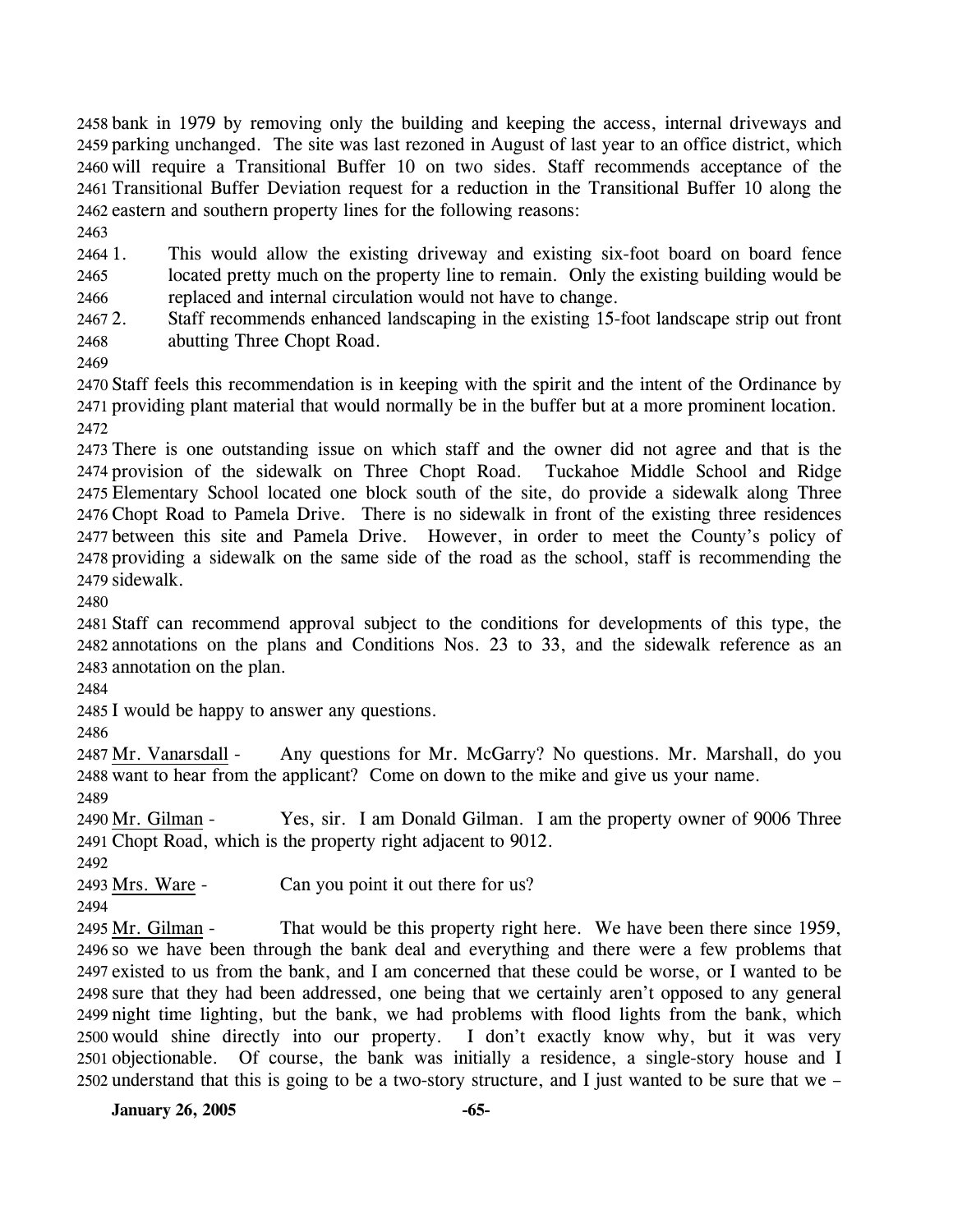bank in 1979 by removing only the building and keeping the access, internal driveways and parking unchanged. The site was last rezoned in August of last year to an office district, which will require a Transitional Buffer 10 on two sides. Staff recommends acceptance of the Transitional Buffer Deviation request for a reduction in the Transitional Buffer 10 along the eastern and southern property lines for the following reasons:

1. This would allow the existing driveway and existing six-foot board on board fence located pretty much on the property line to remain. Only the existing building would be replaced and internal circulation would not have to change.
2. Staff recommends enhanced landscaping in the existing 15-foot landscape strip out front abutting Three Chopt Road.

Staff feels this recommendation is in keeping with the spirit and the intent of the Ordinance by providing plant material that would normally be in the buffer but at a more prominent location.

There is one outstanding issue on which staff and the owner did not agree and that is the provision of the sidewalk on Three Chopt Road. Tuckahoe Middle School and Ridge Elementary School located one block south of the site, do provide a sidewalk along Three Chopt Road to Pamela Drive. There is no sidewalk in front of the existing three residences between this site and Pamela Drive. However, in order to meet the County's policy of providing a sidewalk on the same side of the road as the school, staff is recommending the sidewalk.

Staff can recommend approval subject to the conditions for developments of this type, the annotations on the plans and Conditions Nos. 23 to 33, and the sidewalk reference as an annotation on the plan.

I would be happy to answer any questions.

Mr. Vanarsdall - Any questions for Mr. McGarry? No questions. Mr. Marshall, do you want to hear from the applicant? Come on down to the mike and give us your name.

Mr. Gilman - Yes, sir. I am Donald Gilman. I am the property owner of 9006 Three Chopt Road, which is the property right adjacent to 9012.

Mrs. Ware - Can you point it out there for us?

Mr. Gilman - That would be this property right here. We have been there since 1959, so we have been through the bank deal and everything and there were a few problems that existed to us from the bank, and I am concerned that these could be worse, or I wanted to be sure that they had been addressed, one being that we certainly aren't opposed to any general night time lighting, but the bank, we had problems with flood lights from the bank, which would shine directly into our property. I don't exactly know why, but it was very objectionable. Of course, the bank was initially a residence, a single-story house and I understand that this is going to be a two-story structure, and I just wanted to be sure that we –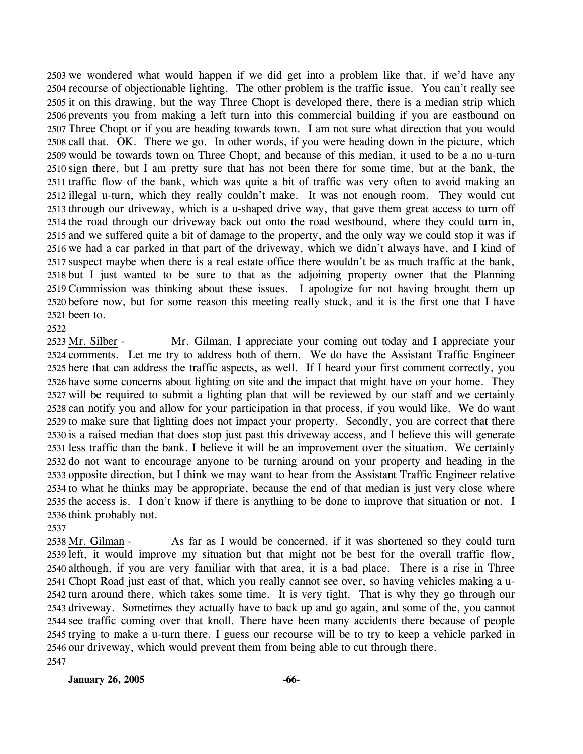we wondered what would happen if we did get into a problem like that, if we'd have any recourse of objectionable lighting. The other problem is the traffic issue. You can't really see it on this drawing, but the way Three Chopt is developed there, there is a median strip which prevents you from making a left turn into this commercial building if you are eastbound on Three Chopt or if you are heading towards town. I am not sure what direction that you would call that. OK. There we go. In other words, if you were heading down in the picture, which would be towards town on Three Chopt, and because of this median, it used to be a no u-turn sign there, but I am pretty sure that has not been there for some time, but at the bank, the traffic flow of the bank, which was quite a bit of traffic was very often to avoid making an illegal u-turn, which they really couldn't make. It was not enough room. They would cut through our driveway, which is a u-shaped drive way, that gave them great access to turn off the road through our driveway back out onto the road westbound, where they could turn in, and we suffered quite a bit of damage to the property, and the only way we could stop it was if we had a car parked in that part of the driveway, which we didn't always have, and I kind of suspect maybe when there is a real estate office there wouldn't be as much traffic at the bank, but I just wanted to be sure to that as the adjoining property owner that the Planning Commission was thinking about these issues. I apologize for not having brought them up before now, but for some reason this meeting really stuck, and it is the first one that I have been to.

Mr. Silber - Mr. Gilman, I appreciate your coming out today and I appreciate your comments. Let me try to address both of them. We do have the Assistant Traffic Engineer here that can address the traffic aspects, as well. If I heard your first comment correctly, you have some concerns about lighting on site and the impact that might have on your home. They will be required to submit a lighting plan that will be reviewed by our staff and we certainly can notify you and allow for your participation in that process, if you would like. We do want to make sure that lighting does not impact your property. Secondly, you are correct that there is a raised median that does stop just past this driveway access, and I believe this will generate less traffic than the bank. I believe it will be an improvement over the situation. We certainly do not want to encourage anyone to be turning around on your property and heading in the opposite direction, but I think we may want to hear from the Assistant Traffic Engineer relative to what he thinks may be appropriate, because the end of that median is just very close where the access is. I don't know if there is anything to be done to improve that situation or not. I think probably not.

Mr. Gilman - As far as I would be concerned, if it was shortened so they could turn left, it would improve my situation but that might not be best for the overall traffic flow, although, if you are very familiar with that area, it is a bad place. There is a rise in Three Chopt Road just east of that, which you really cannot see over, so having vehicles making a u-turn around there, which takes some time. It is very tight. That is why they go through our driveway. Sometimes they actually have to back up and go again, and some of the, you cannot see traffic coming over that knoll. There have been many accidents there because of people trying to make a u-turn there. I guess our recourse will be to try to keep a vehicle parked in our driveway, which would prevent them from being able to cut through there.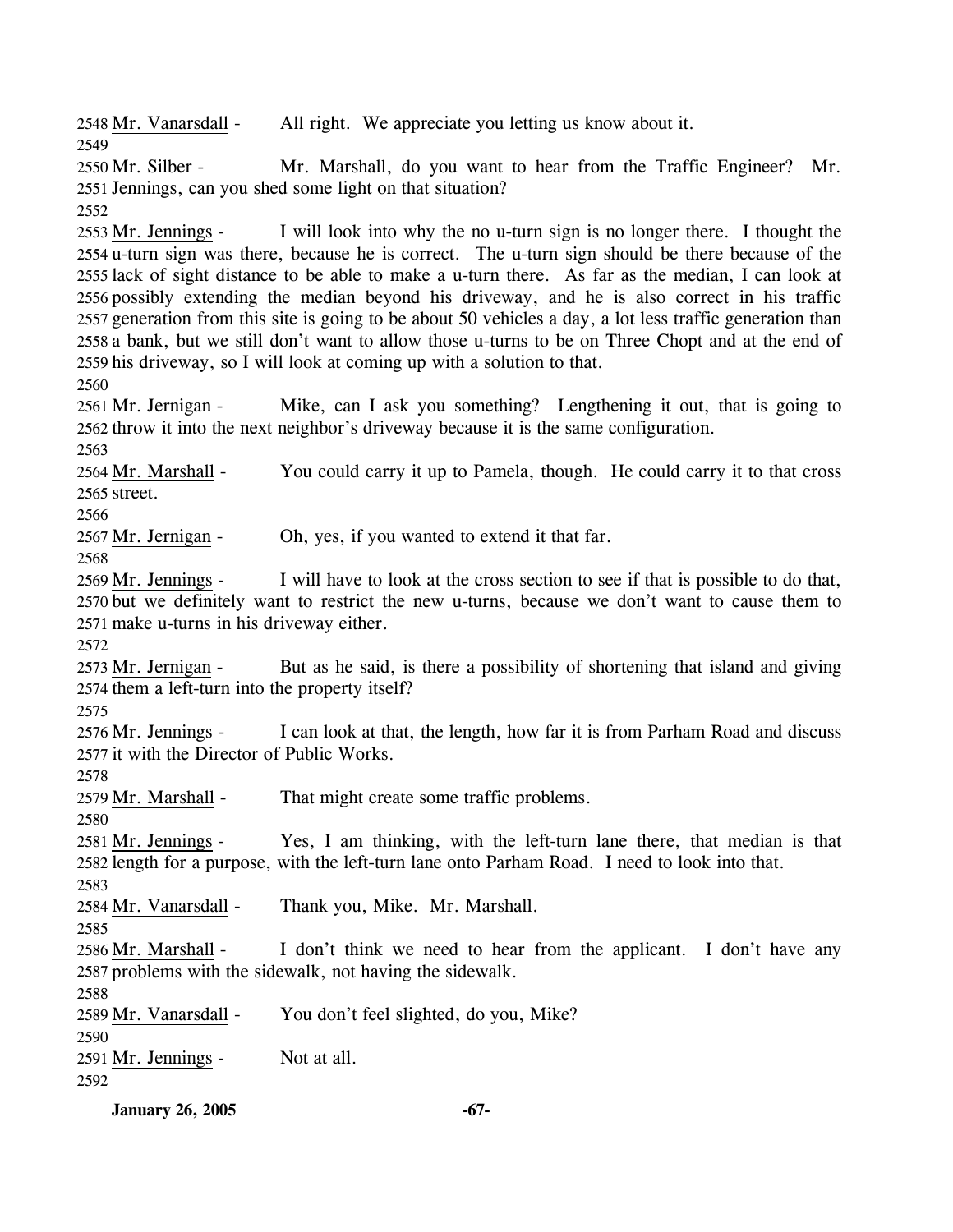2548 Mr. Vanarsdall - All right. We appreciate you letting us know about it.

2549

2550 Mr. Silber - Mr. Marshall, do you want to hear from the Traffic Engineer? Mr.
2551 Jennings, can you shed some light on that situation?

2552

2553 Mr. Jennings - I will look into why the no u-turn sign is no longer there. I thought the
2554 u-turn sign was there, because he is correct. The u-turn sign should be there because of the
2555 lack of sight distance to be able to make a u-turn there. As far as the median, I can look at
2556 possibly extending the median beyond his driveway, and he is also correct in his traffic
2557 generation from this site is going to be about 50 vehicles a day, a lot less traffic generation than
2558 a bank, but we still don't want to allow those u-turns to be on Three Chopt and at the end of
2559 his driveway, so I will look at coming up with a solution to that.

2560

2561 Mr. Jernigan - Mike, can I ask you something? Lengthening it out, that is going to
2562 throw it into the next neighbor's driveway because it is the same configuration.

2563

2564 Mr. Marshall - You could carry it up to Pamela, though. He could carry it to that cross
2565 street.

2566

2567 Mr. Jernigan - Oh, yes, if you wanted to extend it that far.

2568

2569 Mr. Jennings - I will have to look at the cross section to see if that is possible to do that,
2570 but we definitely want to restrict the new u-turns, because we don't want to cause them to
2571 make u-turns in his driveway either.

2572

2573 Mr. Jernigan - But as he said, is there a possibility of shortening that island and giving
2574 them a left-turn into the property itself?

2575

2576 Mr. Jennings - I can look at that, the length, how far it is from Parham Road and discuss
2577 it with the Director of Public Works.

2578

2579 Mr. Marshall - That might create some traffic problems.

2580

2581 Mr. Jennings - Yes, I am thinking, with the left-turn lane there, that median is that
2582 length for a purpose, with the left-turn lane onto Parham Road. I need to look into that.

2583

2584 Mr. Vanarsdall - Thank you, Mike. Mr. Marshall.

2585

2586 Mr. Marshall - I don't think we need to hear from the applicant. I don't have any
2587 problems with the sidewalk, not having the sidewalk.

2588

2589 Mr. Vanarsdall - You don't feel slighted, do you, Mike?

2590

2591 Mr. Jennings - Not at all.

2592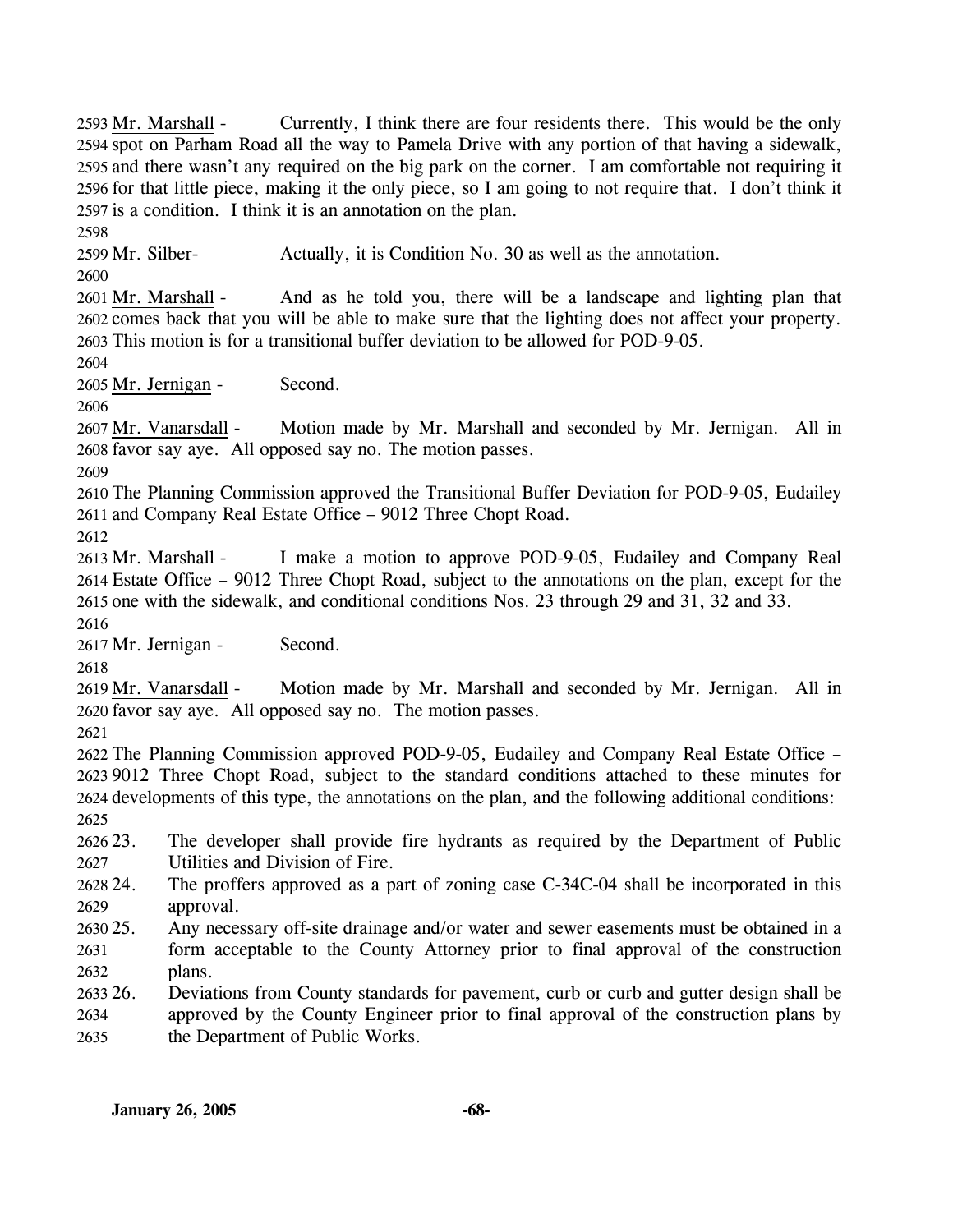Mr. Marshall - Currently, I think there are four residents there. This would be the only spot on Parham Road all the way to Pamela Drive with any portion of that having a sidewalk, and there wasn't any required on the big park on the corner. I am comfortable not requiring it for that little piece, making it the only piece, so I am going to not require that. I don't think it is a condition. I think it is an annotation on the plan.

Mr. Silber- Actually, it is Condition No. 30 as well as the annotation.

Mr. Marshall - And as he told you, there will be a landscape and lighting plan that comes back that you will be able to make sure that the lighting does not affect your property. This motion is for a transitional buffer deviation to be allowed for POD-9-05.

Mr. Jernigan - Second.

Mr. Vanarsdall - Motion made by Mr. Marshall and seconded by Mr. Jernigan. All in favor say aye. All opposed say no. The motion passes.

The Planning Commission approved the Transitional Buffer Deviation for POD-9-05, Eudailey and Company Real Estate Office – 9012 Three Chopt Road.

Mr. Marshall - I make a motion to approve POD-9-05, Eudailey and Company Real Estate Office – 9012 Three Chopt Road, subject to the annotations on the plan, except for the one with the sidewalk, and conditional conditions Nos. 23 through 29 and 31, 32 and 33.

Mr. Jernigan - Second.

Mr. Vanarsdall - Motion made by Mr. Marshall and seconded by Mr. Jernigan. All in favor say aye. All opposed say no. The motion passes.

The Planning Commission approved POD-9-05, Eudailey and Company Real Estate Office – 9012 Three Chopt Road, subject to the standard conditions attached to these minutes for developments of this type, the annotations on the plan, and the following additional conditions:

23. The developer shall provide fire hydrants as required by the Department of Public Utilities and Division of Fire.
24. The proffers approved as a part of zoning case C-34C-04 shall be incorporated in this approval.
25. Any necessary off-site drainage and/or water and sewer easements must be obtained in a form acceptable to the County Attorney prior to final approval of the construction plans.
26. Deviations from County standards for pavement, curb or curb and gutter design shall be approved by the County Engineer prior to final approval of the construction plans by the Department of Public Works.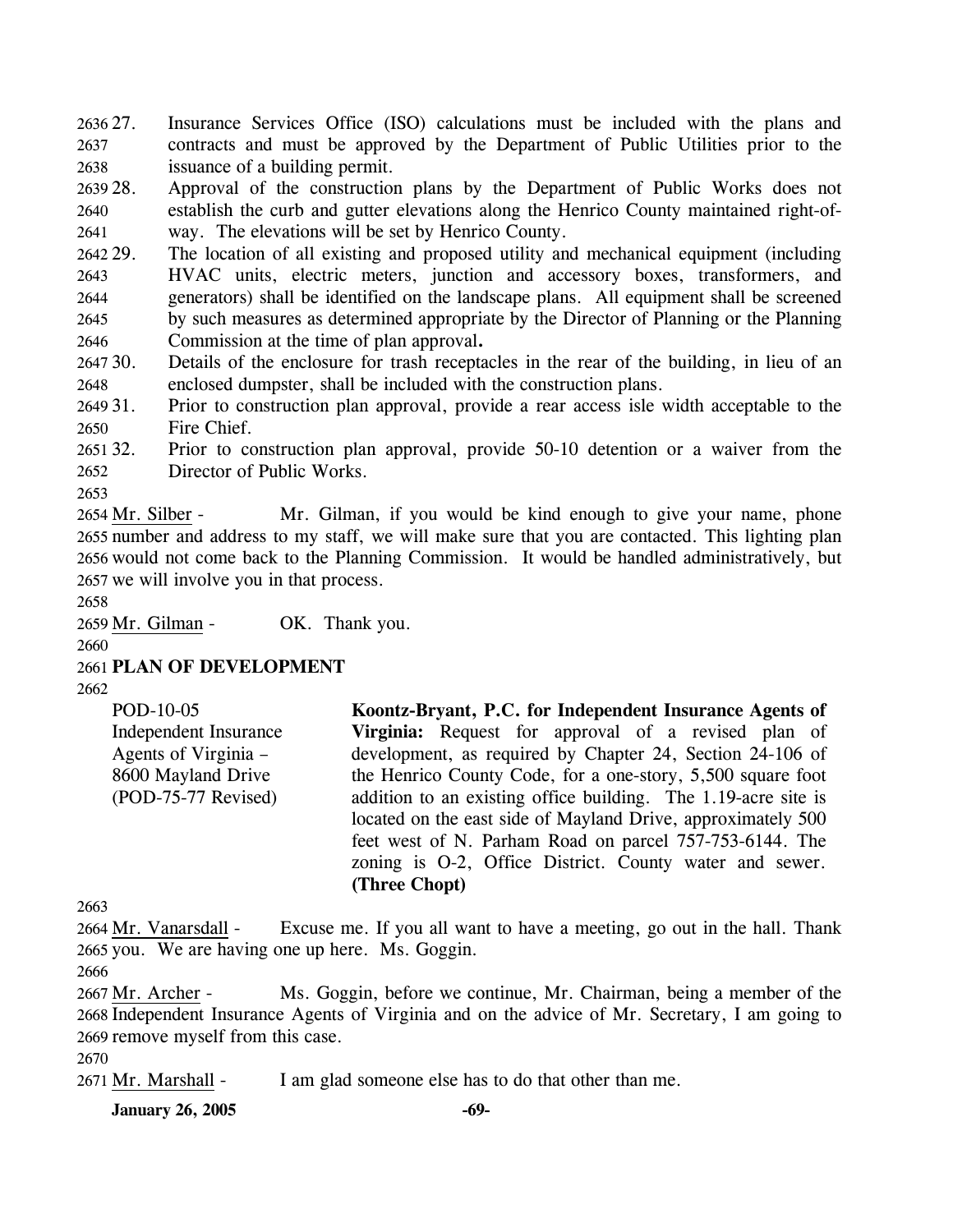27. Insurance Services Office (ISO) calculations must be included with the plans and contracts and must be approved by the Department of Public Utilities prior to the issuance of a building permit.
28. Approval of the construction plans by the Department of Public Works does not establish the curb and gutter elevations along the Henrico County maintained right-of-way. The elevations will be set by Henrico County.
29. The location of all existing and proposed utility and mechanical equipment (including HVAC units, electric meters, junction and accessory boxes, transformers, and generators) shall be identified on the landscape plans. All equipment shall be screened by such measures as determined appropriate by the Director of Planning or the Planning Commission at the time of plan approval**.**
30. Details of the enclosure for trash receptacles in the rear of the building, in lieu of an enclosed dumpster, shall be included with the construction plans.
31. Prior to construction plan approval, provide a rear access isle width acceptable to the Fire Chief.
32. Prior to construction plan approval, provide 50-10 detention or a waiver from the Director of Public Works.

Mr. Silber - Mr. Gilman, if you would be kind enough to give your name, phone number and address to my staff, we will make sure that you are contacted. This lighting plan would not come back to the Planning Commission. It would be handled administratively, but we will involve you in that process.

Mr. Gilman - OK. Thank you.

**PLAN OF DEVELOPMENT**

POD-10-05
Independent Insurance Agents of Virginia – 8600 Mayland Drive
(POD-75-77 Revised)

**Koontz-Bryant, P.C. for Independent Insurance Agents of Virginia:** Request for approval of a revised plan of development, as required by Chapter 24, Section 24-106 of the Henrico County Code, for a one-story, 5,500 square foot addition to an existing office building. The 1.19-acre site is located on the east side of Mayland Drive, approximately 500 feet west of N. Parham Road on parcel 757-753-6144. The zoning is O-2, Office District. County water and sewer. **(Three Chopt)**

Mr. Vanarsdall - Excuse me. If you all want to have a meeting, go out in the hall. Thank you. We are having one up here. Ms. Goggin.

Mr. Archer - Ms. Goggin, before we continue, Mr. Chairman, being a member of the Independent Insurance Agents of Virginia and on the advice of Mr. Secretary, I am going to remove myself from this case.

Mr. Marshall - I am glad someone else has to do that other than me.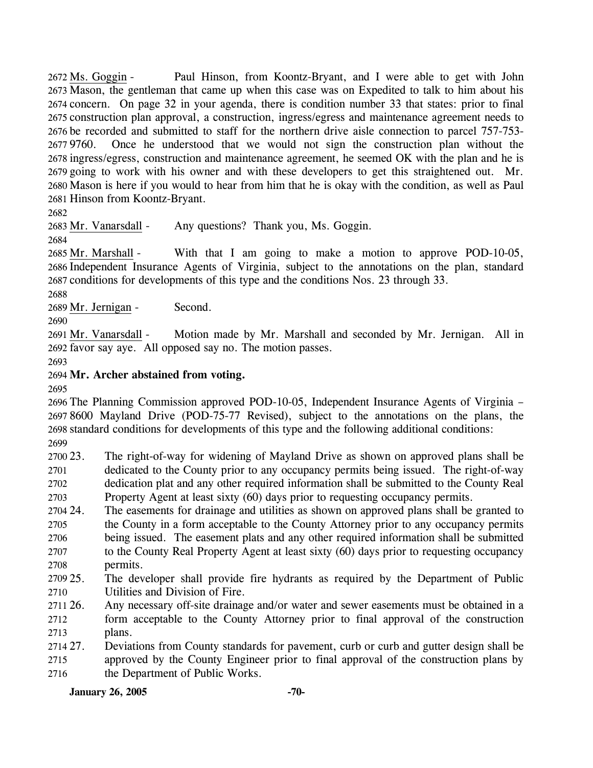Ms. Goggin - Paul Hinson, from Koontz-Bryant, and I were able to get with John Mason, the gentleman that came up when this case was on Expedited to talk to him about his concern. On page 32 in your agenda, there is condition number 33 that states: prior to final construction plan approval, a construction, ingress/egress and maintenance agreement needs to be recorded and submitted to staff for the northern drive aisle connection to parcel 757-753-9760. Once he understood that we would not sign the construction plan without the ingress/egress, construction and maintenance agreement, he seemed OK with the plan and he is going to work with his owner and with these developers to get this straightened out. Mr. Mason is here if you would to hear from him that he is okay with the condition, as well as Paul Hinson from Koontz-Bryant.

Mr. Vanarsdall - Any questions? Thank you, Ms. Goggin.

Mr. Marshall - With that I am going to make a motion to approve POD-10-05, Independent Insurance Agents of Virginia, subject to the annotations on the plan, standard conditions for developments of this type and the conditions Nos. 23 through 33.

Mr. Jernigan - Second.

Mr. Vanarsdall - Motion made by Mr. Marshall and seconded by Mr. Jernigan. All in favor say aye. All opposed say no. The motion passes.

**Mr. Archer abstained from voting.**

The Planning Commission approved POD-10-05, Independent Insurance Agents of Virginia – 8600 Mayland Drive (POD-75-77 Revised), subject to the annotations on the plans, the standard conditions for developments of this type and the following additional conditions:

23. The right-of-way for widening of Mayland Drive as shown on approved plans shall be dedicated to the County prior to any occupancy permits being issued. The right-of-way dedication plat and any other required information shall be submitted to the County Real Property Agent at least sixty (60) days prior to requesting occupancy permits.
24. The easements for drainage and utilities as shown on approved plans shall be granted to the County in a form acceptable to the County Attorney prior to any occupancy permits being issued. The easement plats and any other required information shall be submitted to the County Real Property Agent at least sixty (60) days prior to requesting occupancy permits.
25. The developer shall provide fire hydrants as required by the Department of Public Utilities and Division of Fire.
26. Any necessary off-site drainage and/or water and sewer easements must be obtained in a form acceptable to the County Attorney prior to final approval of the construction plans.
27. Deviations from County standards for pavement, curb or curb and gutter design shall be approved by the County Engineer prior to final approval of the construction plans by the Department of Public Works.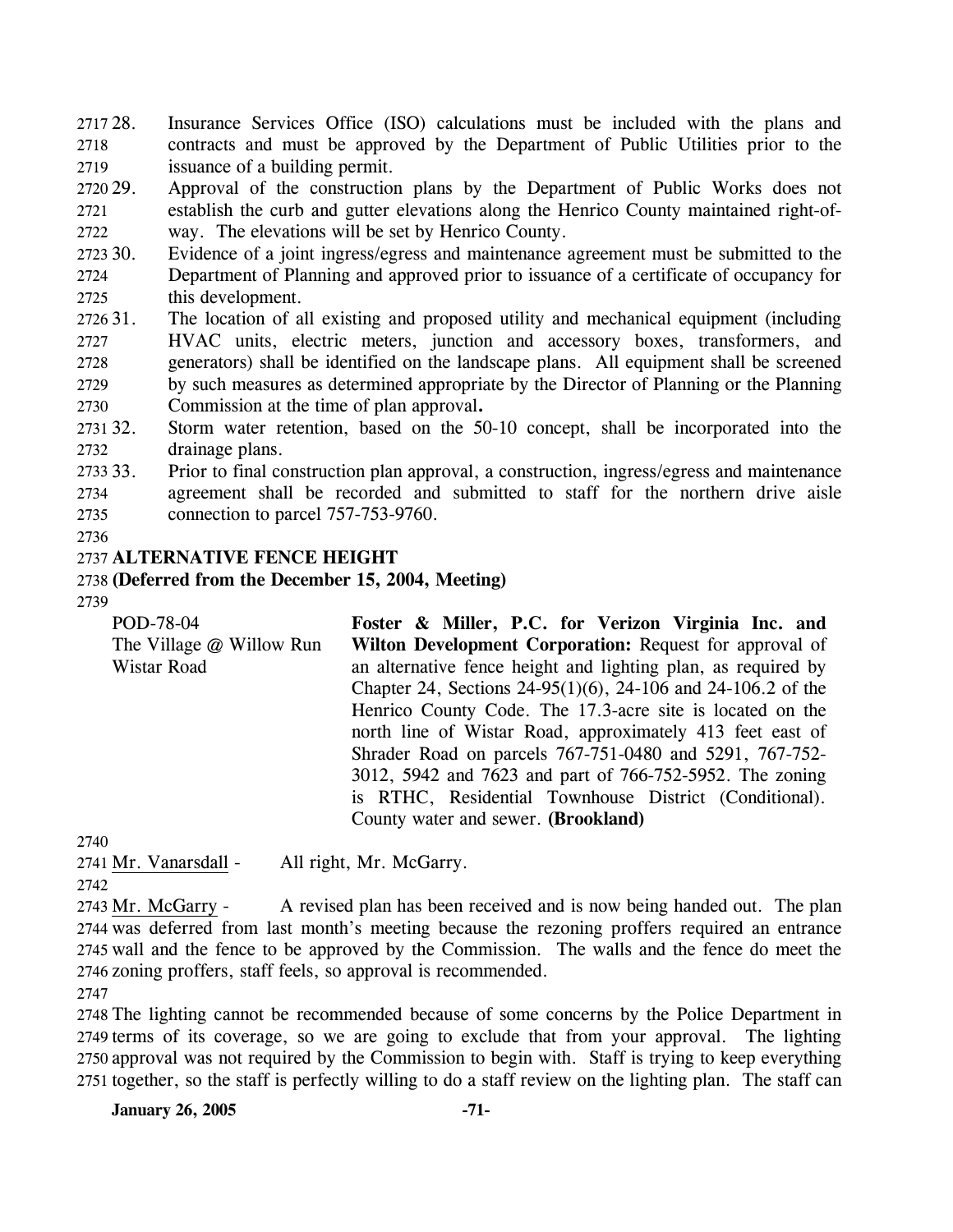28. Insurance Services Office (ISO) calculations must be included with the plans and contracts and must be approved by the Department of Public Utilities prior to the issuance of a building permit.
29. Approval of the construction plans by the Department of Public Works does not establish the curb and gutter elevations along the Henrico County maintained right-of-way. The elevations will be set by Henrico County.
30. Evidence of a joint ingress/egress and maintenance agreement must be submitted to the Department of Planning and approved prior to issuance of a certificate of occupancy for this development.
31. The location of all existing and proposed utility and mechanical equipment (including HVAC units, electric meters, junction and accessory boxes, transformers, and generators) shall be identified on the landscape plans. All equipment shall be screened by such measures as determined appropriate by the Director of Planning or the Planning Commission at the time of plan approval**.**
32. Storm water retention, based on the 50-10 concept, shall be incorporated into the drainage plans.
33. Prior to final construction plan approval, a construction, ingress/egress and maintenance agreement shall be recorded and submitted to staff for the northern drive aisle connection to parcel 757-753-9760.

**ALTERNATIVE FENCE HEIGHT**
**(Deferred from the December 15, 2004, Meeting)**

POD-78-04
The Village @ Willow Run
Wistar Road

**Foster & Miller, P.C. for Verizon Virginia Inc. and Wilton Development Corporation:** Request for approval of an alternative fence height and lighting plan, as required by Chapter 24, Sections 24-95(1)(6), 24-106 and 24-106.2 of the Henrico County Code. The 17.3-acre site is located on the north line of Wistar Road, approximately 413 feet east of Shrader Road on parcels 767-751-0480 and 5291, 767-752-3012, 5942 and 7623 and part of 766-752-5952. The zoning is RTHC, Residential Townhouse District (Conditional). County water and sewer. **(Brookland)**

Mr. Vanarsdall - All right, Mr. McGarry.

Mr. McGarry - A revised plan has been received and is now being handed out. The plan was deferred from last month's meeting because the rezoning proffers required an entrance wall and the fence to be approved by the Commission. The walls and the fence do meet the zoning proffers, staff feels, so approval is recommended.

The lighting cannot be recommended because of some concerns by the Police Department in terms of its coverage, so we are going to exclude that from your approval. The lighting approval was not required by the Commission to begin with. Staff is trying to keep everything together, so the staff is perfectly willing to do a staff review on the lighting plan. The staff can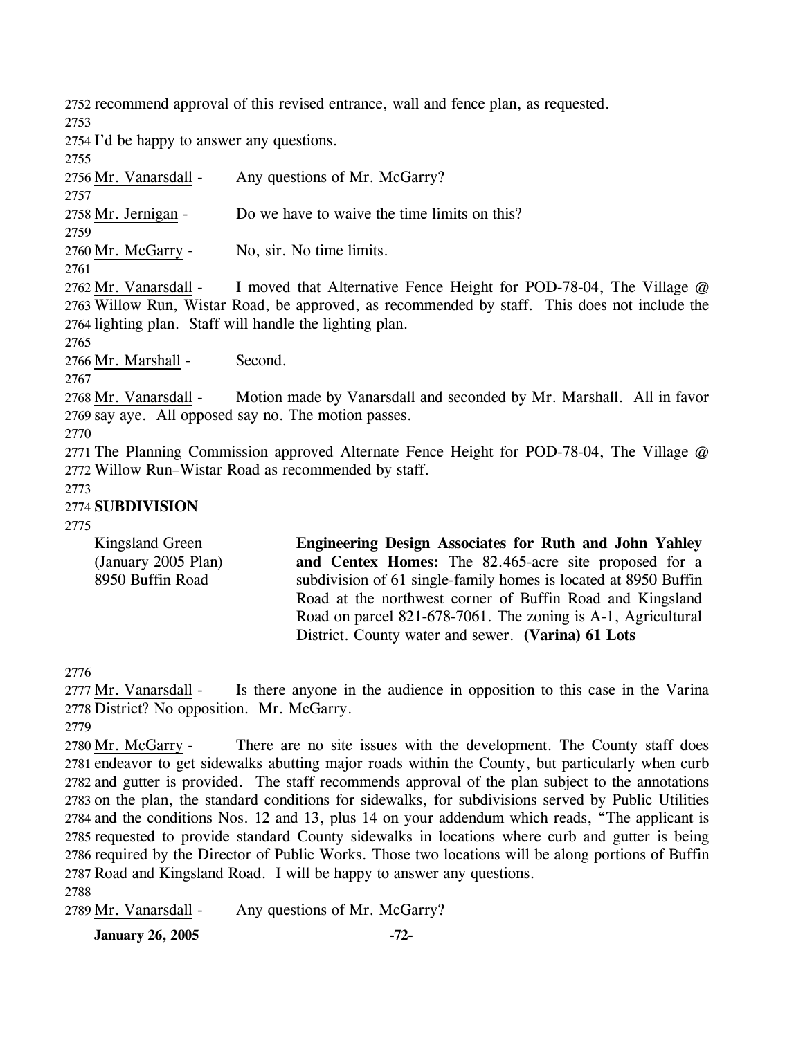recommend approval of this revised entrance, wall and fence plan, as requested.

I'd be happy to answer any questions.

Mr. Vanarsdall - Any questions of Mr. McGarry?

Mr. Jernigan - Do we have to waive the time limits on this?

Mr. McGarry - No, sir. No time limits.

Mr. Vanarsdall - I moved that Alternative Fence Height for POD-78-04, The Village @ Willow Run, Wistar Road, be approved, as recommended by staff. This does not include the lighting plan. Staff will handle the lighting plan.

Mr. Marshall - Second.

Mr. Vanarsdall - Motion made by Vanarsdall and seconded by Mr. Marshall. All in favor say aye. All opposed say no. The motion passes.

The Planning Commission approved Alternate Fence Height for POD-78-04, The Village @ Willow Run–Wistar Road as recommended by staff.

**SUBDIVISION**

| | |
|---|---|
| Kingsland Green (January 2005 Plan) 8950 Buffin Road | **Engineering Design Associates for Ruth and John Yahley and Centex Homes:** The 82.465-acre site proposed for a subdivision of 61 single-family homes is located at 8950 Buffin Road at the northwest corner of Buffin Road and Kingsland Road on parcel 821-678-7061. The zoning is A-1, Agricultural District. County water and sewer. **(Varina) 61 Lots** |

Mr. Vanarsdall - Is there anyone in the audience in opposition to this case in the Varina District? No opposition. Mr. McGarry.

Mr. McGarry - There are no site issues with the development. The County staff does endeavor to get sidewalks abutting major roads within the County, but particularly when curb and gutter is provided. The staff recommends approval of the plan subject to the annotations on the plan, the standard conditions for sidewalks, for subdivisions served by Public Utilities and the conditions Nos. 12 and 13, plus 14 on your addendum which reads, "The applicant is requested to provide standard County sidewalks in locations where curb and gutter is being required by the Director of Public Works. Those two locations will be along portions of Buffin Road and Kingsland Road. I will be happy to answer any questions.

Mr. Vanarsdall - Any questions of Mr. McGarry?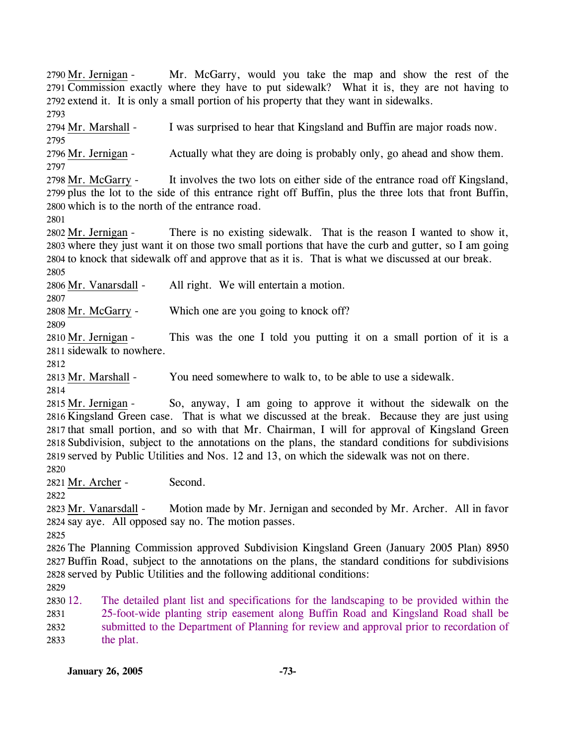Mr. Jernigan - Mr. McGarry, would you take the map and show the rest of the Commission exactly where they have to put sidewalk? What it is, they are not having to extend it. It is only a small portion of his property that they want in sidewalks.

Mr. Marshall - I was surprised to hear that Kingsland and Buffin are major roads now.

Mr. Jernigan - Actually what they are doing is probably only, go ahead and show them.

Mr. McGarry - It involves the two lots on either side of the entrance road off Kingsland, plus the lot to the side of this entrance right off Buffin, plus the three lots that front Buffin, which is to the north of the entrance road.

Mr. Jernigan - There is no existing sidewalk. That is the reason I wanted to show it, where they just want it on those two small portions that have the curb and gutter, so I am going to knock that sidewalk off and approve that as it is. That is what we discussed at our break.

Mr. Vanarsdall - All right. We will entertain a motion.

Mr. McGarry - Which one are you going to knock off?

Mr. Jernigan - This was the one I told you putting it on a small portion of it is a sidewalk to nowhere.

Mr. Marshall - You need somewhere to walk to, to be able to use a sidewalk.

Mr. Jernigan - So, anyway, I am going to approve it without the sidewalk on the Kingsland Green case. That is what we discussed at the break. Because they are just using that small portion, and so with that Mr. Chairman, I will for approval of Kingsland Green Subdivision, subject to the annotations on the plans, the standard conditions for subdivisions served by Public Utilities and Nos. 12 and 13, on which the sidewalk was not on there.

Mr. Archer - Second.

Mr. Vanarsdall - Motion made by Mr. Jernigan and seconded by Mr. Archer. All in favor say aye. All opposed say no. The motion passes.

The Planning Commission approved Subdivision Kingsland Green (January 2005 Plan) 8950 Buffin Road, subject to the annotations on the plans, the standard conditions for subdivisions served by Public Utilities and the following additional conditions:

12. The detailed plant list and specifications for the landscaping to be provided within the 25-foot-wide planting strip easement along Buffin Road and Kingsland Road shall be submitted to the Department of Planning for review and approval prior to recordation of the plat.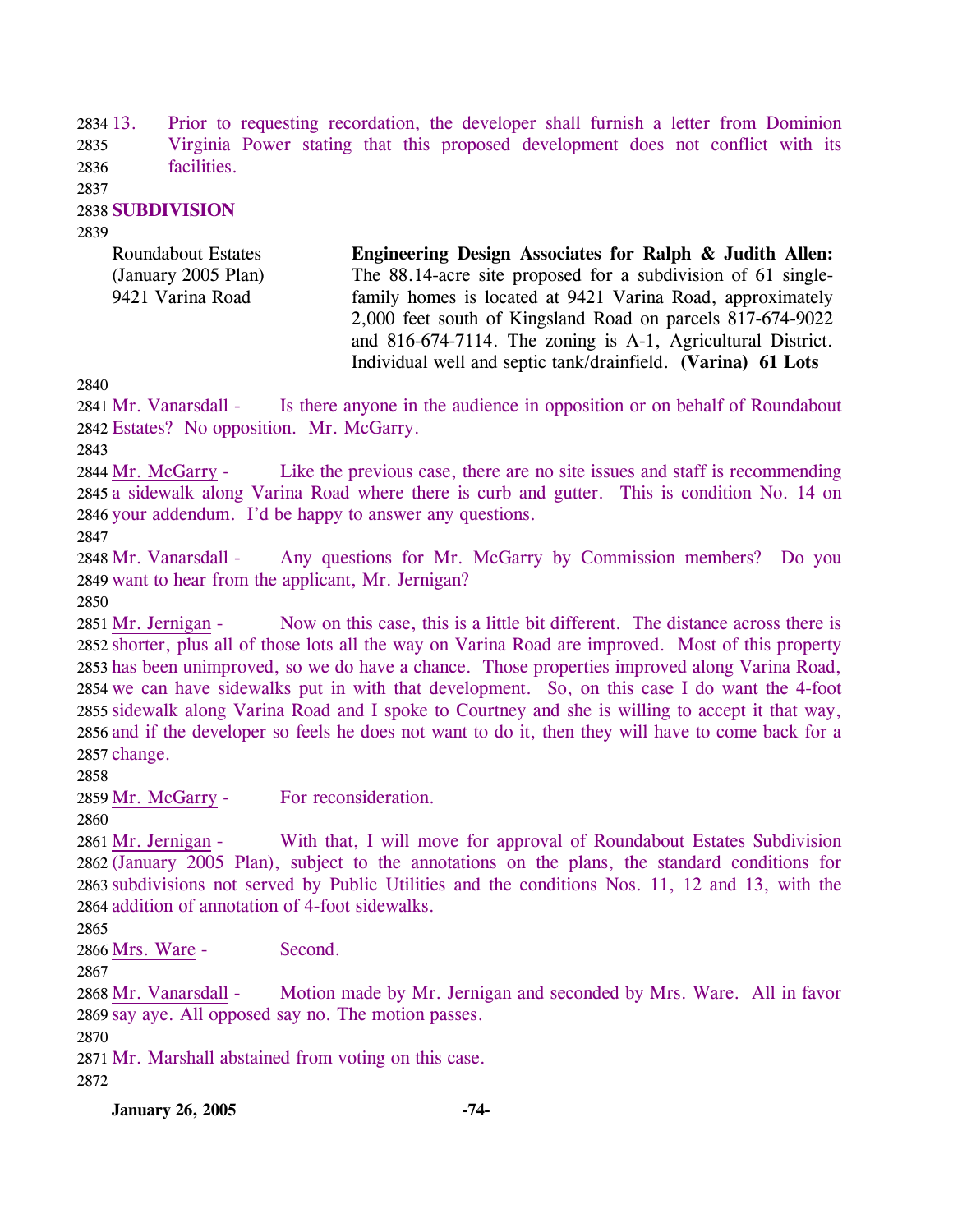13. Prior to requesting recordation, the developer shall furnish a letter from Dominion Virginia Power stating that this proposed development does not conflict with its facilities.

## SUBDIVISION

| | |
|---|---|
| Roundabout Estates (January 2005 Plan) 9421 Varina Road | **Engineering Design Associates for Ralph & Judith Allen:** The 88.14-acre site proposed for a subdivision of 61 single-family homes is located at 9421 Varina Road, approximately 2,000 feet south of Kingsland Road on parcels 817-674-9022 and 816-674-7114. The zoning is A-1, Agricultural District. Individual well and septic tank/drainfield. **(Varina) 61 Lots** |

Mr. Vanarsdall - Is there anyone in the audience in opposition or on behalf of Roundabout Estates? No opposition. Mr. McGarry.

Mr. McGarry - Like the previous case, there are no site issues and staff is recommending a sidewalk along Varina Road where there is curb and gutter. This is condition No. 14 on your addendum. I'd be happy to answer any questions.

Mr. Vanarsdall - Any questions for Mr. McGarry by Commission members? Do you want to hear from the applicant, Mr. Jernigan?

Mr. Jernigan - Now on this case, this is a little bit different. The distance across there is shorter, plus all of those lots all the way on Varina Road are improved. Most of this property has been unimproved, so we do have a chance. Those properties improved along Varina Road, we can have sidewalks put in with that development. So, on this case I do want the 4-foot sidewalk along Varina Road and I spoke to Courtney and she is willing to accept it that way, and if the developer so feels he does not want to do it, then they will have to come back for a change.

Mr. McGarry - For reconsideration.

Mr. Jernigan - With that, I will move for approval of Roundabout Estates Subdivision (January 2005 Plan), subject to the annotations on the plans, the standard conditions for subdivisions not served by Public Utilities and the conditions Nos. 11, 12 and 13, with the addition of annotation of 4-foot sidewalks.

Mrs. Ware - Second.

Mr. Vanarsdall - Motion made by Mr. Jernigan and seconded by Mrs. Ware. All in favor say aye. All opposed say no. The motion passes.

Mr. Marshall abstained from voting on this case.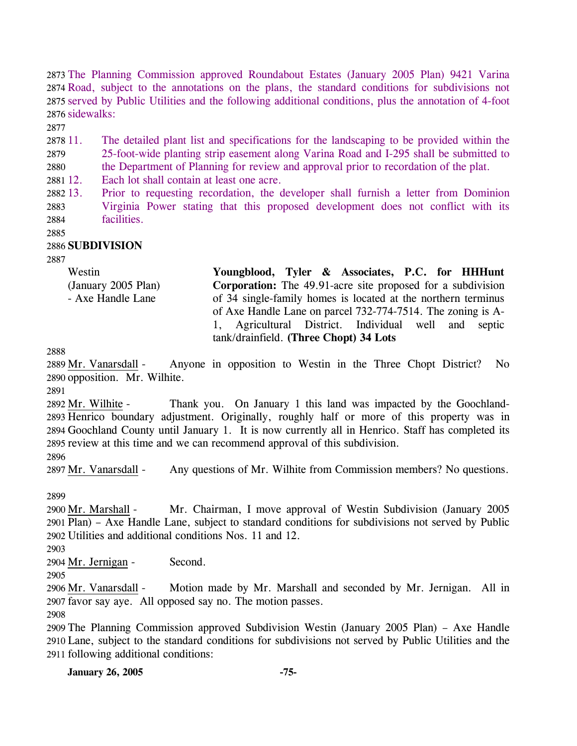The Planning Commission approved Roundabout Estates (January 2005 Plan) 9421 Varina Road, subject to the annotations on the plans, the standard conditions for subdivisions not served by Public Utilities and the following additional conditions, plus the annotation of 4-foot sidewalks:

11. The detailed plant list and specifications for the landscaping to be provided within the 25-foot-wide planting strip easement along Varina Road and I-295 shall be submitted to the Department of Planning for review and approval prior to recordation of the plat.
12. Each lot shall contain at least one acre.
13. Prior to requesting recordation, the developer shall furnish a letter from Dominion Virginia Power stating that this proposed development does not conflict with its facilities.

**SUBDIVISION**

| | |
|---|---|
| Westin (January 2005 Plan) - Axe Handle Lane | **Youngblood, Tyler & Associates, P.C. for HHHunt Corporation:** The 49.91-acre site proposed for a subdivision of 34 single-family homes is located at the northern terminus of Axe Handle Lane on parcel 732-774-7514. The zoning is A-1, Agricultural District. Individual well and septic tank/drainfield. **(Three Chopt) 34 Lots** |

Mr. Vanarsdall - Anyone in opposition to Westin in the Three Chopt District? No opposition. Mr. Wilhite.

Mr. Wilhite - Thank you. On January 1 this land was impacted by the Goochland-Henrico boundary adjustment. Originally, roughly half or more of this property was in Goochland County until January 1. It is now currently all in Henrico. Staff has completed its review at this time and we can recommend approval of this subdivision.

Mr. Vanarsdall - Any questions of Mr. Wilhite from Commission members? No questions.

Mr. Marshall - Mr. Chairman, I move approval of Westin Subdivision (January 2005 Plan) – Axe Handle Lane, subject to standard conditions for subdivisions not served by Public Utilities and additional conditions Nos. 11 and 12.

Mr. Jernigan - Second.

Mr. Vanarsdall - Motion made by Mr. Marshall and seconded by Mr. Jernigan. All in favor say aye. All opposed say no. The motion passes.

The Planning Commission approved Subdivision Westin (January 2005 Plan) – Axe Handle Lane, subject to the standard conditions for subdivisions not served by Public Utilities and the following additional conditions: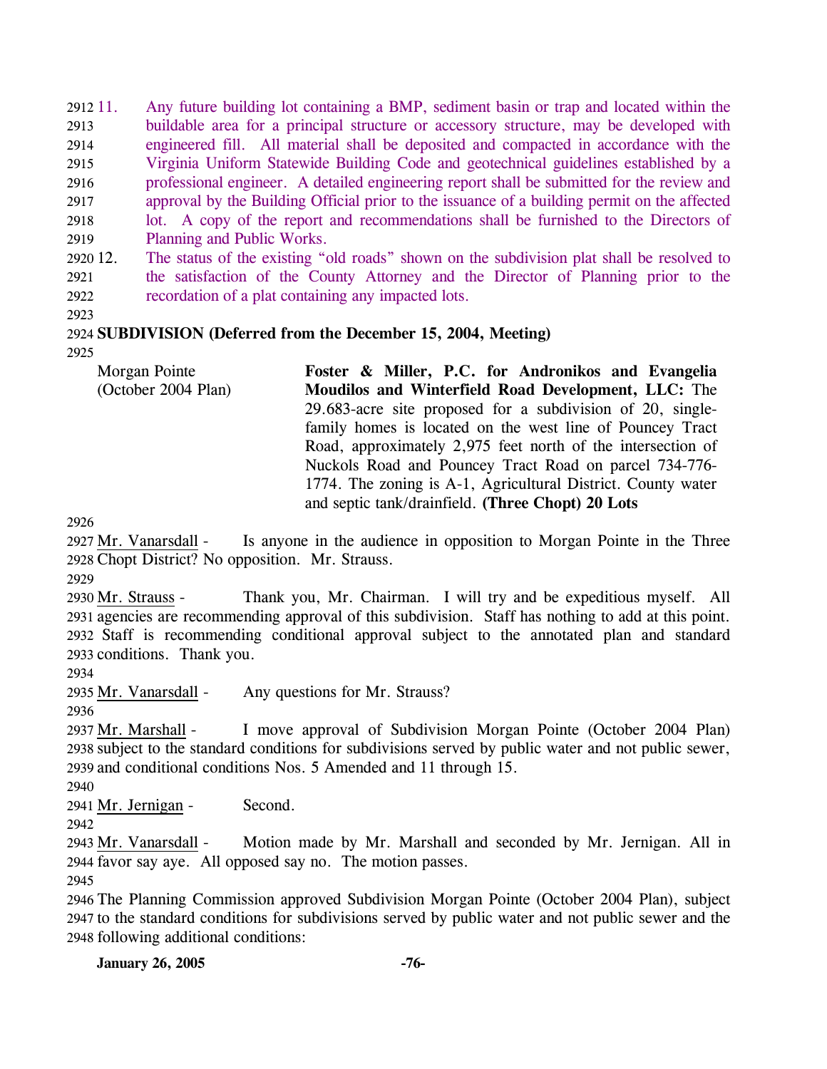11. Any future building lot containing a BMP, sediment basin or trap and located within the buildable area for a principal structure or accessory structure, may be developed with engineered fill. All material shall be deposited and compacted in accordance with the Virginia Uniform Statewide Building Code and geotechnical guidelines established by a professional engineer. A detailed engineering report shall be submitted for the review and approval by the Building Official prior to the issuance of a building permit on the affected lot. A copy of the report and recommendations shall be furnished to the Directors of Planning and Public Works.
12. The status of the existing "old roads" shown on the subdivision plat shall be resolved to the satisfaction of the County Attorney and the Director of Planning prior to the recordation of a plat containing any impacted lots.

**SUBDIVISION (Deferred from the December 15, 2004, Meeting)**

| | |
|---|---|
| Morgan Pointe (October 2004 Plan) | **Foster & Miller, P.C. for Andronikos and Evangelia Moudilos and Winterfield Road Development, LLC:** The 29.683-acre site proposed for a subdivision of 20, single-family homes is located on the west line of Pouncey Tract Road, approximately 2,975 feet north of the intersection of Nuckols Road and Pouncey Tract Road on parcel 734-776-1774. The zoning is A-1, Agricultural District. County water and septic tank/drainfield. **(Three Chopt) 20 Lots** |

Mr. Vanarsdall - Is anyone in the audience in opposition to Morgan Pointe in the Three Chopt District? No opposition. Mr. Strauss.

Mr. Strauss - Thank you, Mr. Chairman. I will try and be expeditious myself. All agencies are recommending approval of this subdivision. Staff has nothing to add at this point. Staff is recommending conditional approval subject to the annotated plan and standard conditions. Thank you.

Mr. Vanarsdall - Any questions for Mr. Strauss?

Mr. Marshall - I move approval of Subdivision Morgan Pointe (October 2004 Plan) subject to the standard conditions for subdivisions served by public water and not public sewer, and conditional conditions Nos. 5 Amended and 11 through 15.

Mr. Jernigan - Second.

Mr. Vanarsdall - Motion made by Mr. Marshall and seconded by Mr. Jernigan. All in favor say aye. All opposed say no. The motion passes.

The Planning Commission approved Subdivision Morgan Pointe (October 2004 Plan), subject to the standard conditions for subdivisions served by public water and not public sewer and the following additional conditions: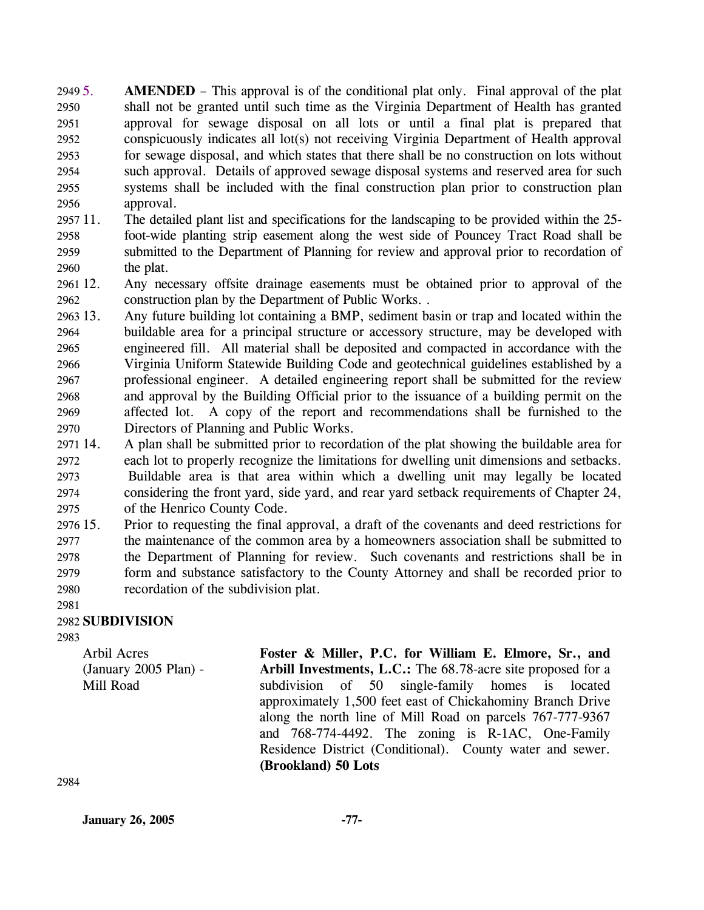5. **AMENDED** – This approval is of the conditional plat only. Final approval of the plat shall not be granted until such time as the Virginia Department of Health has granted approval for sewage disposal on all lots or until a final plat is prepared that conspicuously indicates all lot(s) not receiving Virginia Department of Health approval for sewage disposal, and which states that there shall be no construction on lots without such approval. Details of approved sewage disposal systems and reserved area for such systems shall be included with the final construction plan prior to construction plan approval.

11. The detailed plant list and specifications for the landscaping to be provided within the 25-foot-wide planting strip easement along the west side of Pouncey Tract Road shall be submitted to the Department of Planning for review and approval prior to recordation of the plat.

12. Any necessary offsite drainage easements must be obtained prior to approval of the construction plan by the Department of Public Works. .

13. Any future building lot containing a BMP, sediment basin or trap and located within the buildable area for a principal structure or accessory structure, may be developed with engineered fill. All material shall be deposited and compacted in accordance with the Virginia Uniform Statewide Building Code and geotechnical guidelines established by a professional engineer. A detailed engineering report shall be submitted for the review and approval by the Building Official prior to the issuance of a building permit on the affected lot. A copy of the report and recommendations shall be furnished to the Directors of Planning and Public Works.

14. A plan shall be submitted prior to recordation of the plat showing the buildable area for each lot to properly recognize the limitations for dwelling unit dimensions and setbacks. Buildable area is that area within which a dwelling unit may legally be located considering the front yard, side yard, and rear yard setback requirements of Chapter 24, of the Henrico County Code.

15. Prior to requesting the final approval, a draft of the covenants and deed restrictions for the maintenance of the common area by a homeowners association shall be submitted to the Department of Planning for review. Such covenants and restrictions shall be in form and substance satisfactory to the County Attorney and shall be recorded prior to recordation of the subdivision plat.

**SUBDIVISION**

Arbil Acres
(January 2005 Plan) -
Mill Road

**Foster & Miller, P.C. for William E. Elmore, Sr., and Arbill Investments, L.C.:** The 68.78-acre site proposed for a subdivision of 50 single-family homes is located approximately 1,500 feet east of Chickahominy Branch Drive along the north line of Mill Road on parcels 767-777-9367 and 768-774-4492. The zoning is R-1AC, One-Family Residence District (Conditional). County water and sewer. **(Brookland) 50 Lots**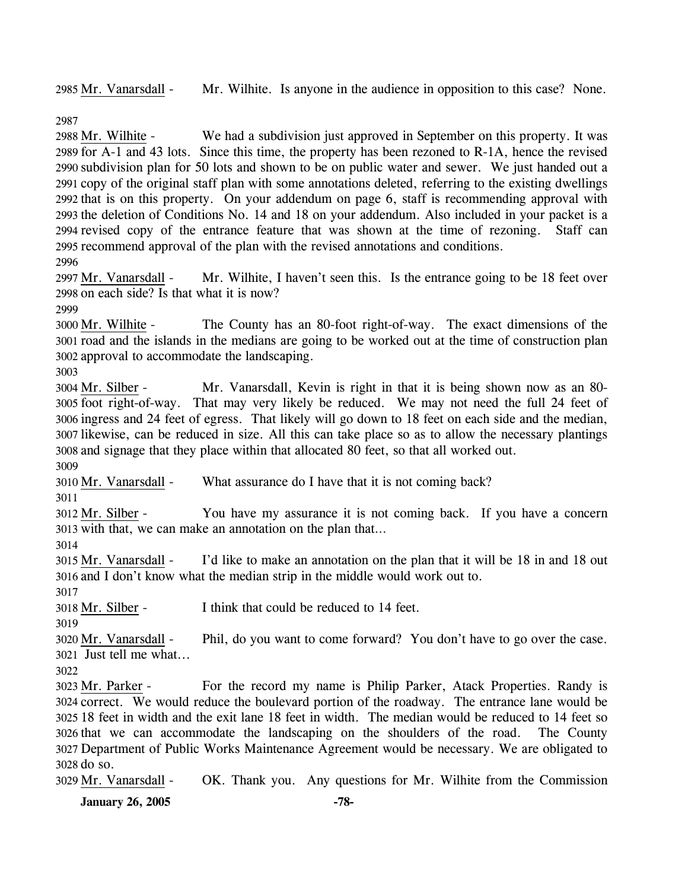2985 Mr. Vanarsdall - Mr. Wilhite. Is anyone in the audience in opposition to this case? None.

2987

2988 Mr. Wilhite - We had a subdivision just approved in September on this property. It was 2989 for A-1 and 43 lots. Since this time, the property has been rezoned to R-1A, hence the revised 2990 subdivision plan for 50 lots and shown to be on public water and sewer. We just handed out a 2991 copy of the original staff plan with some annotations deleted, referring to the existing dwellings 2992 that is on this property. On your addendum on page 6, staff is recommending approval with 2993 the deletion of Conditions No. 14 and 18 on your addendum. Also included in your packet is a 2994 revised copy of the entrance feature that was shown at the time of rezoning. Staff can 2995 recommend approval of the plan with the revised annotations and conditions.

2996

2997 Mr. Vanarsdall - Mr. Wilhite, I haven't seen this. Is the entrance going to be 18 feet over 2998 on each side? Is that what it is now?

2999

3000 Mr. Wilhite - The County has an 80-foot right-of-way. The exact dimensions of the 3001 road and the islands in the medians are going to be worked out at the time of construction plan 3002 approval to accommodate the landscaping.

3003

3004 Mr. Silber - Mr. Vanarsdall, Kevin is right in that it is being shown now as an 80-3005 foot right-of-way. That may very likely be reduced. We may not need the full 24 feet of 3006 ingress and 24 feet of egress. That likely will go down to 18 feet on each side and the median, 3007 likewise, can be reduced in size. All this can take place so as to allow the necessary plantings 3008 and signage that they place within that allocated 80 feet, so that all worked out.

3009

3010 Mr. Vanarsdall - What assurance do I have that it is not coming back?

3011

3012 Mr. Silber - You have my assurance it is not coming back. If you have a concern 3013 with that, we can make an annotation on the plan that…

3014

3015 Mr. Vanarsdall - I'd like to make an annotation on the plan that it will be 18 in and 18 out 3016 and I don't know what the median strip in the middle would work out to.

3017

3018 Mr. Silber - I think that could be reduced to 14 feet.

3019

3020 Mr. Vanarsdall - Phil, do you want to come forward? You don't have to go over the case. 3021 Just tell me what…

3022

3023 Mr. Parker - For the record my name is Philip Parker, Atack Properties. Randy is 3024 correct. We would reduce the boulevard portion of the roadway. The entrance lane would be 3025 18 feet in width and the exit lane 18 feet in width. The median would be reduced to 14 feet so 3026 that we can accommodate the landscaping on the shoulders of the road. The County 3027 Department of Public Works Maintenance Agreement would be necessary. We are obligated to 3028 do so.

3029 Mr. Vanarsdall - OK. Thank you. Any questions for Mr. Wilhite from the Commission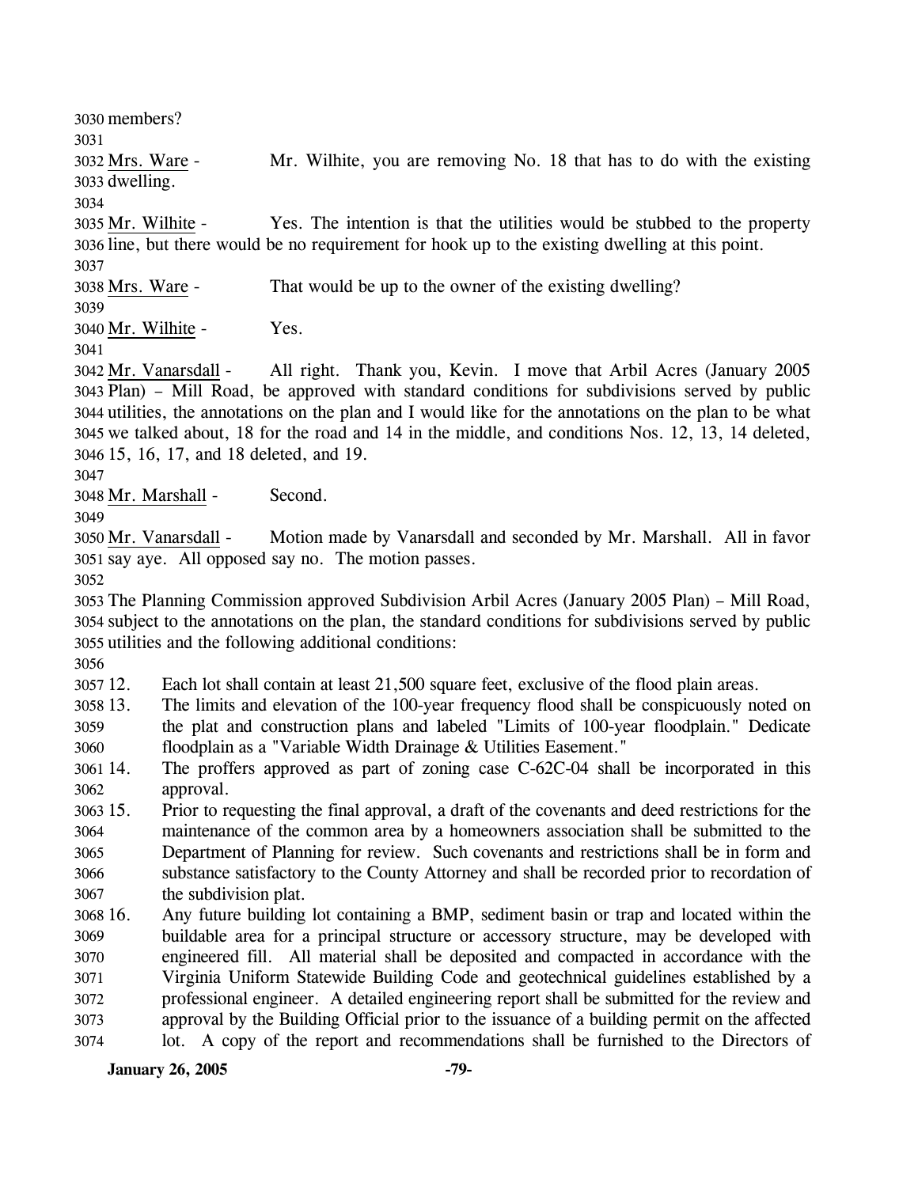members?

Mrs. Ware - Mr. Wilhite, you are removing No. 18 that has to do with the existing dwelling.

Mr. Wilhite - Yes. The intention is that the utilities would be stubbed to the property line, but there would be no requirement for hook up to the existing dwelling at this point.

Mrs. Ware - That would be up to the owner of the existing dwelling?

Mr. Wilhite - Yes.

Mr. Vanarsdall - All right. Thank you, Kevin. I move that Arbil Acres (January 2005 Plan) – Mill Road, be approved with standard conditions for subdivisions served by public utilities, the annotations on the plan and I would like for the annotations on the plan to be what we talked about, 18 for the road and 14 in the middle, and conditions Nos. 12, 13, 14 deleted, 15, 16, 17, and 18 deleted, and 19.

Mr. Marshall - Second.

Mr. Vanarsdall - Motion made by Vanarsdall and seconded by Mr. Marshall. All in favor say aye. All opposed say no. The motion passes.

The Planning Commission approved Subdivision Arbil Acres (January 2005 Plan) – Mill Road, subject to the annotations on the plan, the standard conditions for subdivisions served by public utilities and the following additional conditions:

12. Each lot shall contain at least 21,500 square feet, exclusive of the flood plain areas.
13. The limits and elevation of the 100-year frequency flood shall be conspicuously noted on the plat and construction plans and labeled "Limits of 100-year floodplain." Dedicate floodplain as a "Variable Width Drainage & Utilities Easement."
14. The proffers approved as part of zoning case C-62C-04 shall be incorporated in this approval.
15. Prior to requesting the final approval, a draft of the covenants and deed restrictions for the maintenance of the common area by a homeowners association shall be submitted to the Department of Planning for review. Such covenants and restrictions shall be in form and substance satisfactory to the County Attorney and shall be recorded prior to recordation of the subdivision plat.
16. Any future building lot containing a BMP, sediment basin or trap and located within the buildable area for a principal structure or accessory structure, may be developed with engineered fill. All material shall be deposited and compacted in accordance with the Virginia Uniform Statewide Building Code and geotechnical guidelines established by a professional engineer. A detailed engineering report shall be submitted for the review and approval by the Building Official prior to the issuance of a building permit on the affected lot. A copy of the report and recommendations shall be furnished to the Directors of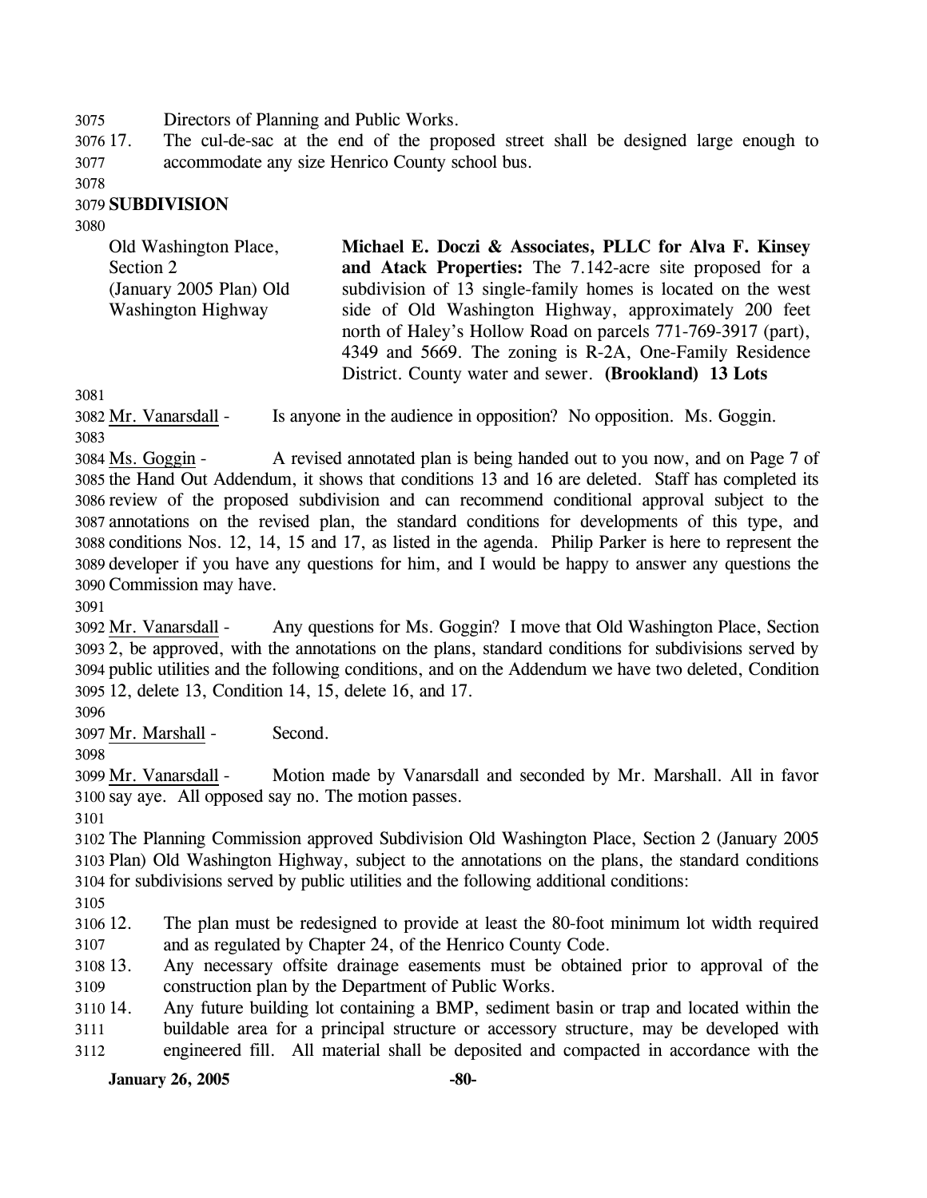Directors of Planning and Public Works.

17. The cul-de-sac at the end of the proposed street shall be designed large enough to accommodate any size Henrico County school bus.

**SUBDIVISION**

| | |
|---|---|
| Old Washington Place, Section 2 (January 2005 Plan) Old Washington Highway | **Michael E. Doczi & Associates, PLLC for Alva F. Kinsey and Atack Properties:** The 7.142-acre site proposed for a subdivision of 13 single-family homes is located on the west side of Old Washington Highway, approximately 200 feet north of Haley's Hollow Road on parcels 771-769-3917 (part), 4349 and 5669. The zoning is R-2A, One-Family Residence District. County water and sewer. **(Brookland) 13 Lots** |

Mr. Vanarsdall - Is anyone in the audience in opposition? No opposition. Ms. Goggin.

Ms. Goggin - A revised annotated plan is being handed out to you now, and on Page 7 of the Hand Out Addendum, it shows that conditions 13 and 16 are deleted. Staff has completed its review of the proposed subdivision and can recommend conditional approval subject to the annotations on the revised plan, the standard conditions for developments of this type, and conditions Nos. 12, 14, 15 and 17, as listed in the agenda. Philip Parker is here to represent the developer if you have any questions for him, and I would be happy to answer any questions the Commission may have.

Mr. Vanarsdall - Any questions for Ms. Goggin? I move that Old Washington Place, Section 2, be approved, with the annotations on the plans, standard conditions for subdivisions served by public utilities and the following conditions, and on the Addendum we have two deleted, Condition 12, delete 13, Condition 14, 15, delete 16, and 17.

Mr. Marshall - Second.

Mr. Vanarsdall - Motion made by Vanarsdall and seconded by Mr. Marshall. All in favor say aye. All opposed say no. The motion passes.

The Planning Commission approved Subdivision Old Washington Place, Section 2 (January 2005 Plan) Old Washington Highway, subject to the annotations on the plans, the standard conditions for subdivisions served by public utilities and the following additional conditions:

12. The plan must be redesigned to provide at least the 80-foot minimum lot width required and as regulated by Chapter 24, of the Henrico County Code.
13. Any necessary offsite drainage easements must be obtained prior to approval of the construction plan by the Department of Public Works.
14. Any future building lot containing a BMP, sediment basin or trap and located within the buildable area for a principal structure or accessory structure, may be developed with engineered fill. All material shall be deposited and compacted in accordance with the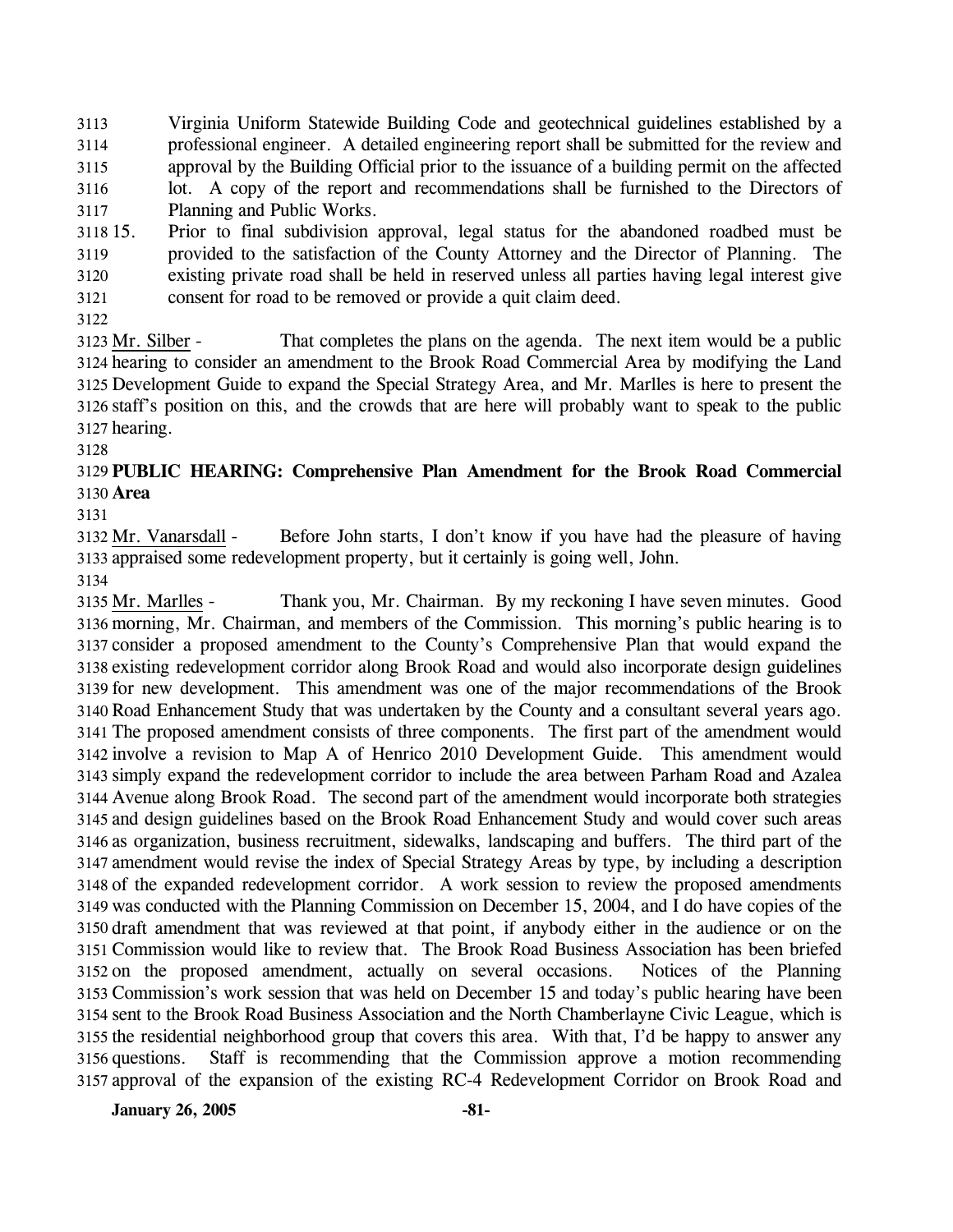Virginia Uniform Statewide Building Code and geotechnical guidelines established by a professional engineer. A detailed engineering report shall be submitted for the review and approval by the Building Official prior to the issuance of a building permit on the affected lot. A copy of the report and recommendations shall be furnished to the Directors of Planning and Public Works.

15. Prior to final subdivision approval, legal status for the abandoned roadbed must be provided to the satisfaction of the County Attorney and the Director of Planning. The existing private road shall be held in reserved unless all parties having legal interest give consent for road to be removed or provide a quit claim deed.

Mr. Silber - That completes the plans on the agenda. The next item would be a public hearing to consider an amendment to the Brook Road Commercial Area by modifying the Land Development Guide to expand the Special Strategy Area, and Mr. Marlles is here to present the staff's position on this, and the crowds that are here will probably want to speak to the public hearing.

**PUBLIC HEARING: Comprehensive Plan Amendment for the Brook Road Commercial Area**

Mr. Vanarsdall - Before John starts, I don't know if you have had the pleasure of having appraised some redevelopment property, but it certainly is going well, John.

Mr. Marlles - Thank you, Mr. Chairman. By my reckoning I have seven minutes. Good morning, Mr. Chairman, and members of the Commission. This morning's public hearing is to consider a proposed amendment to the County's Comprehensive Plan that would expand the existing redevelopment corridor along Brook Road and would also incorporate design guidelines for new development. This amendment was one of the major recommendations of the Brook Road Enhancement Study that was undertaken by the County and a consultant several years ago. The proposed amendment consists of three components. The first part of the amendment would involve a revision to Map A of Henrico 2010 Development Guide. This amendment would simply expand the redevelopment corridor to include the area between Parham Road and Azalea Avenue along Brook Road. The second part of the amendment would incorporate both strategies and design guidelines based on the Brook Road Enhancement Study and would cover such areas as organization, business recruitment, sidewalks, landscaping and buffers. The third part of the amendment would revise the index of Special Strategy Areas by type, by including a description of the expanded redevelopment corridor. A work session to review the proposed amendments was conducted with the Planning Commission on December 15, 2004, and I do have copies of the draft amendment that was reviewed at that point, if anybody either in the audience or on the Commission would like to review that. The Brook Road Business Association has been briefed on the proposed amendment, actually on several occasions. Notices of the Planning Commission's work session that was held on December 15 and today's public hearing have been sent to the Brook Road Business Association and the North Chamberlayne Civic League, which is the residential neighborhood group that covers this area. With that, I'd be happy to answer any questions. Staff is recommending that the Commission approve a motion recommending approval of the expansion of the existing RC-4 Redevelopment Corridor on Brook Road and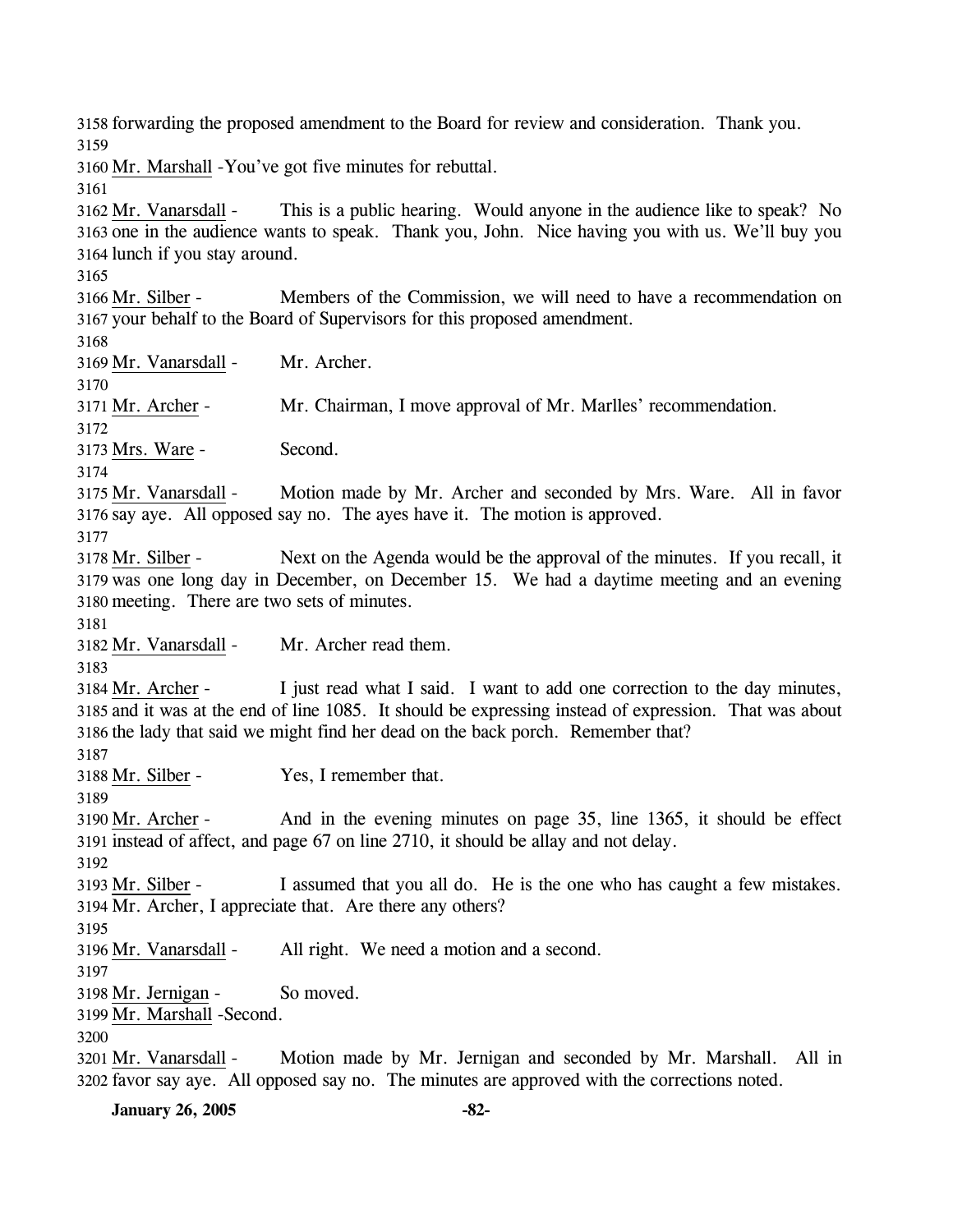forwarding the proposed amendment to the Board for review and consideration. Thank you.

Mr. Marshall - You've got five minutes for rebuttal.

Mr. Vanarsdall - This is a public hearing. Would anyone in the audience like to speak? No one in the audience wants to speak. Thank you, John. Nice having you with us. We'll buy you lunch if you stay around.

Mr. Silber - Members of the Commission, we will need to have a recommendation on your behalf to the Board of Supervisors for this proposed amendment.

Mr. Vanarsdall - Mr. Archer.

Mr. Archer - Mr. Chairman, I move approval of Mr. Marlles' recommendation.

Mrs. Ware - Second.

Mr. Vanarsdall - Motion made by Mr. Archer and seconded by Mrs. Ware. All in favor say aye. All opposed say no. The ayes have it. The motion is approved.

Mr. Silber - Next on the Agenda would be the approval of the minutes. If you recall, it was one long day in December, on December 15. We had a daytime meeting and an evening meeting. There are two sets of minutes.

Mr. Vanarsdall - Mr. Archer read them.

Mr. Archer - I just read what I said. I want to add one correction to the day minutes, and it was at the end of line 1085. It should be expressing instead of expression. That was about the lady that said we might find her dead on the back porch. Remember that?

Mr. Silber - Yes, I remember that.

Mr. Archer - And in the evening minutes on page 35, line 1365, it should be effect instead of affect, and page 67 on line 2710, it should be allay and not delay.

Mr. Silber - I assumed that you all do. He is the one who has caught a few mistakes. Mr. Archer, I appreciate that. Are there any others?

Mr. Vanarsdall - All right. We need a motion and a second.

Mr. Jernigan - So moved.

Mr. Marshall - Second.

Mr. Vanarsdall - Motion made by Mr. Jernigan and seconded by Mr. Marshall. All in favor say aye. All opposed say no. The minutes are approved with the corrections noted.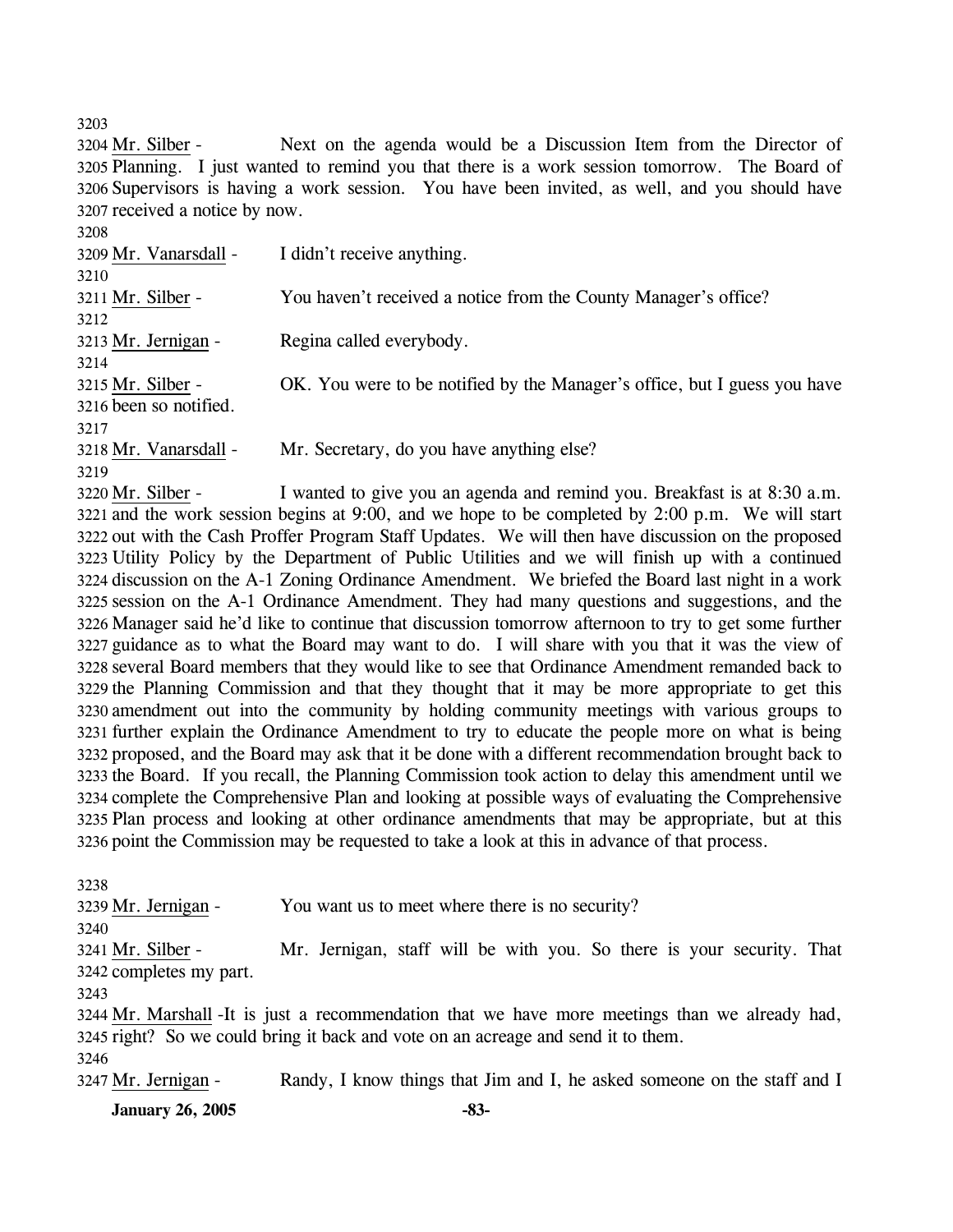3203

3204 Mr. Silber - Next on the agenda would be a Discussion Item from the Director of 3205 Planning. I just wanted to remind you that there is a work session tomorrow. The Board of 3206 Supervisors is having a work session. You have been invited, as well, and you should have 3207 received a notice by now.

3208

3209 Mr. Vanarsdall - I didn't receive anything.

3210

3211 Mr. Silber - You haven't received a notice from the County Manager's office?

3212

3213 Mr. Jernigan - Regina called everybody.

3214

3215 Mr. Silber - OK. You were to be notified by the Manager's office, but I guess you have 3216 been so notified.

3217

3218 Mr. Vanarsdall - Mr. Secretary, do you have anything else?

3219

3220 Mr. Silber - I wanted to give you an agenda and remind you. Breakfast is at 8:30 a.m. 3221 and the work session begins at 9:00, and we hope to be completed by 2:00 p.m. We will start 3222 out with the Cash Proffer Program Staff Updates. We will then have discussion on the proposed 3223 Utility Policy by the Department of Public Utilities and we will finish up with a continued 3224 discussion on the A-1 Zoning Ordinance Amendment. We briefed the Board last night in a work 3225 session on the A-1 Ordinance Amendment. They had many questions and suggestions, and the 3226 Manager said he'd like to continue that discussion tomorrow afternoon to try to get some further 3227 guidance as to what the Board may want to do. I will share with you that it was the view of 3228 several Board members that they would like to see that Ordinance Amendment remanded back to 3229 the Planning Commission and that they thought that it may be more appropriate to get this 3230 amendment out into the community by holding community meetings with various groups to 3231 further explain the Ordinance Amendment to try to educate the people more on what is being 3232 proposed, and the Board may ask that it be done with a different recommendation brought back to 3233 the Board. If you recall, the Planning Commission took action to delay this amendment until we 3234 complete the Comprehensive Plan and looking at possible ways of evaluating the Comprehensive 3235 Plan process and looking at other ordinance amendments that may be appropriate, but at this 3236 point the Commission may be requested to take a look at this in advance of that process.

3238

3239 Mr. Jernigan - You want us to meet where there is no security?

3240

3241 Mr. Silber - Mr. Jernigan, staff will be with you. So there is your security. That 3242 completes my part.

3243

3244 Mr. Marshall -It is just a recommendation that we have more meetings than we already had, 3245 right? So we could bring it back and vote on an acreage and send it to them.

3246

3247 Mr. Jernigan - Randy, I know things that Jim and I, he asked someone on the staff and I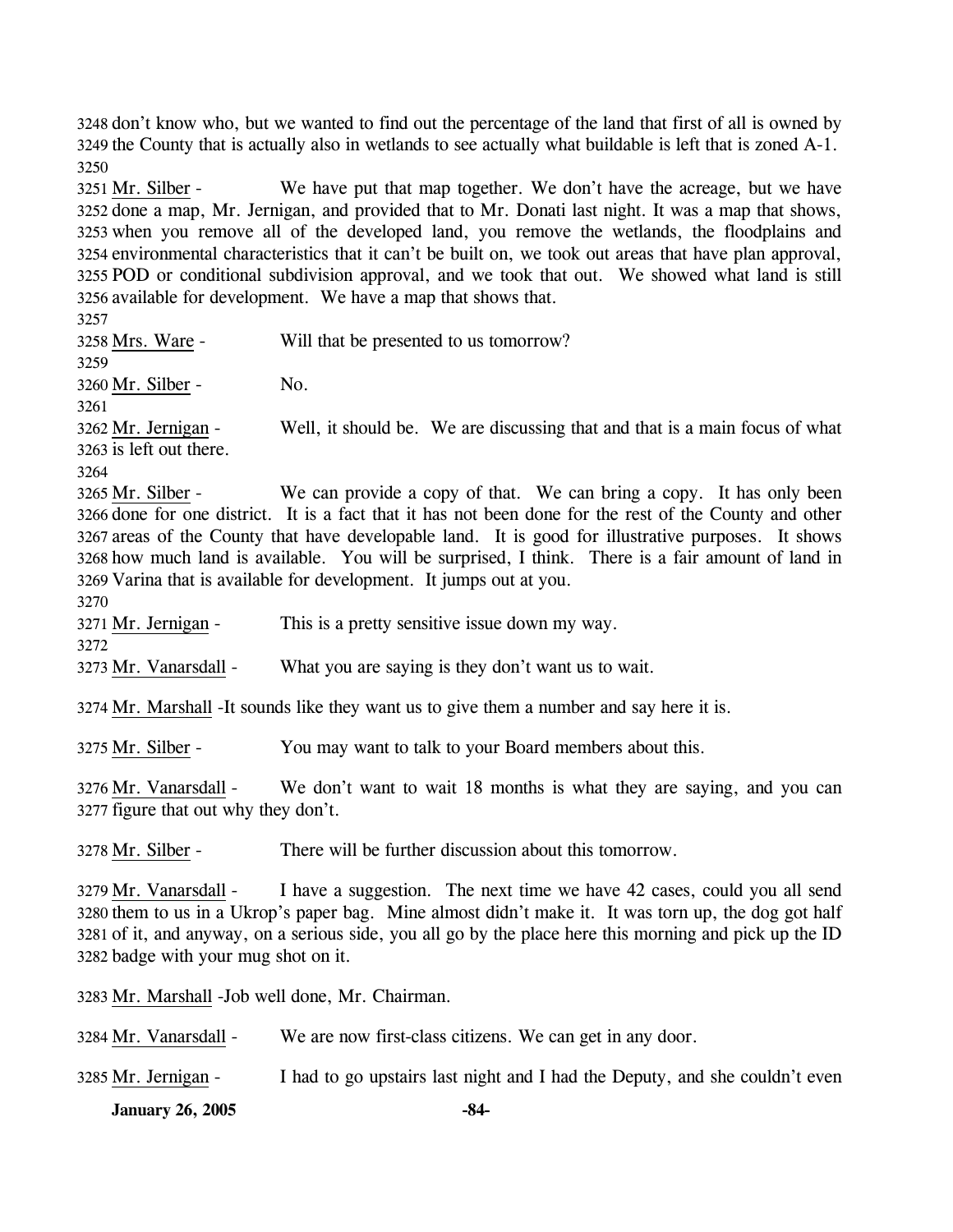3248 don't know who, but we wanted to find out the percentage of the land that first of all is owned by 3249 the County that is actually also in wetlands to see actually what buildable is left that is zoned A-1.
3250
3251 Mr. Silber - We have put that map together. We don't have the acreage, but we have 3252 done a map, Mr. Jernigan, and provided that to Mr. Donati last night. It was a map that shows, 3253 when you remove all of the developed land, you remove the wetlands, the floodplains and 3254 environmental characteristics that it can't be built on, we took out areas that have plan approval, 3255 POD or conditional subdivision approval, and we took that out. We showed what land is still 3256 available for development. We have a map that shows that.
3257
3258 Mrs. Ware - Will that be presented to us tomorrow?
3259
3260 Mr. Silber - No.
3261
3262 Mr. Jernigan - Well, it should be. We are discussing that and that is a main focus of what 3263 is left out there.
3264
3265 Mr. Silber - We can provide a copy of that. We can bring a copy. It has only been 3266 done for one district. It is a fact that it has not been done for the rest of the County and other 3267 areas of the County that have developable land. It is good for illustrative purposes. It shows 3268 how much land is available. You will be surprised, I think. There is a fair amount of land in 3269 Varina that is available for development. It jumps out at you.
3270
3271 Mr. Jernigan - This is a pretty sensitive issue down my way.
3272
3273 Mr. Vanarsdall - What you are saying is they don't want us to wait.

3274 Mr. Marshall -It sounds like they want us to give them a number and say here it is.

3275 Mr. Silber - You may want to talk to your Board members about this.

3276 Mr. Vanarsdall - We don't want to wait 18 months is what they are saying, and you can 3277 figure that out why they don't.

3278 Mr. Silber - There will be further discussion about this tomorrow.

3279 Mr. Vanarsdall - I have a suggestion. The next time we have 42 cases, could you all send 3280 them to us in a Ukrop's paper bag. Mine almost didn't make it. It was torn up, the dog got half 3281 of it, and anyway, on a serious side, you all go by the place here this morning and pick up the ID 3282 badge with your mug shot on it.

3283 Mr. Marshall -Job well done, Mr. Chairman.

3284 Mr. Vanarsdall - We are now first-class citizens. We can get in any door.

3285 Mr. Jernigan - I had to go upstairs last night and I had the Deputy, and she couldn't even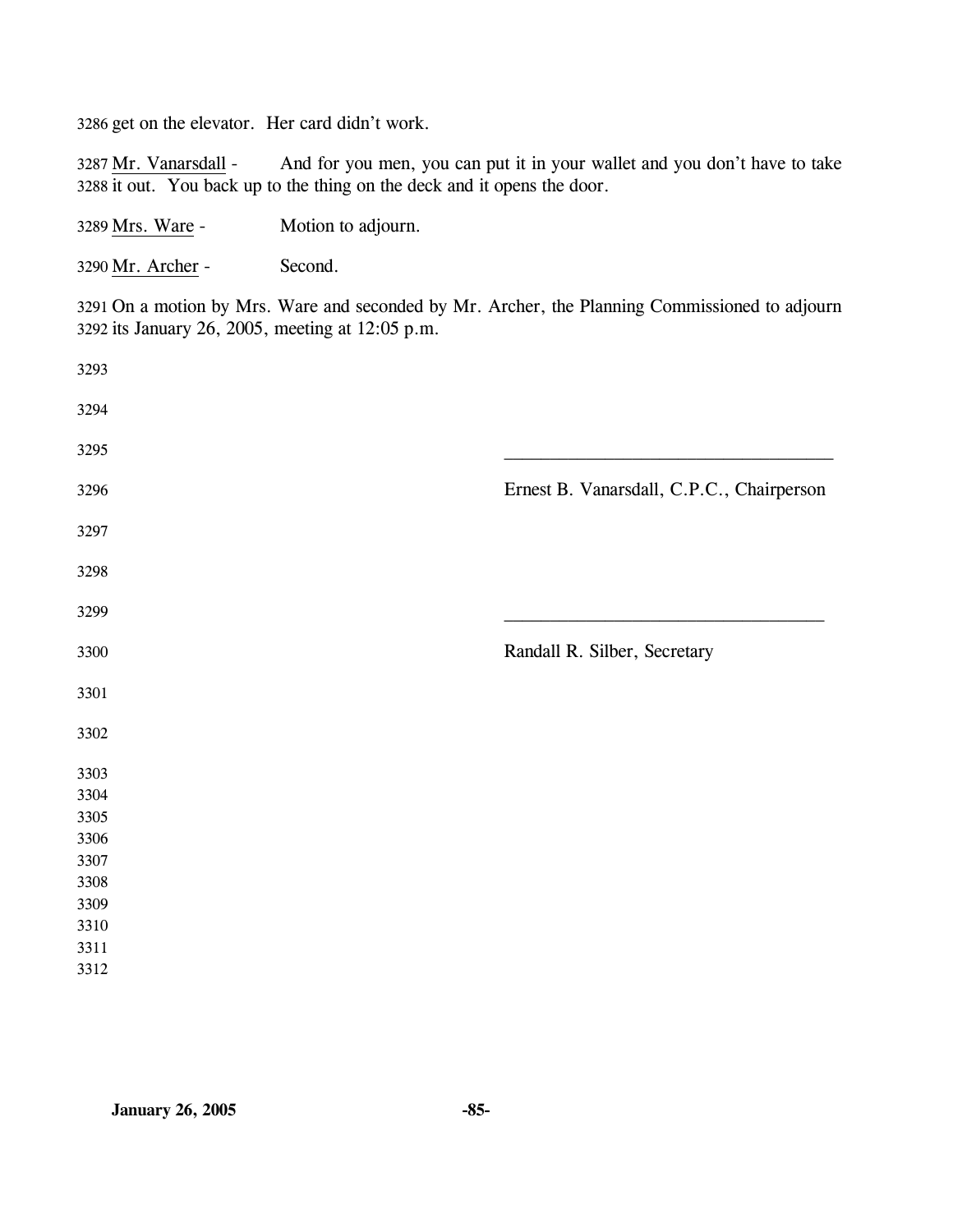get on the elevator. Her card didn't work.

Mr. Vanarsdall - And for you men, you can put it in your wallet and you don't have to take it out. You back up to the thing on the deck and it opens the door.

Mrs. Ware - Motion to adjourn.

Mr. Archer - Second.

On a motion by Mrs. Ware and seconded by Mr. Archer, the Planning Commissioned to adjourn its January 26, 2005, meeting at 12:05 p.m.

\_\_\_\_\_\_\_\_\_\_\_\_\_\_\_\_\_\_\_\_\_\_\_\_\_\_\_\_\_\_\_\_\_\_\_\_

Ernest B. Vanarsdall, C.P.C., Chairperson

\_\_\_\_\_\_\_\_\_\_\_\_\_\_\_\_\_\_\_\_\_\_\_\_\_\_\_\_\_\_\_\_\_\_\_\_

Randall R. Silber, Secretary